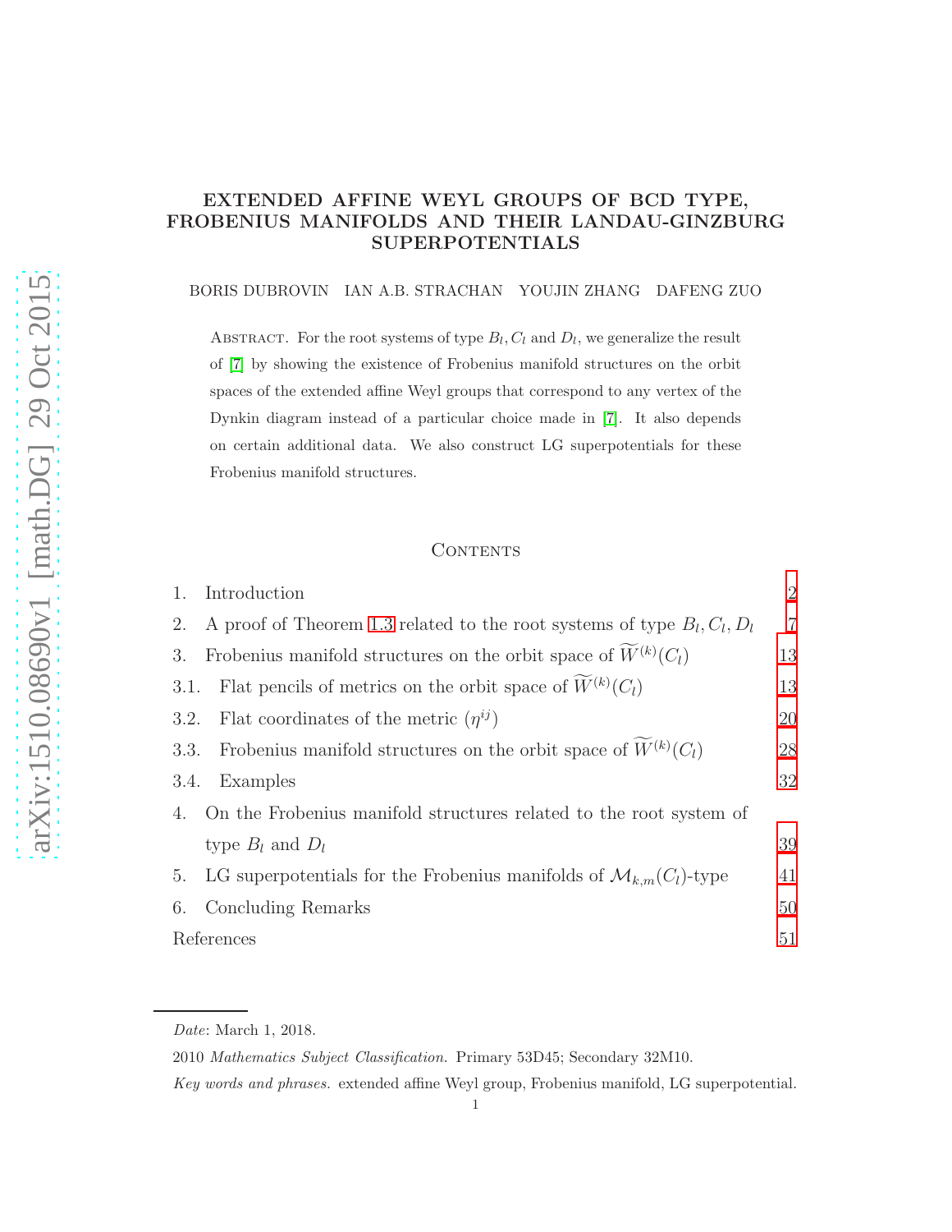# EXTENDED AFFINE WEYL GROUPS OF BCD TYPE, FROBENIUS MANIFOLDS AND THEIR LANDAU-GINZBURG SUPERPOTENTIALS

BORIS DUBROVIN IAN A.B. STRACHAN YOUJIN ZHANG DAFENG ZUO

ABSTRACT. For the root systems of type $B_l, C_l$ and $D_l$, we generalize the result of [7] by showing the existence of Frobenius manifold structures on the orbit spaces of the extended affine Weyl groups that correspond to any vertex of the Dynkin diagram instead of a particular choice made in [7]. It also depends on certain additional data. We also construct LG superpotentials for these Frobenius manifold structures.

## CONTENTS

| | | |
|---|---|---|
| 1. | Introduction | 2 |
| 2. | A proof of Theorem 1.3 related to the root systems of type $B_l, C_l, D_l$ | 7 |
| 3. | Frobenius manifold structures on the orbit space of $\widetilde{W}^{(k)}(C_l)$ | 13 |
| 3.1. | Flat pencils of metrics on the orbit space of $\widetilde{W}^{(k)}(C_l)$ | 13 |
| 3.2. | Flat coordinates of the metric $(\eta^{ij})$ | 20 |
| 3.3. | Frobenius manifold structures on the orbit space of $\widetilde{W}^{(k)}(C_l)$ | 28 |
| 3.4. | Examples | 32 |
| 4. | On the Frobenius manifold structures related to the root system of type $B_l$ and $D_l$ | 39 |
| 5. | LG superpotentials for the Frobenius manifolds of $\mathcal{M}_{k,m}(C_l)$-type | 41 |
| 6. | Concluding Remarks | 50 |
| | References | 51 |

*Date*: March 1, 2018.

2010 *Mathematics Subject Classification.* Primary 53D45; Secondary 32M10.

*Key words and phrases.* extended affine Weyl group, Frobenius manifold, LG superpotential.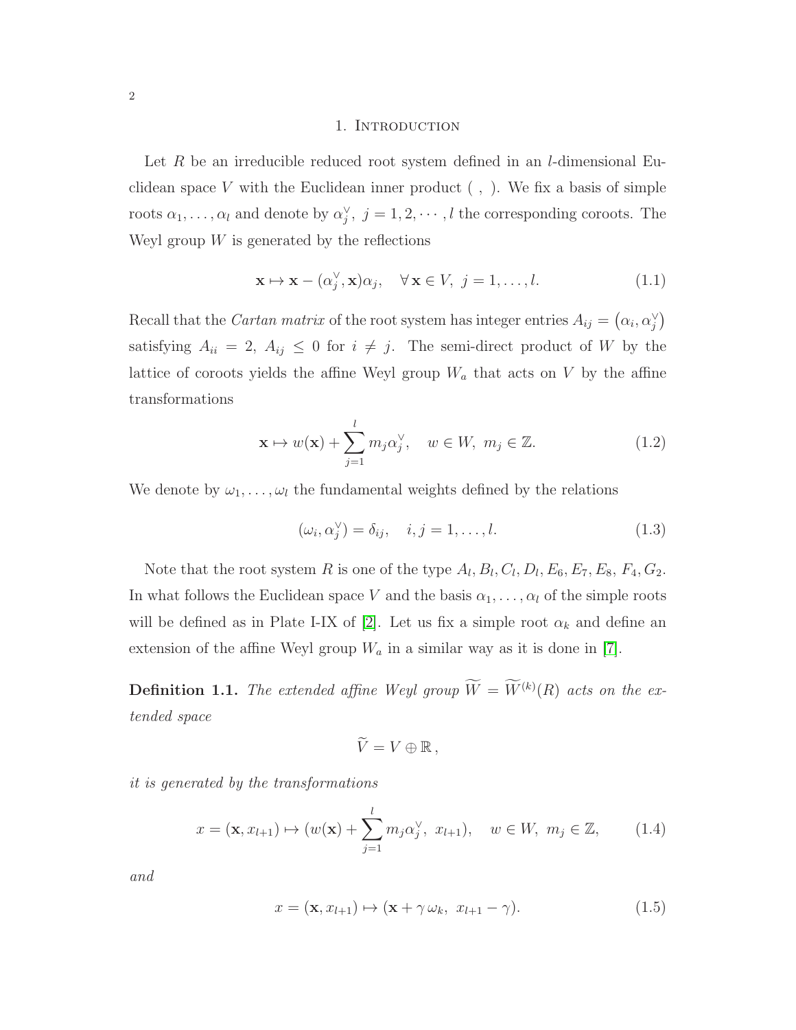# 1. Introduction

Let $R$ be an irreducible reduced root system defined in an $l$-dimensional Euclidean space $V$ with the Euclidean inner product $(\ ,\ )$. We fix a basis of simple roots $\alpha_1, \ldots, \alpha_l$ and denote by $\alpha_j^\vee,\ j = 1, 2, \cdots, l$ the corresponding coroots. The Weyl group $W$ is generated by the reflections

$$\mathbf{x} \mapsto \mathbf{x} - (\alpha_j^\vee, \mathbf{x})\alpha_j, \quad \forall\, \mathbf{x} \in V,\ j = 1, \ldots, l. \tag{1.1}$$

Recall that the *Cartan matrix* of the root system has integer entries $A_{ij} = \left(\alpha_i, \alpha_j^\vee\right)$ satisfying $A_{ii} = 2,\ A_{ij} \leq 0$ for $i \neq j$. The semi-direct product of $W$ by the lattice of coroots yields the affine Weyl group $W_a$ that acts on $V$ by the affine transformations

$$\mathbf{x} \mapsto w(\mathbf{x}) + \sum_{j=1}^{l} m_j \alpha_j^\vee, \quad w \in W,\ m_j \in \mathbb{Z}. \tag{1.2}$$

We denote by $\omega_1, \ldots, \omega_l$ the fundamental weights defined by the relations

$$(\omega_i, \alpha_j^\vee) = \delta_{ij}, \quad i, j = 1, \ldots, l. \tag{1.3}$$

Note that the root system $R$ is one of the type $A_l, B_l, C_l, D_l, E_6, E_7, E_8, F_4, G_2$. In what follows the Euclidean space $V$ and the basis $\alpha_1, \ldots, \alpha_l$ of the simple roots will be defined as in Plate I-IX of [2]. Let us fix a simple root $\alpha_k$ and define an extension of the affine Weyl group $W_a$ in a similar way as it is done in [7].

**Definition 1.1.** *The extended affine Weyl group $\widetilde{W} = \widetilde{W}^{(k)}(R)$ acts on the extended space*

$$\widetilde{V} = V \oplus \mathbb{R}\,,$$

*it is generated by the transformations*

$$x = (\mathbf{x}, x_{l+1}) \mapsto (w(\mathbf{x}) + \sum_{j=1}^{l} m_j \alpha_j^\vee,\ x_{l+1}), \quad w \in W,\ m_j \in \mathbb{Z}, \tag{1.4}$$

*and*

$$x = (\mathbf{x}, x_{l+1}) \mapsto (\mathbf{x} + \gamma\, \omega_k,\ x_{l+1} - \gamma). \tag{1.5}$$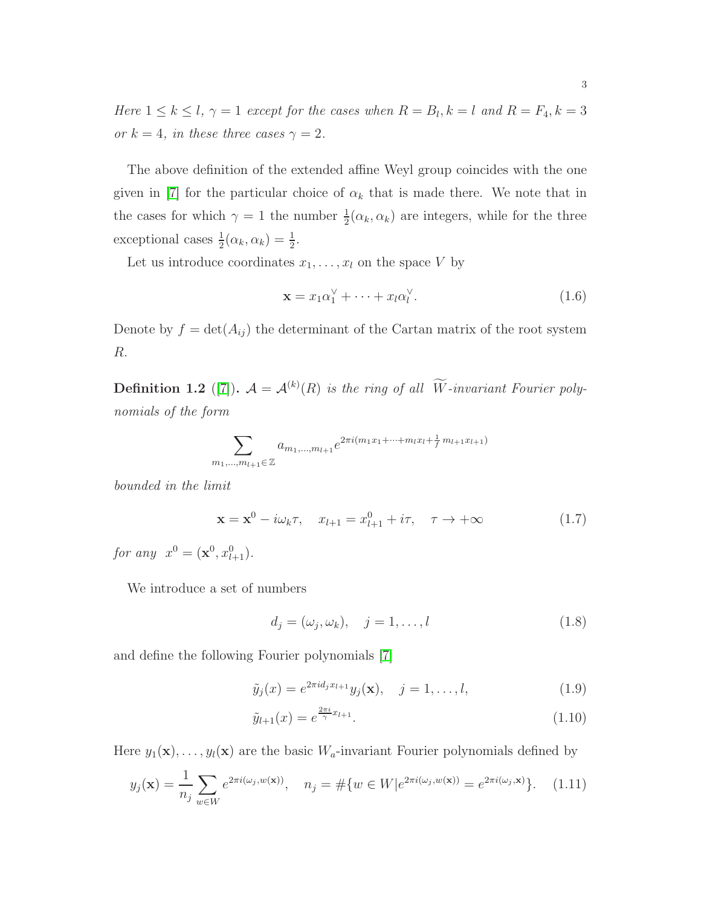*Here $1 \le k \le l$, $\gamma = 1$ except for the cases when $R = B_l, k = l$ and $R = F_4, k = 3$ or $k = 4$, in these three cases $\gamma = 2$.*

The above definition of the extended affine Weyl group coincides with the one given in [7] for the particular choice of $\alpha_k$ that is made there. We note that in the cases for which $\gamma = 1$ the number $\frac{1}{2}(\alpha_k, \alpha_k)$ are integers, while for the three exceptional cases $\frac{1}{2}(\alpha_k, \alpha_k) = \frac{1}{2}$.

Let us introduce coordinates $x_1, \dots, x_l$ on the space $V$ by

$$\mathbf{x} = x_1 \alpha_1^\vee + \cdots + x_l \alpha_l^\vee. \tag{1.6}$$

Denote by $f = \det(A_{ij})$ the determinant of the Cartan matrix of the root system $R$.

**Definition 1.2** ([7]). *$\mathcal{A} = \mathcal{A}^{(k)}(R)$ is the ring of all $\widetilde{W}$-invariant Fourier polynomials of the form*

$$\sum_{m_1,\dots,m_{l+1} \in \mathbb{Z}} a_{m_1,\dots,m_{l+1}} e^{2\pi i (m_1 x_1 + \cdots + m_l x_l + \frac{1}{f} m_{l+1} x_{l+1})}$$

*bounded in the limit*

$$\mathbf{x} = \mathbf{x}^0 - i\omega_k \tau, \quad x_{l+1} = x_{l+1}^0 + i\tau, \quad \tau \to +\infty \tag{1.7}$$

*for any $x^0 = (\mathbf{x}^0, x_{l+1}^0)$.*

We introduce a set of numbers

$$d_j = (\omega_j, \omega_k), \quad j = 1, \dots, l \tag{1.8}$$

and define the following Fourier polynomials [7]

$$\tilde{y}_j(x) = e^{2\pi i d_j x_{l+1}} y_j(\mathbf{x}), \quad j = 1, \dots, l, \tag{1.9}$$

$$\tilde{y}_{l+1}(x) = e^{\frac{2\pi i}{\gamma} x_{l+1}}. \tag{1.10}$$

Here $y_1(\mathbf{x}), \dots, y_l(\mathbf{x})$ are the basic $W_a$-invariant Fourier polynomials defined by

$$y_j(\mathbf{x}) = \frac{1}{n_j} \sum_{w \in W} e^{2\pi i (\omega_j, w(\mathbf{x}))}, \quad n_j = \#\{w \in W | e^{2\pi i (\omega_j, w(\mathbf{x}))} = e^{2\pi i (\omega_j, \mathbf{x})}\}. \tag{1.11}$$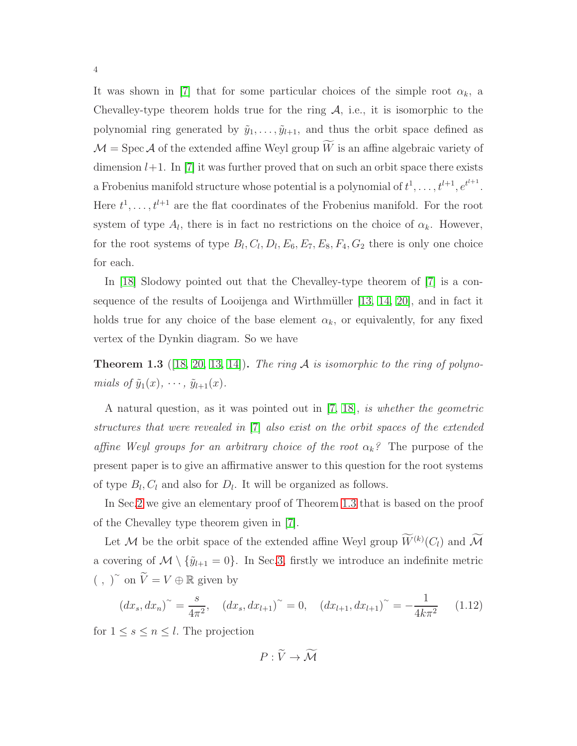It was shown in [7] that for some particular choices of the simple root $\alpha_k$, a Chevalley-type theorem holds true for the ring $\mathcal{A}$, i.e., it is isomorphic to the polynomial ring generated by $\tilde{y}_1, \ldots, \tilde{y}_{l+1}$, and thus the orbit space defined as $\mathcal{M} = \operatorname{Spec} \mathcal{A}$ of the extended affine Weyl group $\widetilde{W}$ is an affine algebraic variety of dimension $l+1$. In [7] it was further proved that on such an orbit space there exists a Frobenius manifold structure whose potential is a polynomial of $t^1, \ldots, t^{l+1}, e^{t^{l+1}}$. Here $t^1, \ldots, t^{l+1}$ are the flat coordinates of the Frobenius manifold. For the root system of type $A_l$, there is in fact no restrictions on the choice of $\alpha_k$. However, for the root systems of type $B_l, C_l, D_l, E_6, E_7, E_8, F_4, G_2$ there is only one choice for each.

In [18] Slodowy pointed out that the Chevalley-type theorem of [7] is a consequence of the results of Looijenga and Wirthmüller [13, 14, 20], and in fact it holds true for any choice of the base element $\alpha_k$, or equivalently, for any fixed vertex of the Dynkin diagram. So we have

**Theorem 1.3** ([18, 20, 13, 14]). *The ring $\mathcal{A}$ is isomorphic to the ring of polynomials of $\tilde{y}_1(x), \cdots, \tilde{y}_{l+1}(x)$.*

A natural question, as it was pointed out in [7, 18], *is whether the geometric structures that were revealed in [7] also exist on the orbit spaces of the extended affine Weyl groups for an arbitrary choice of the root $\alpha_k$?* The purpose of the present paper is to give an affirmative answer to this question for the root systems of type $B_l, C_l$ and also for $D_l$. It will be organized as follows.

In Sec.2 we give an elementary proof of Theorem 1.3 that is based on the proof of the Chevalley type theorem given in [7].

Let $\mathcal{M}$ be the orbit space of the extended affine Weyl group $\widetilde{W}^{(k)}(C_l)$ and $\widetilde{\mathcal{M}}$ a covering of $\mathcal{M} \setminus \{\tilde{y}_{l+1} = 0\}$. In Sec.3, firstly we introduce an indefinite metric $(\ ,\ )^{\sim}$ on $\widetilde{V} = V \oplus \mathbb{R}$ given by

$$(dx_s, dx_n)^{\sim} = \frac{s}{4\pi^2}, \quad (dx_s, dx_{l+1})^{\sim} = 0, \quad (dx_{l+1}, dx_{l+1})^{\sim} = -\frac{1}{4k\pi^2} \tag{1.12}$$

for $1 \leq s \leq n \leq l$. The projection

$$P : \widetilde{V} \to \widetilde{\mathcal{M}}$$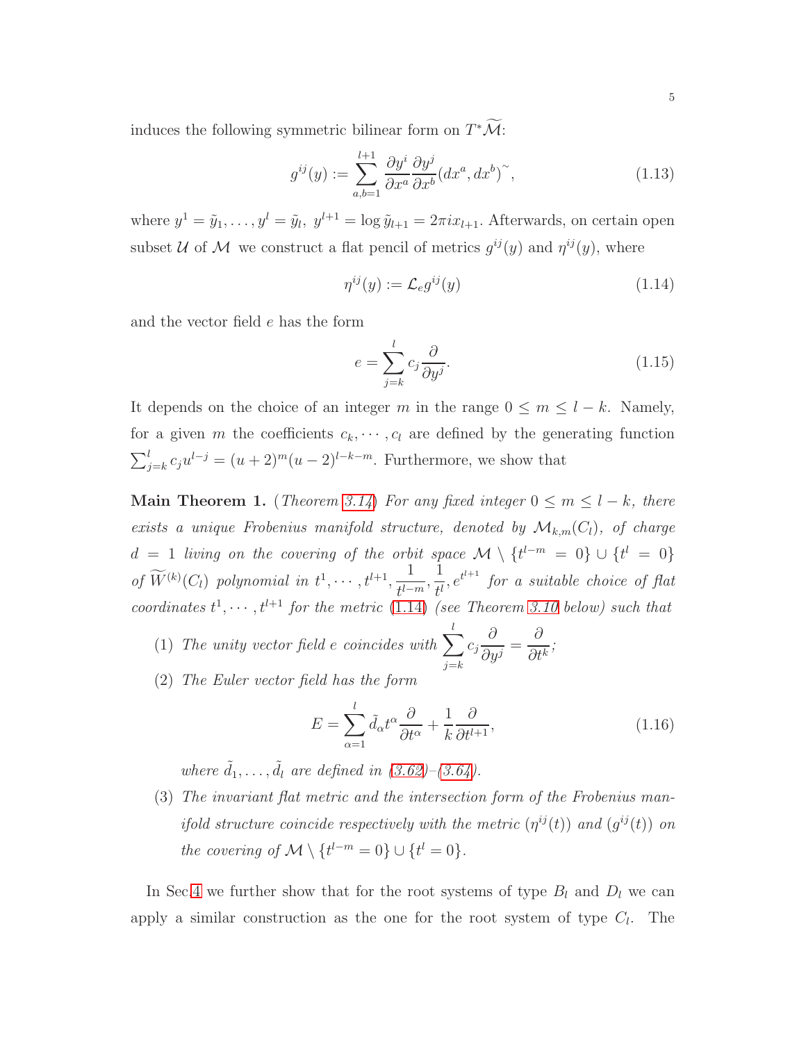induces the following symmetric bilinear form on $T^*\widetilde{\mathcal{M}}$:

$$g^{ij}(y) := \sum_{a,b=1}^{l+1} \frac{\partial y^i}{\partial x^a} \frac{\partial y^j}{\partial x^b} (dx^a, dx^b)^{\sim}, \tag{1.13}$$

where $y^1 = \tilde{y}_1, \ldots, y^l = \tilde{y}_l,\ y^{l+1} = \log \tilde{y}_{l+1} = 2\pi i x_{l+1}$. Afterwards, on certain open subset $\mathcal{U}$ of $\mathcal{M}$ we construct a flat pencil of metrics $g^{ij}(y)$ and $\eta^{ij}(y)$, where

$$\eta^{ij}(y) := \mathcal{L}_e g^{ij}(y) \tag{1.14}$$

and the vector field $e$ has the form

$$e = \sum_{j=k}^{l} c_j \frac{\partial}{\partial y^j}. \tag{1.15}$$

It depends on the choice of an integer $m$ in the range $0 \le m \le l - k$. Namely, for a given $m$ the coefficients $c_k, \cdots, c_l$ are defined by the generating function $\sum_{j=k}^{l} c_j u^{l-j} = (u+2)^m (u-2)^{l-k-m}$. Furthermore, we show that

**Main Theorem 1.** (*Theorem 3.14*) *For any fixed integer $0 \le m \le l - k$, there exists a unique Frobenius manifold structure, denoted by $\mathcal{M}_{k,m}(C_l)$, of charge $d = 1$ living on the covering of the orbit space $\mathcal{M} \setminus \{t^{l-m} = 0\} \cup \{t^l = 0\}$ of $\widetilde{W}^{(k)}(C_l)$ polynomial in $t^1, \cdots, t^{l+1}, \dfrac{1}{t^{l-m}}, \dfrac{1}{t^l}, e^{t^{l+1}}$ for a suitable choice of flat coordinates $t^1, \cdots, t^{l+1}$ for the metric (1.14) (see Theorem 3.10 below) such that*

1. *The unity vector field $e$ coincides with $\displaystyle\sum_{j=k}^{l} c_j \frac{\partial}{\partial y^j} = \frac{\partial}{\partial t^k}$;*
2. *The Euler vector field has the form*
$$E = \sum_{\alpha=1}^{l} \tilde{d}_\alpha t^\alpha \frac{\partial}{\partial t^\alpha} + \frac{1}{k} \frac{\partial}{\partial t^{l+1}}, \tag{1.16}$$
*where $\tilde{d}_1, \ldots, \tilde{d}_l$ are defined in (3.62)–(3.64).*
3. *The invariant flat metric and the intersection form of the Frobenius manifold structure coincide respectively with the metric $(\eta^{ij}(t))$ and $(g^{ij}(t))$ on the covering of $\mathcal{M} \setminus \{t^{l-m} = 0\} \cup \{t^l = 0\}$.*

In Sec.4 we further show that for the root systems of type $B_l$ and $D_l$ we can apply a similar construction as the one for the root system of type $C_l$. The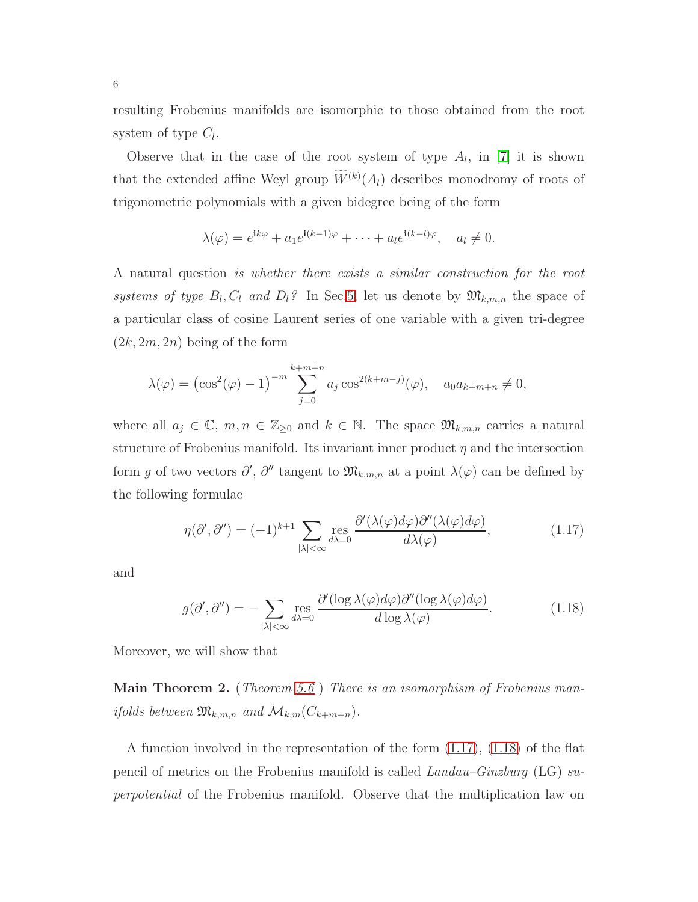resulting Frobenius manifolds are isomorphic to those obtained from the root system of type $C_l$.

Observe that in the case of the root system of type $A_l$, in [7] it is shown that the extended affine Weyl group $\widetilde{W}^{(k)}(A_l)$ describes monodromy of roots of trigonometric polynomials with a given bidegree being of the form

$$\lambda(\varphi) = e^{\mathbf{i}k\varphi} + a_1 e^{\mathbf{i}(k-1)\varphi} + \cdots + a_l e^{\mathbf{i}(k-l)\varphi}, \quad a_l \neq 0.$$

A natural question *is whether there exists a similar construction for the root systems of type $B_l, C_l$ and $D_l$?* In Sec.5, let us denote by $\mathfrak{M}_{k,m,n}$ the space of a particular class of cosine Laurent series of one variable with a given tri-degree $(2k, 2m, 2n)$ being of the form

$$\lambda(\varphi) = \left(\cos^2(\varphi) - 1\right)^{-m} \sum_{j=0}^{k+m+n} a_j \cos^{2(k+m-j)}(\varphi), \quad a_0 a_{k+m+n} \neq 0,$$

where all $a_j \in \mathbb{C}$, $m, n \in \mathbb{Z}_{\geq 0}$ and $k \in \mathbb{N}$. The space $\mathfrak{M}_{k,m,n}$ carries a natural structure of Frobenius manifold. Its invariant inner product $\eta$ and the intersection form $g$ of two vectors $\partial'$, $\partial''$ tangent to $\mathfrak{M}_{k,m,n}$ at a point $\lambda(\varphi)$ can be defined by the following formulae

$$\eta(\partial', \partial'') = (-1)^{k+1} \sum_{|\lambda|<\infty} \operatorname*{res}_{d\lambda=0} \frac{\partial'(\lambda(\varphi)d\varphi)\partial''(\lambda(\varphi)d\varphi)}{d\lambda(\varphi)}, \tag{1.17}$$

and

$$g(\partial', \partial'') = -\sum_{|\lambda|<\infty} \operatorname*{res}_{d\lambda=0} \frac{\partial'(\log \lambda(\varphi)d\varphi)\partial''(\log \lambda(\varphi)d\varphi)}{d \log \lambda(\varphi)}. \tag{1.18}$$

Moreover, we will show that

**Main Theorem 2.** (*Theorem 5.6* ) *There is an isomorphism of Frobenius manifolds between $\mathfrak{M}_{k,m,n}$ and $\mathcal{M}_{k,m}(C_{k+m+n})$.*

A function involved in the representation of the form (1.17), (1.18) of the flat pencil of metrics on the Frobenius manifold is called *Landau–Ginzburg* (LG) *superpotential* of the Frobenius manifold. Observe that the multiplication law on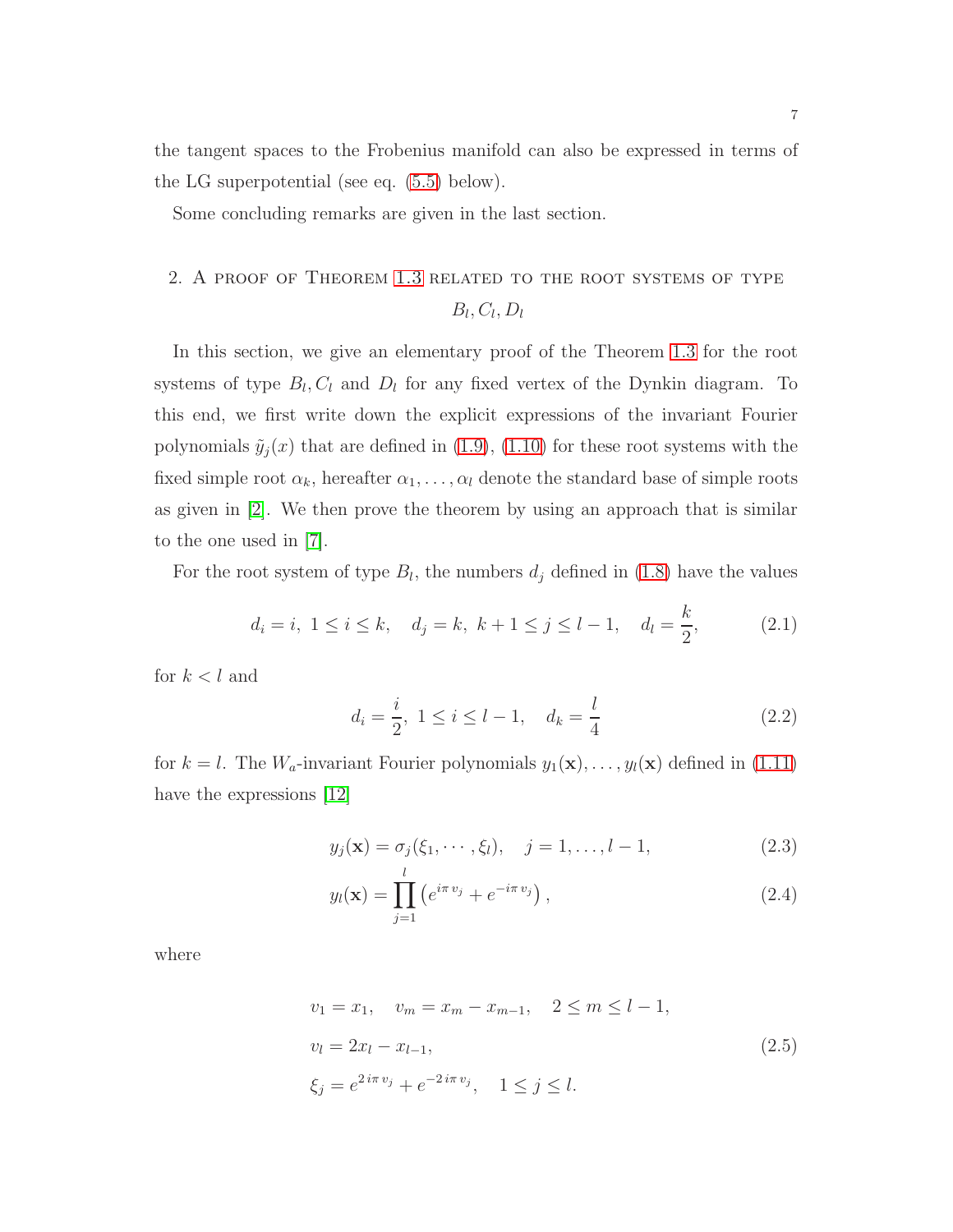the tangent spaces to the Frobenius manifold can also be expressed in terms of the LG superpotential (see eq. (5.5) below).

Some concluding remarks are given in the last section.

## 2. A proof of Theorem 1.3 related to the root systems of type $B_l, C_l, D_l$

In this section, we give an elementary proof of the Theorem 1.3 for the root systems of type $B_l, C_l$ and $D_l$ for any fixed vertex of the Dynkin diagram. To this end, we first write down the explicit expressions of the invariant Fourier polynomials $\tilde{y}_j(x)$ that are defined in (1.9), (1.10) for these root systems with the fixed simple root $\alpha_k$, hereafter $\alpha_1, \ldots, \alpha_l$ denote the standard base of simple roots as given in [2]. We then prove the theorem by using an approach that is similar to the one used in [7].

For the root system of type $B_l$, the numbers $d_j$ defined in (1.8) have the values

$$d_i = i,\ 1 \le i \le k, \quad d_j = k,\ k+1 \le j \le l-1, \quad d_l = \frac{k}{2}, \tag{2.1}$$

for $k < l$ and

$$d_i = \frac{i}{2},\ 1 \le i \le l-1, \quad d_k = \frac{l}{4} \tag{2.2}$$

for $k = l$. The $W_a$-invariant Fourier polynomials $y_1(\mathbf{x}), \ldots, y_l(\mathbf{x})$ defined in (1.11) have the expressions [12]

$$y_j(\mathbf{x}) = \sigma_j(\xi_1, \cdots, \xi_l), \quad j = 1, \ldots, l-1, \tag{2.3}$$

$$y_l(\mathbf{x}) = \prod_{j=1}^{l} \left(e^{i\pi v_j} + e^{-i\pi v_j}\right), \tag{2.4}$$

where

$$\begin{aligned}
&v_1 = x_1, \quad v_m = x_m - x_{m-1}, \quad 2 \le m \le l-1, \\
&v_l = 2x_l - x_{l-1}, \\
&\xi_j = e^{2\,i\pi\, v_j} + e^{-2\,i\pi\, v_j}, \quad 1 \le j \le l.
\end{aligned} \tag{2.5}$$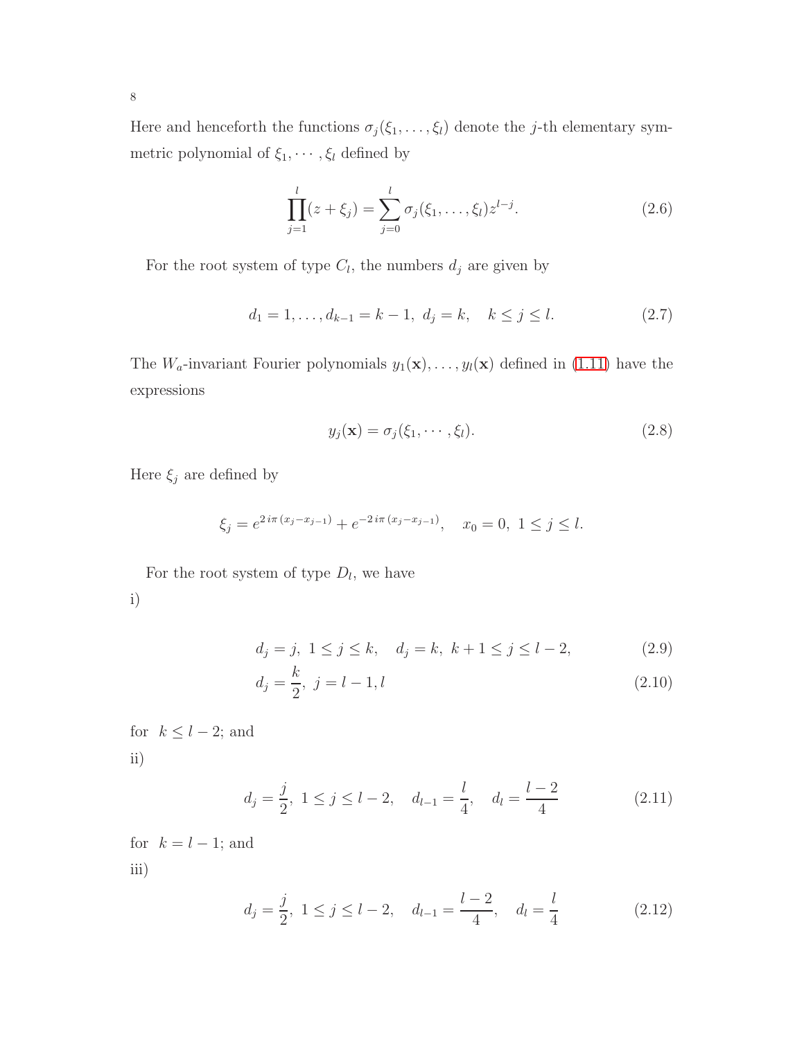Here and henceforth the functions $\sigma_j(\xi_1, \ldots, \xi_l)$ denote the $j$-th elementary symmetric polynomial of $\xi_1, \cdots, \xi_l$ defined by

$$\prod_{j=1}^{l}(z + \xi_j) = \sum_{j=0}^{l} \sigma_j(\xi_1, \ldots, \xi_l) z^{l-j}. \tag{2.6}$$

For the root system of type $C_l$, the numbers $d_j$ are given by

$$d_1 = 1, \ldots, d_{k-1} = k-1,\ d_j = k, \quad k \le j \le l. \tag{2.7}$$

The $W_a$-invariant Fourier polynomials $y_1(\mathbf{x}), \ldots, y_l(\mathbf{x})$ defined in (1.11) have the expressions

$$y_j(\mathbf{x}) = \sigma_j(\xi_1, \cdots, \xi_l). \tag{2.8}$$

Here $\xi_j$ are defined by

$$\xi_j = e^{2\,i\pi\,(x_j - x_{j-1})} + e^{-2\,i\pi\,(x_j - x_{j-1})}, \quad x_0 = 0,\ 1 \le j \le l.$$

For the root system of type $D_l$, we have

i)

$$d_j = j,\ 1 \le j \le k, \quad d_j = k,\ k+1 \le j \le l-2, \tag{2.9}$$

$$d_j = \frac{k}{2},\ j = l-1, l \tag{2.10}$$

for $k \le l-2$; and

ii)

$$d_j = \frac{j}{2},\ 1 \le j \le l-2, \quad d_{l-1} = \frac{l}{4}, \quad d_l = \frac{l-2}{4} \tag{2.11}$$

for $k = l-1$; and

iii)

$$d_j = \frac{j}{2},\ 1 \le j \le l-2, \quad d_{l-1} = \frac{l-2}{4}, \quad d_l = \frac{l}{4} \tag{2.12}$$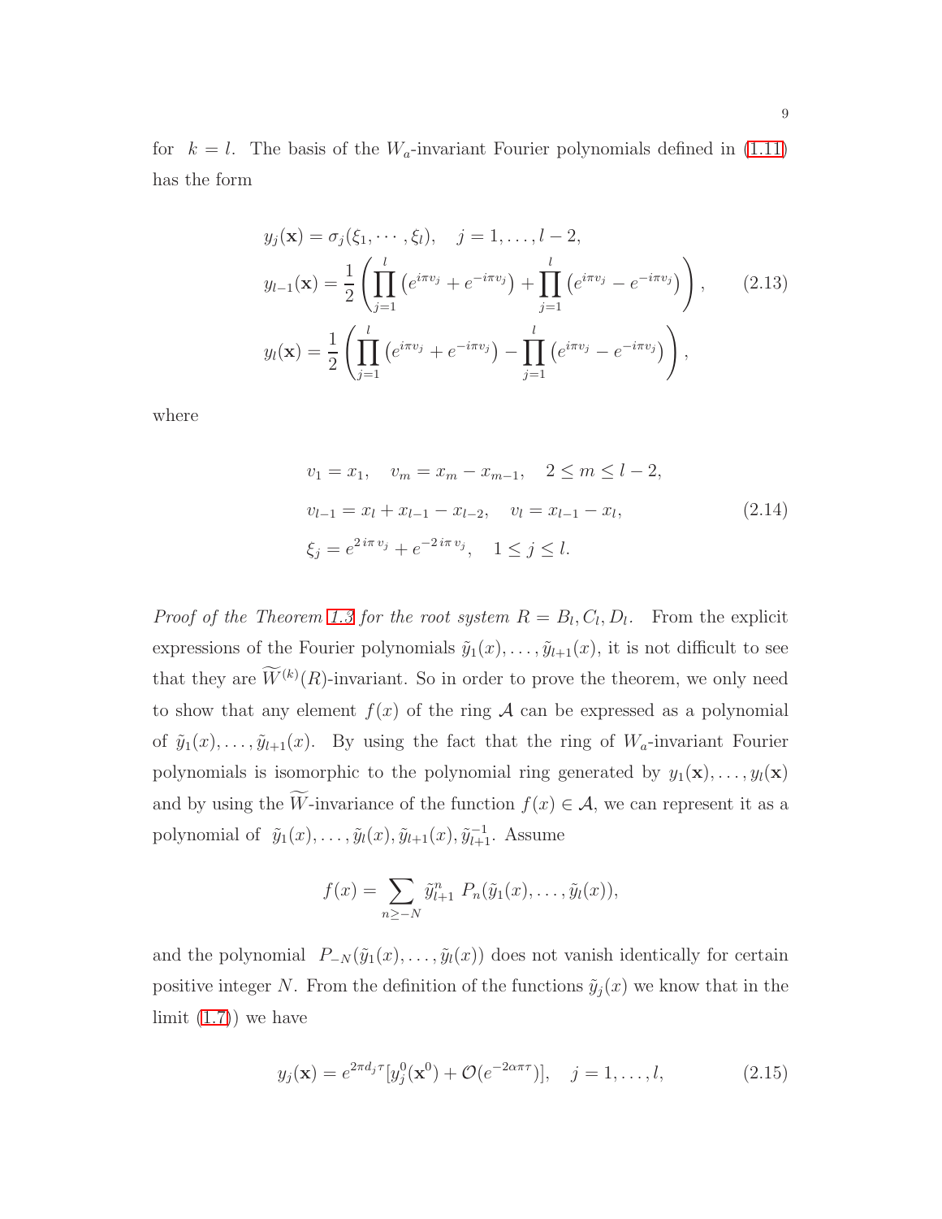for $k = l$. The basis of the $W_a$-invariant Fourier polynomials defined in (1.11) has the form

$$
\begin{aligned}
y_j(\mathbf{x}) &= \sigma_j(\xi_1, \cdots, \xi_l), \quad j = 1, \ldots, l-2, \\
y_{l-1}(\mathbf{x}) &= \frac{1}{2}\left(\prod_{j=1}^{l}\left(e^{i\pi v_j} + e^{-i\pi v_j}\right) + \prod_{j=1}^{l}\left(e^{i\pi v_j} - e^{-i\pi v_j}\right)\right), \\
y_l(\mathbf{x}) &= \frac{1}{2}\left(\prod_{j=1}^{l}\left(e^{i\pi v_j} + e^{-i\pi v_j}\right) - \prod_{j=1}^{l}\left(e^{i\pi v_j} - e^{-i\pi v_j}\right)\right),
\end{aligned} \tag{2.13}
$$

where

$$
\begin{aligned}
& v_1 = x_1, \quad v_m = x_m - x_{m-1}, \quad 2 \le m \le l-2, \\
& v_{l-1} = x_l + x_{l-1} - x_{l-2}, \quad v_l = x_{l-1} - x_l, \\
& \xi_j = e^{2\,i\pi\, v_j} + e^{-2\,i\pi\, v_j}, \quad 1 \le j \le l.
\end{aligned} \tag{2.14}
$$

*Proof of the Theorem 1.3 for the root system $R = B_l, C_l, D_l$.* From the explicit expressions of the Fourier polynomials $\tilde{y}_1(x), \ldots, \tilde{y}_{l+1}(x)$, it is not difficult to see that they are $\widetilde{W}^{(k)}(R)$-invariant. So in order to prove the theorem, we only need to show that any element $f(x)$ of the ring $\mathcal{A}$ can be expressed as a polynomial of $\tilde{y}_1(x), \ldots, \tilde{y}_{l+1}(x)$. By using the fact that the ring of $W_a$-invariant Fourier polynomials is isomorphic to the polynomial ring generated by $y_1(\mathbf{x}), \ldots, y_l(\mathbf{x})$ and by using the $\widetilde{W}$-invariance of the function $f(x) \in \mathcal{A}$, we can represent it as a polynomial of $\tilde{y}_1(x), \ldots, \tilde{y}_l(x), \tilde{y}_{l+1}(x), \tilde{y}_{l+1}^{-1}$. Assume

$$
f(x) = \sum_{n \ge -N} \tilde{y}_{l+1}^n \, P_n(\tilde{y}_1(x), \ldots, \tilde{y}_l(x)),
$$

and the polynomial $P_{-N}(\tilde{y}_1(x), \ldots, \tilde{y}_l(x))$ does not vanish identically for certain positive integer $N$. From the definition of the functions $\tilde{y}_j(x)$ we know that in the limit (1.7)) we have

$$
y_j(\mathbf{x}) = e^{2\pi d_j \tau}[y_j^0(\mathbf{x}^0) + \mathcal{O}(e^{-2\alpha\pi\tau})], \quad j = 1, \ldots, l, \tag{2.15}
$$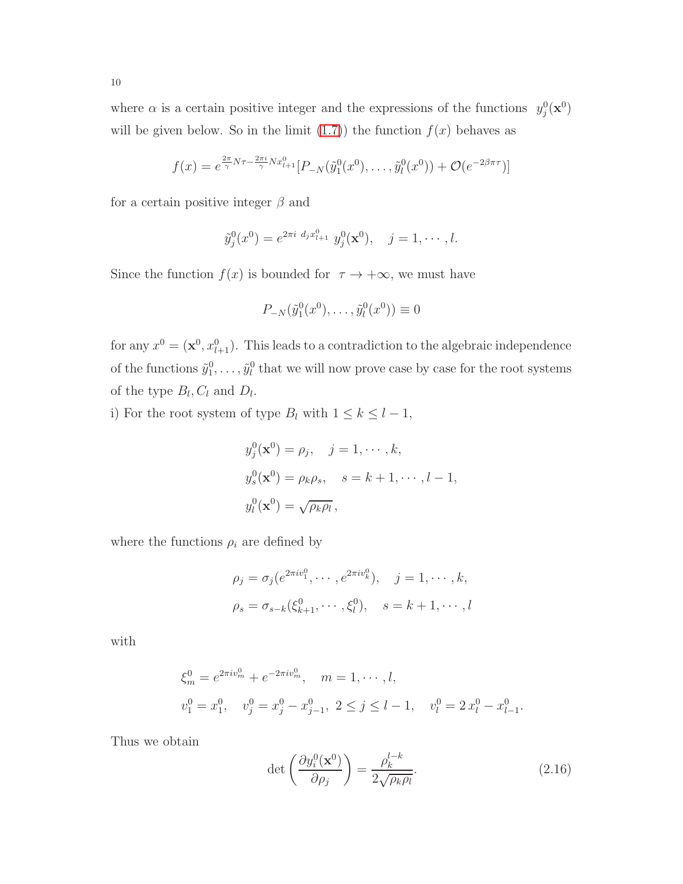where $\alpha$ is a certain positive integer and the expressions of the functions $y_j^0(\mathbf{x}^0)$ will be given below. So in the limit (1.7)) the function $f(x)$ behaves as

$$f(x) = e^{\frac{2\pi}{\gamma}N\tau - \frac{2\pi i}{\gamma}Nx_{l+1}^0}[P_{-N}(\tilde{y}_1^0(x^0), \dots, \tilde{y}_l^0(x^0)) + \mathcal{O}(e^{-2\beta\pi\tau})]$$

for a certain positive integer $\beta$ and

$$\tilde{y}_j^0(x^0) = e^{2\pi i\ d_j x_{l+1}^0}\ y_j^0(\mathbf{x}^0), \quad j = 1, \cdots, l.$$

Since the function $f(x)$ is bounded for $\tau \to +\infty$, we must have

$$P_{-N}(\tilde{y}_1^0(x^0), \dots, \tilde{y}_l^0(x^0)) \equiv 0$$

for any $x^0 = (\mathbf{x}^0, x_{l+1}^0)$. This leads to a contradiction to the algebraic independence of the functions $\tilde{y}_1^0, \dots, \tilde{y}_l^0$ that we will now prove case by case for the root systems of the type $B_l, C_l$ and $D_l$.

i) For the root system of type $B_l$ with $1 \le k \le l-1$,

$$\begin{aligned}
y_j^0(\mathbf{x}^0) &= \rho_j, \quad j = 1, \cdots, k, \\
y_s^0(\mathbf{x}^0) &= \rho_k\rho_s, \quad s = k+1, \cdots, l-1, \\
y_l^0(\mathbf{x}^0) &= \sqrt{\rho_k\rho_l}\,,
\end{aligned}$$

where the functions $\rho_i$ are defined by

$$\begin{aligned}
\rho_j &= \sigma_j(e^{2\pi i v_1^0}, \cdots, e^{2\pi i v_k^0}), \quad j = 1, \cdots, k, \\
\rho_s &= \sigma_{s-k}(\xi_{k+1}^0, \cdots, \xi_l^0), \quad s = k+1, \cdots, l
\end{aligned}$$

with

$$\begin{aligned}
&\xi_m^0 = e^{2\pi i v_m^0} + e^{-2\pi i v_m^0}, \quad m = 1, \cdots, l, \\
&v_1^0 = x_1^0, \quad v_j^0 = x_j^0 - x_{j-1}^0,\ 2 \le j \le l-1, \quad v_l^0 = 2\,x_l^0 - x_{l-1}^0.
\end{aligned}$$

Thus we obtain

$$\det\left(\frac{\partial y_i^0(\mathbf{x}^0)}{\partial \rho_j}\right) = \frac{\rho_k^{l-k}}{2\sqrt{\rho_k\rho_l}}. \tag{2.16}$$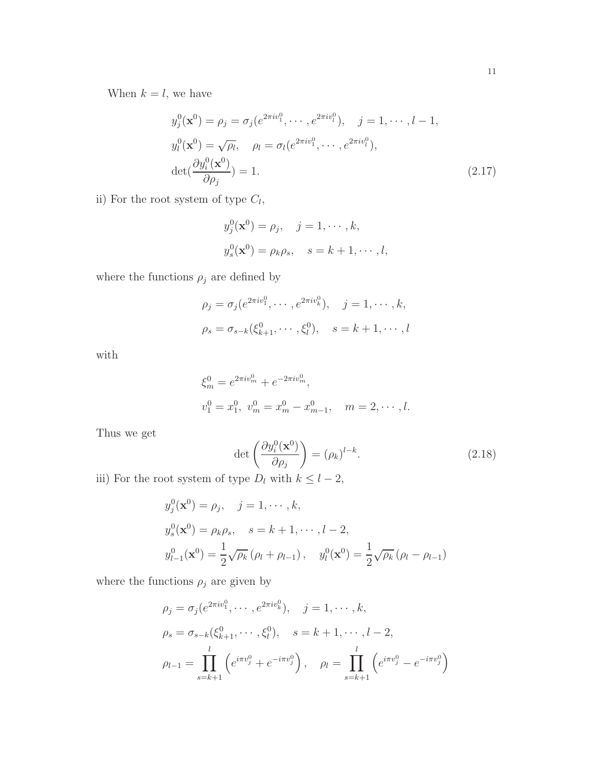When $k = l$, we have

$$
\begin{aligned}
&y_j^0(\mathbf{x}^0) = \rho_j = \sigma_j(e^{2\pi i v_1^0}, \cdots, e^{2\pi i v_l^0}), \quad j = 1, \cdots, l-1, \\
&y_l^0(\mathbf{x}^0) = \sqrt{\rho_l}, \quad \rho_l = \sigma_l(e^{2\pi i v_1^0}, \cdots, e^{2\pi i v_l^0}), \\
&\det(\frac{\partial y_i^0(\mathbf{x}^0)}{\partial \rho_j}) = 1.
\end{aligned}
\tag{2.17}
$$

ii) For the root system of type $C_l$,

$$
\begin{aligned}
&y_j^0(\mathbf{x}^0) = \rho_j, \quad j = 1, \cdots, k, \\
&y_s^0(\mathbf{x}^0) = \rho_k \rho_s, \quad s = k+1, \cdots, l,
\end{aligned}
$$

where the functions $\rho_j$ are defined by

$$
\begin{aligned}
&\rho_j = \sigma_j(e^{2\pi i v_1^0}, \cdots, e^{2\pi i v_k^0}), \quad j = 1, \cdots, k, \\
&\rho_s = \sigma_{s-k}(\xi_{k+1}^0, \cdots, \xi_l^0), \quad s = k+1, \cdots, l
\end{aligned}
$$

with

$$
\begin{aligned}
&\xi_m^0 = e^{2\pi i v_m^0} + e^{-2\pi i v_m^0}, \\
&v_1^0 = x_1^0, \ v_m^0 = x_m^0 - x_{m-1}^0, \quad m = 2, \cdots, l.
\end{aligned}
$$

Thus we get

$$
\det\left(\frac{\partial y_i^0(\mathbf{x}^0)}{\partial \rho_j}\right) = (\rho_k)^{l-k}. \tag{2.18}
$$

iii) For the root system of type $D_l$ with $k \le l-2$,

$$
\begin{aligned}
&y_j^0(\mathbf{x}^0) = \rho_j, \quad j = 1, \cdots, k, \\
&y_s^0(\mathbf{x}^0) = \rho_k \rho_s, \quad s = k+1, \cdots, l-2, \\
&y_{l-1}^0(\mathbf{x}^0) = \frac{1}{2}\sqrt{\rho_k}\left(\rho_l + \rho_{l-1}\right), \quad y_l^0(\mathbf{x}^0) = \frac{1}{2}\sqrt{\rho_k}\left(\rho_l - \rho_{l-1}\right)
\end{aligned}
$$

where the functions $\rho_j$ are given by

$$
\begin{aligned}
&\rho_j = \sigma_j(e^{2\pi i v_1^0}, \cdots, e^{2\pi i v_k^0}), \quad j = 1, \cdots, k, \\
&\rho_s = \sigma_{s-k}(\xi_{k+1}^0, \cdots, \xi_l^0), \quad s = k+1, \cdots, l-2, \\
&\rho_{l-1} = \prod_{s=k+1}^{l}\left(e^{i\pi v_j^0} + e^{-i\pi v_j^0}\right), \quad \rho_l = \prod_{s=k+1}^{l}\left(e^{i\pi v_j^0} - e^{-i\pi v_j^0}\right)
\end{aligned}
$$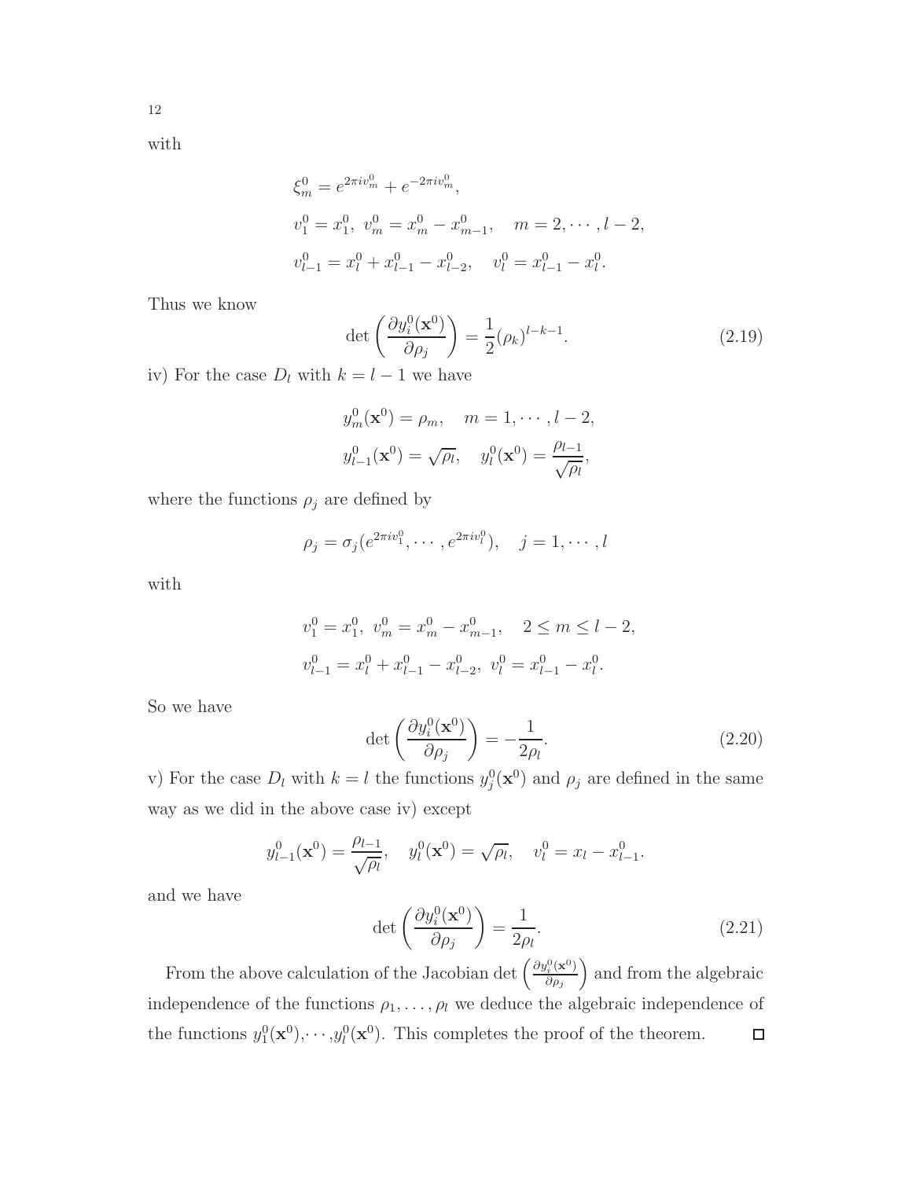with

$$
\begin{aligned}
&\xi_m^0 = e^{2\pi i v_m^0} + e^{-2\pi i v_m^0}, \\
&v_1^0 = x_1^0,\ v_m^0 = x_m^0 - x_{m-1}^0, \quad m = 2, \cdots, l-2, \\
&v_{l-1}^0 = x_l^0 + x_{l-1}^0 - x_{l-2}^0, \quad v_l^0 = x_{l-1}^0 - x_l^0.
\end{aligned}
$$

Thus we know

$$
\det\left(\frac{\partial y_i^0(\mathbf{x}^0)}{\partial \rho_j}\right) = \frac{1}{2}(\rho_k)^{l-k-1}. \tag{2.19}
$$

iv) For the case $D_l$ with $k = l-1$ we have

$$
\begin{aligned}
&y_m^0(\mathbf{x}^0) = \rho_m, \quad m = 1, \cdots, l-2, \\
&y_{l-1}^0(\mathbf{x}^0) = \sqrt{\rho_l}, \quad y_l^0(\mathbf{x}^0) = \frac{\rho_{l-1}}{\sqrt{\rho_l}},
\end{aligned}
$$

where the functions $\rho_j$ are defined by

$$
\rho_j = \sigma_j(e^{2\pi i v_1^0}, \cdots, e^{2\pi i v_l^0}), \quad j = 1, \cdots, l
$$

with

$$
\begin{aligned}
&v_1^0 = x_1^0,\ v_m^0 = x_m^0 - x_{m-1}^0, \quad 2 \le m \le l-2, \\
&v_{l-1}^0 = x_l^0 + x_{l-1}^0 - x_{l-2}^0,\ v_l^0 = x_{l-1}^0 - x_l^0.
\end{aligned}
$$

So we have

$$
\det\left(\frac{\partial y_i^0(\mathbf{x}^0)}{\partial \rho_j}\right) = -\frac{1}{2\rho_l}. \tag{2.20}
$$

v) For the case $D_l$ with $k = l$ the functions $y_j^0(\mathbf{x}^0)$ and $\rho_j$ are defined in the same way as we did in the above case iv) except

$$
y_{l-1}^0(\mathbf{x}^0) = \frac{\rho_{l-1}}{\sqrt{\rho_l}}, \quad y_l^0(\mathbf{x}^0) = \sqrt{\rho_l}, \quad v_l^0 = x_l - x_{l-1}^0.
$$

and we have

$$
\det\left(\frac{\partial y_i^0(\mathbf{x}^0)}{\partial \rho_j}\right) = \frac{1}{2\rho_l}. \tag{2.21}
$$

From the above calculation of the Jacobian $\det\left(\frac{\partial y_i^0(\mathbf{x}^0)}{\partial \rho_j}\right)$ and from the algebraic independence of the functions $\rho_1, \ldots, \rho_l$ we deduce the algebraic independence of the functions $y_1^0(\mathbf{x}^0), \cdots, y_l^0(\mathbf{x}^0)$. This completes the proof of the theorem. ∎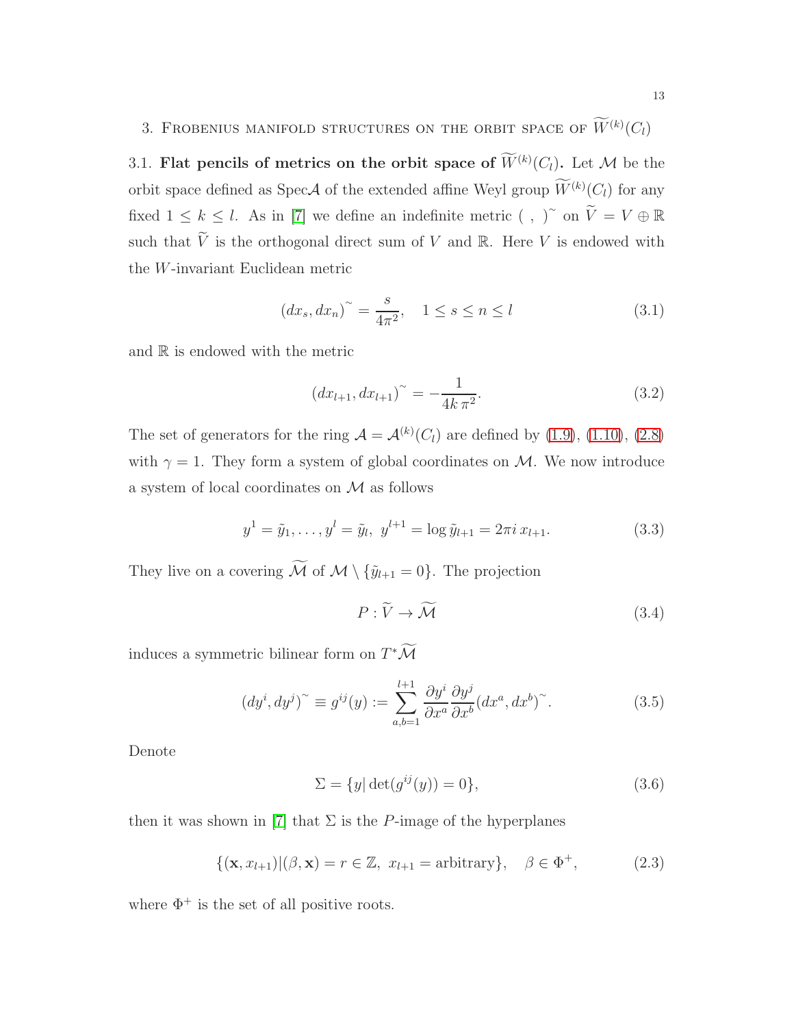## 3. Frobenius manifold structures on the orbit space of $\widetilde{W}^{(k)}(C_l)$

3.1. **Flat pencils of metrics on the orbit space of $\widetilde{W}^{(k)}(C_l)$.** Let $\mathcal{M}$ be the orbit space defined as Spec$\mathcal{A}$ of the extended affine Weyl group $\widetilde{W}^{(k)}(C_l)$ for any fixed $1 \le k \le l$. As in [7] we define an indefinite metric $(\ ,\ )^{\sim}$ on $\widetilde{V} = V \oplus \mathbb{R}$ such that $\widetilde{V}$ is the orthogonal direct sum of $V$ and $\mathbb{R}$. Here $V$ is endowed with the $W$-invariant Euclidean metric

$$(dx_s, dx_n)^{\sim} = \frac{s}{4\pi^2}, \quad 1 \le s \le n \le l \tag{3.1}$$

and $\mathbb{R}$ is endowed with the metric

$$(dx_{l+1}, dx_{l+1})^{\sim} = -\frac{1}{4k\,\pi^2}. \tag{3.2}$$

The set of generators for the ring $\mathcal{A} = \mathcal{A}^{(k)}(C_l)$ are defined by (1.9), (1.10), (2.8) with $\gamma = 1$. They form a system of global coordinates on $\mathcal{M}$. We now introduce a system of local coordinates on $\mathcal{M}$ as follows

$$y^1 = \tilde{y}_1, \dots, y^l = \tilde{y}_l,\ y^{l+1} = \log \tilde{y}_{l+1} = 2\pi i\, x_{l+1}. \tag{3.3}$$

They live on a covering $\widetilde{\mathcal{M}}$ of $\mathcal{M} \setminus \{\tilde{y}_{l+1} = 0\}$. The projection

$$P : \widetilde{V} \to \widetilde{\mathcal{M}} \tag{3.4}$$

induces a symmetric bilinear form on $T^*\widetilde{\mathcal{M}}$

$$(dy^i, dy^j)^{\sim} \equiv g^{ij}(y) := \sum_{a,b=1}^{l+1} \frac{\partial y^i}{\partial x^a} \frac{\partial y^j}{\partial x^b} (dx^a, dx^b)^{\sim}. \tag{3.5}$$

Denote

$$\Sigma = \{y | \det(g^{ij}(y)) = 0\}, \tag{3.6}$$

then it was shown in [7] that $\Sigma$ is the $P$-image of the hyperplanes

$$\{(\mathbf{x}, x_{l+1}) | (\beta, \mathbf{x}) = r \in \mathbb{Z},\ x_{l+1} = \text{arbitrary}\}, \quad \beta \in \Phi^+, \tag{2.3}$$

where $\Phi^+$ is the set of all positive roots.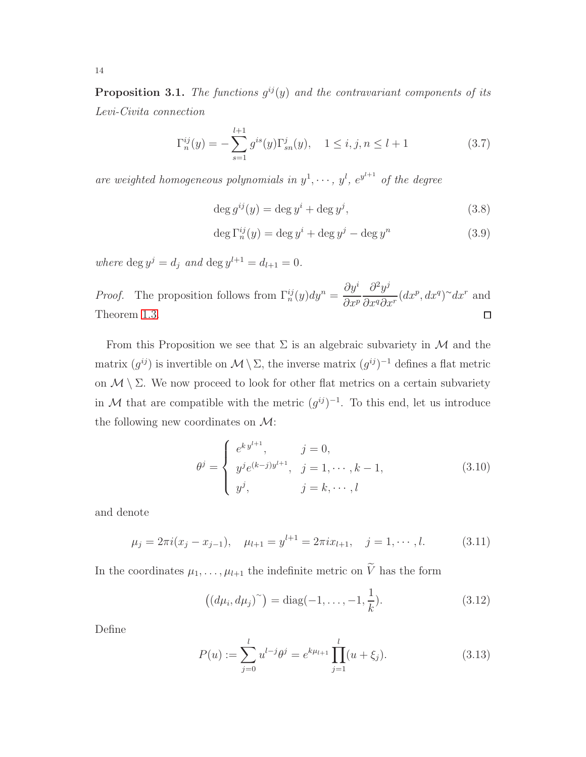**Proposition 3.1.** *The functions $g^{ij}(y)$ and the contravariant components of its Levi-Civita connection*

$$\Gamma^{ij}_n(y) = -\sum_{s=1}^{l+1} g^{is}(y)\Gamma^j_{sn}(y), \quad 1 \le i, j, n \le l+1 \tag{3.7}$$

*are weighted homogeneous polynomials in $y^1, \cdots, y^l$, $e^{y^{l+1}}$ of the degree*

$$\deg g^{ij}(y) = \deg y^i + \deg y^j, \tag{3.8}$$

$$\deg \Gamma^{ij}_n(y) = \deg y^i + \deg y^j - \deg y^n \tag{3.9}$$

*where $\deg y^j = d_j$ and $\deg y^{l+1} = d_{l+1} = 0$.*

*Proof.* The proposition follows from $\Gamma^{ij}_n(y)dy^n = \dfrac{\partial y^i}{\partial x^p}\dfrac{\partial^2 y^j}{\partial x^q \partial x^r}(dx^p, dx^q)^{\sim} dx^r$ and Theorem 1.3. $\square$

From this Proposition we see that $\Sigma$ is an algebraic subvariety in $\mathcal{M}$ and the matrix $(g^{ij})$ is invertible on $\mathcal{M} \setminus \Sigma$, the inverse matrix $(g^{ij})^{-1}$ defines a flat metric on $\mathcal{M} \setminus \Sigma$. We now proceed to look for other flat metrics on a certain subvariety in $\mathcal{M}$ that are compatible with the metric $(g^{ij})^{-1}$. To this end, let us introduce the following new coordinates on $\mathcal{M}$:

$$\theta^j = \begin{cases} e^{k\, y^{l+1}}, & j = 0, \\ y^j e^{(k-j)y^{l+1}}, & j = 1, \cdots, k-1, \\ y^j, & j = k, \cdots, l \end{cases} \tag{3.10}$$

and denote

$$\mu_j = 2\pi i(x_j - x_{j-1}), \quad \mu_{l+1} = y^{l+1} = 2\pi i x_{l+1}, \quad j = 1, \cdots, l. \tag{3.11}$$

In the coordinates $\mu_1, \ldots, \mu_{l+1}$ the indefinite metric on $\widetilde{V}$ has the form

$$\left((d\mu_i, d\mu_j)^{\sim}\right) = \operatorname{diag}(-1, \ldots, -1, \frac{1}{k}). \tag{3.12}$$

Define

$$P(u) := \sum_{j=0}^{l} u^{l-j}\theta^j = e^{k\mu_{l+1}} \prod_{j=1}^{l}(u + \xi_j). \tag{3.13}$$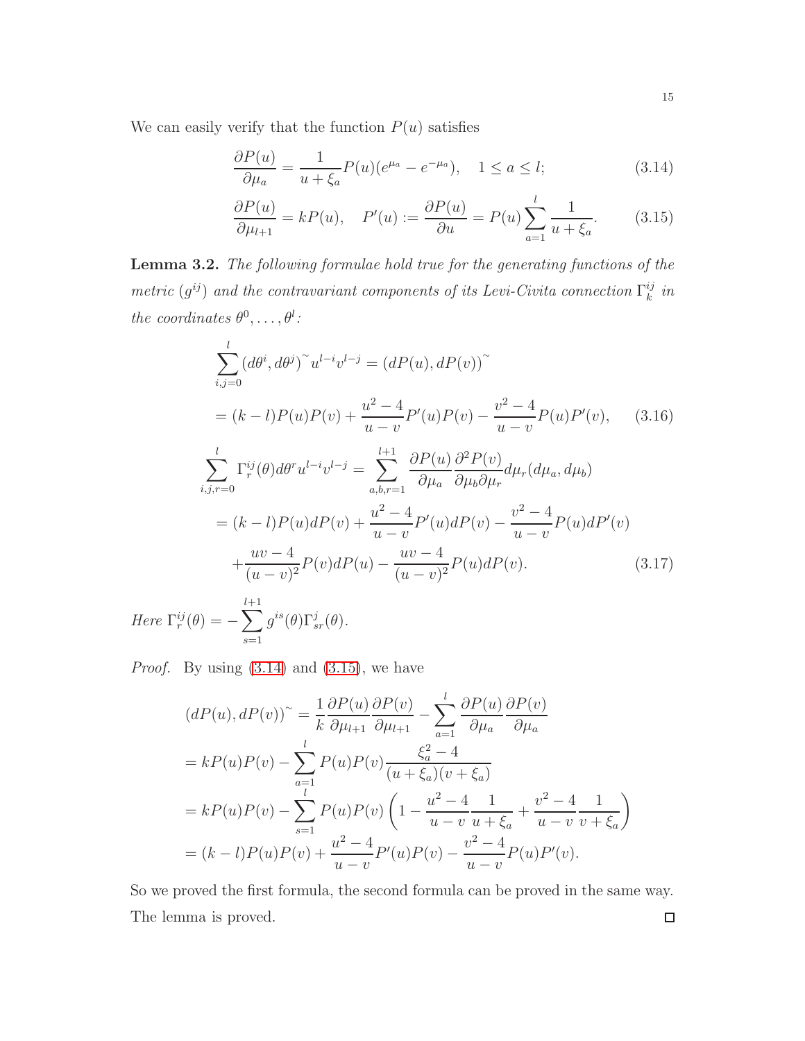We can easily verify that the function $P(u)$ satisfies

$$\frac{\partial P(u)}{\partial \mu_a} = \frac{1}{u+\xi_a} P(u)(e^{\mu_a} - e^{-\mu_a}), \quad 1 \le a \le l; \tag{3.14}$$

$$\frac{\partial P(u)}{\partial \mu_{l+1}} = kP(u), \quad P'(u) := \frac{\partial P(u)}{\partial u} = P(u) \sum_{a=1}^{l} \frac{1}{u+\xi_a}. \tag{3.15}$$

**Lemma 3.2.** *The following formulae hold true for the generating functions of the metric $(g^{ij})$ and the contravariant components of its Levi-Civita connection $\Gamma^{ij}_k$ in the coordinates $\theta^0, \dots, \theta^l$:*

$$\begin{aligned}
&\sum_{i,j=0}^{l} (d\theta^i, d\theta^j)^{\sim} u^{l-i} v^{l-j} = (dP(u), dP(v))^{\sim} \\
&= (k-l)P(u)P(v) + \frac{u^2-4}{u-v} P'(u)P(v) - \frac{v^2-4}{u-v} P(u)P'(v),
\end{aligned} \tag{3.16}$$

$$\begin{aligned}
&\sum_{i,j,r=0}^{l} \Gamma^{ij}_r(\theta) d\theta^r u^{l-i} v^{l-j} = \sum_{a,b,r=1}^{l+1} \frac{\partial P(u)}{\partial \mu_a} \frac{\partial^2 P(v)}{\partial \mu_b \partial \mu_r} d\mu_r (d\mu_a, d\mu_b) \\
&= (k-l)P(u)dP(v) + \frac{u^2-4}{u-v} P'(u)dP(v) - \frac{v^2-4}{u-v} P(u)dP'(v) \\
&\quad + \frac{uv-4}{(u-v)^2} P(v)dP(u) - \frac{uv-4}{(u-v)^2} P(u)dP(v).
\end{aligned} \tag{3.17}$$

*Here* $\Gamma^{ij}_r(\theta) = -\sum_{s=1}^{l+1} g^{is}(\theta)\Gamma^j_{sr}(\theta)$.

*Proof.* By using (3.14) and (3.15), we have

$$\begin{aligned}
(dP(u), dP(v))^{\sim} &= \frac{1}{k} \frac{\partial P(u)}{\partial \mu_{l+1}} \frac{\partial P(v)}{\partial \mu_{l+1}} - \sum_{a=1}^{l} \frac{\partial P(u)}{\partial \mu_a} \frac{\partial P(v)}{\partial \mu_a} \\
&= kP(u)P(v) - \sum_{a=1}^{l} P(u)P(v) \frac{\xi_a^2 - 4}{(u+\xi_a)(v+\xi_a)} \\
&= kP(u)P(v) - \sum_{s=1}^{l} P(u)P(v) \left( 1 - \frac{u^2-4}{u-v} \frac{1}{u+\xi_a} + \frac{v^2-4}{u-v} \frac{1}{v+\xi_a} \right) \\
&= (k-l)P(u)P(v) + \frac{u^2-4}{u-v} P'(u)P(v) - \frac{v^2-4}{u-v} P(u)P'(v).
\end{aligned}$$

So we proved the first formula, the second formula can be proved in the same way. The lemma is proved. $\square$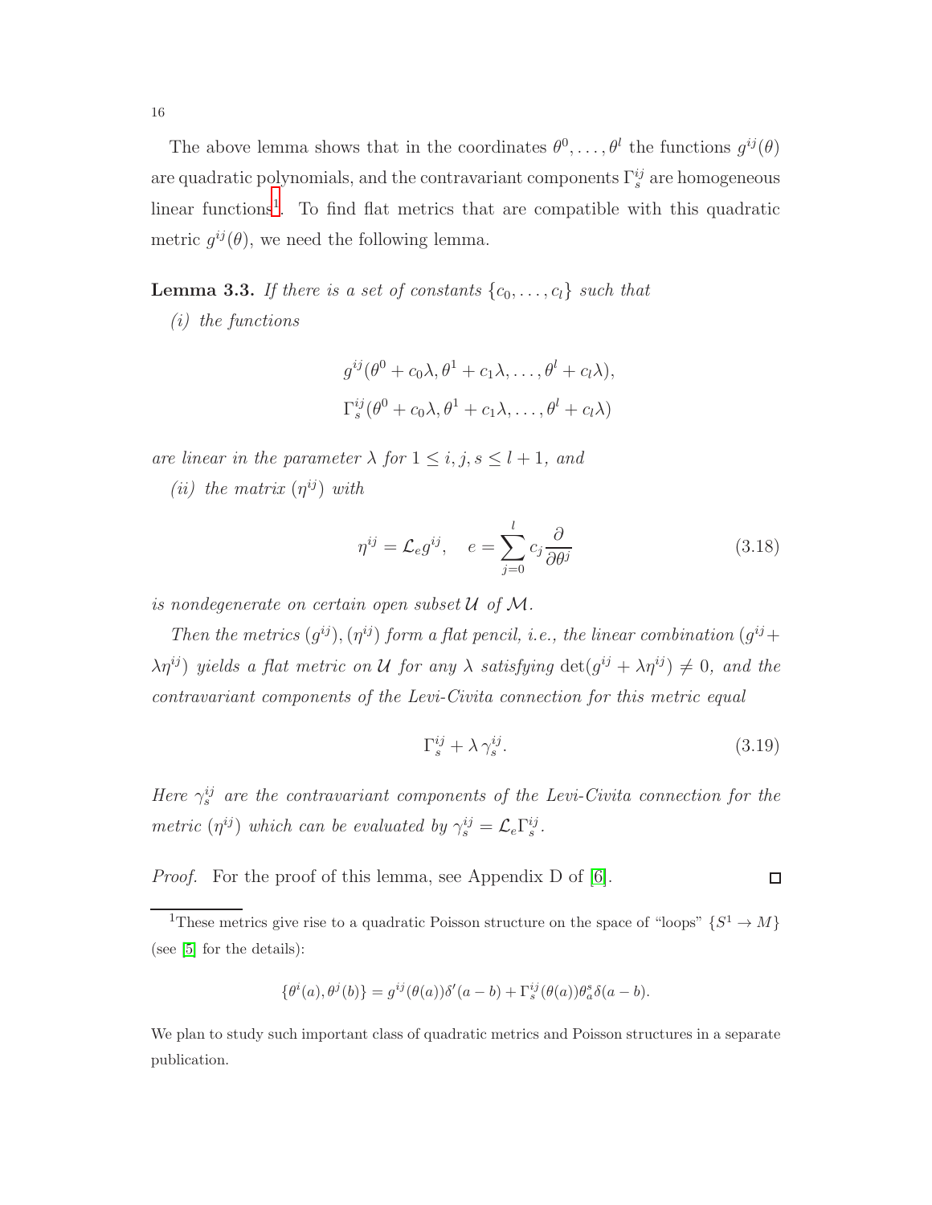The above lemma shows that in the coordinates $\theta^0, \ldots, \theta^l$ the functions $g^{ij}(\theta)$ are quadratic polynomials, and the contravariant components $\Gamma^{ij}_s$ are homogeneous linear functions[1]. To find flat metrics that are compatible with this quadratic metric $g^{ij}(\theta)$, we need the following lemma.

**Lemma 3.3.** *If there is a set of constants $\{c_0, \ldots, c_l\}$ such that*

*(i) the functions*

$$g^{ij}(\theta^0 + c_0\lambda, \theta^1 + c_1\lambda, \ldots, \theta^l + c_l\lambda),$$
$$\Gamma^{ij}_s(\theta^0 + c_0\lambda, \theta^1 + c_1\lambda, \ldots, \theta^l + c_l\lambda)$$

*are linear in the parameter $\lambda$ for $1 \le i, j, s \le l+1$, and*

*(ii) the matrix $(\eta^{ij})$ with*

$$\eta^{ij} = \mathcal{L}_e g^{ij}, \quad e = \sum_{j=0}^{l} c_j \frac{\partial}{\partial \theta^j} \tag{3.18}$$

*is nondegenerate on certain open subset $\mathcal{U}$ of $\mathcal{M}$.*

*Then the metrics $(g^{ij}), (\eta^{ij})$ form a flat pencil, i.e., the linear combination $(g^{ij} + \lambda\eta^{ij})$ yields a flat metric on $\mathcal{U}$ for any $\lambda$ satisfying $\det(g^{ij} + \lambda\eta^{ij}) \neq 0$, and the contravariant components of the Levi-Civita connection for this metric equal*

$$\Gamma^{ij}_s + \lambda\, \gamma^{ij}_s. \tag{3.19}$$

*Here $\gamma^{ij}_s$ are the contravariant components of the Levi-Civita connection for the metric $(\eta^{ij})$ which can be evaluated by $\gamma^{ij}_s = \mathcal{L}_e \Gamma^{ij}_s$.*

*Proof.* For the proof of this lemma, see Appendix D of [6]. ∎

[1] These metrics give rise to a quadratic Poisson structure on the space of "loops" $\{S^1 \to M\}$ (see [5] for the details):

$$\{\theta^i(a), \theta^j(b)\} = g^{ij}(\theta(a))\delta'(a-b) + \Gamma^{ij}_s(\theta(a))\theta^s_a \delta(a-b).$$

We plan to study such important class of quadratic metrics and Poisson structures in a separate publication.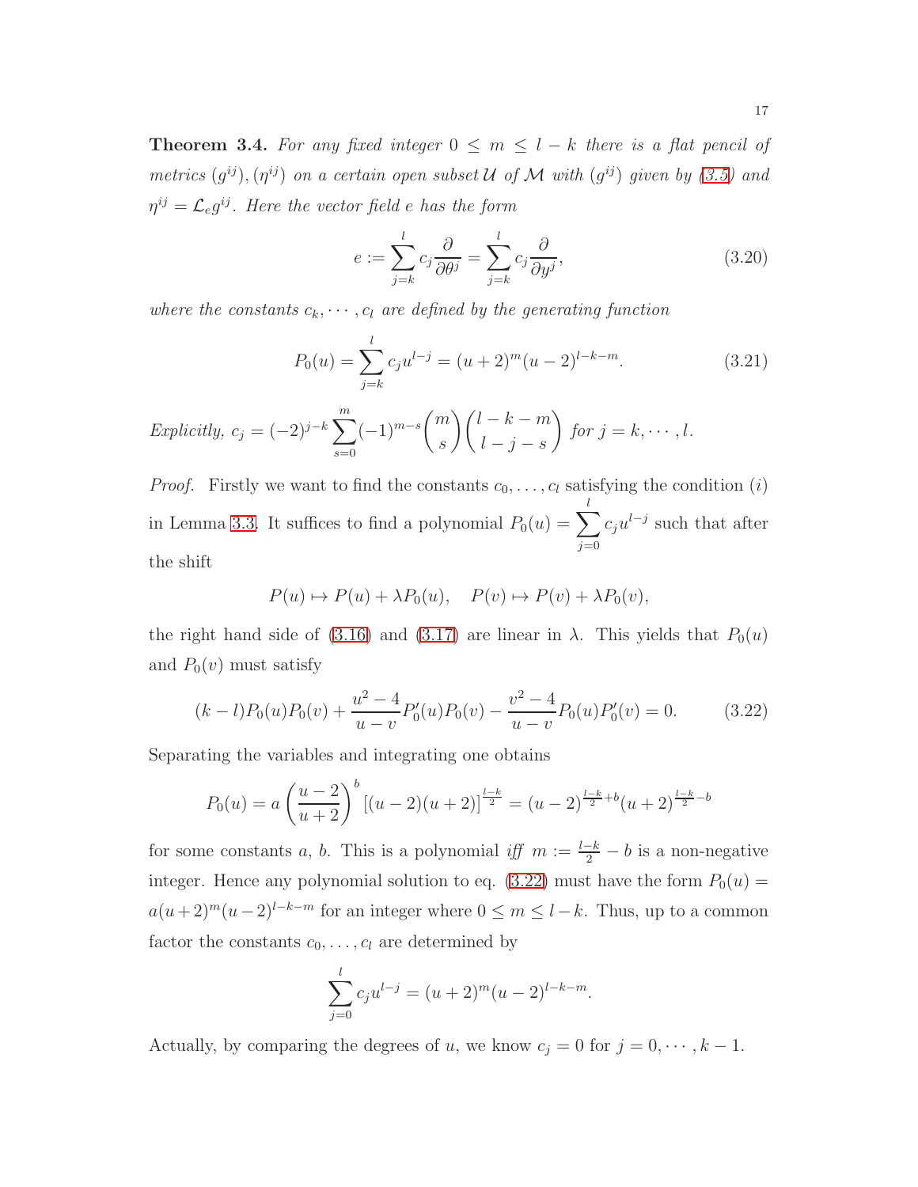**Theorem 3.4.** *For any fixed integer $0 \leq m \leq l-k$ there is a flat pencil of metrics $(g^{ij}), (\eta^{ij})$ on a certain open subset $\mathcal{U}$ of $\mathcal{M}$ with $(g^{ij})$ given by (3.5) and $\eta^{ij} = \mathcal{L}_e g^{ij}$. Here the vector field $e$ has the form*

$$e := \sum_{j=k}^{l} c_j \frac{\partial}{\partial \theta^j} = \sum_{j=k}^{l} c_j \frac{\partial}{\partial y^j}, \tag{3.20}$$

*where the constants $c_k, \cdots, c_l$ are defined by the generating function*

$$P_0(u) = \sum_{j=k}^{l} c_j u^{l-j} = (u+2)^m (u-2)^{l-k-m}. \tag{3.21}$$

*Explicitly,* $c_j = (-2)^{j-k} \sum_{s=0}^{m} (-1)^{m-s} \binom{m}{s} \binom{l-k-m}{l-j-s}$ *for* $j = k, \cdots, l$.

*Proof.* Firstly we want to find the constants $c_0, \ldots, c_l$ satisfying the condition $(i)$ in Lemma 3.3. It suffices to find a polynomial $P_0(u) = \sum_{j=0}^{l} c_j u^{l-j}$ such that after the shift

$$P(u) \mapsto P(u) + \lambda P_0(u), \quad P(v) \mapsto P(v) + \lambda P_0(v),$$

the right hand side of (3.16) and (3.17) are linear in $\lambda$. This yields that $P_0(u)$ and $P_0(v)$ must satisfy

$$(k-l) P_0(u) P_0(v) + \frac{u^2-4}{u-v} P_0'(u) P_0(v) - \frac{v^2-4}{u-v} P_0(u) P_0'(v) = 0. \tag{3.22}$$

Separating the variables and integrating one obtains

$$P_0(u) = a \left( \frac{u-2}{u+2} \right)^b \left[ (u-2)(u+2) \right]^{\frac{l-k}{2}} = (u-2)^{\frac{l-k}{2}+b} (u+2)^{\frac{l-k}{2}-b}$$

for some constants $a$, $b$. This is a polynomial *iff* $m := \frac{l-k}{2} - b$ is a non-negative integer. Hence any polynomial solution to eq. (3.22) must have the form $P_0(u) = a(u+2)^m (u-2)^{l-k-m}$ for an integer where $0 \leq m \leq l-k$. Thus, up to a common factor the constants $c_0, \ldots, c_l$ are determined by

$$\sum_{j=0}^{l} c_j u^{l-j} = (u+2)^m (u-2)^{l-k-m}.$$

Actually, by comparing the degrees of $u$, we know $c_j = 0$ for $j = 0, \cdots, k-1$.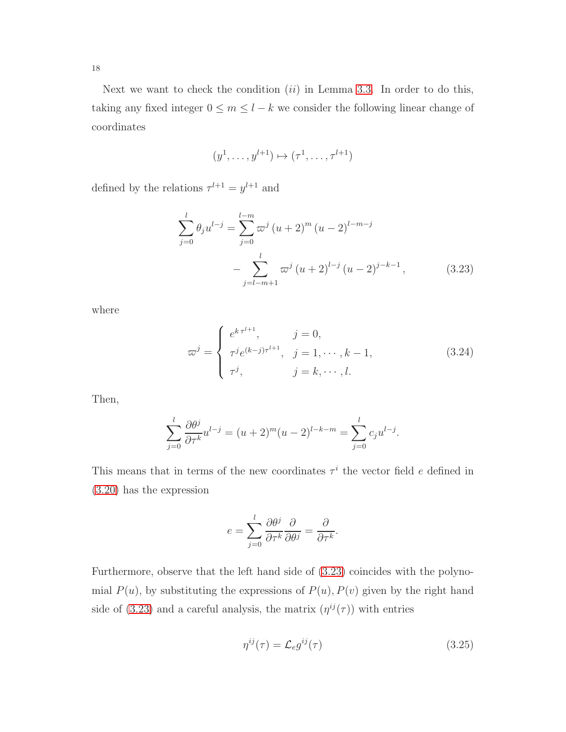Next we want to check the condition $(ii)$ in Lemma 3.3. In order to do this, taking any fixed integer $0 \leq m \leq l-k$ we consider the following linear change of coordinates

$$(y^1, \ldots, y^{l+1}) \mapsto (\tau^1, \ldots, \tau^{l+1})$$

defined by the relations $\tau^{l+1} = y^{l+1}$ and

$$\sum_{j=0}^{l} \theta_j u^{l-j} = \sum_{j=0}^{l-m} \varpi^j \,(u+2)^m \,(u-2)^{l-m-j} - \sum_{j=l-m+1}^{l} \varpi^j \,(u+2)^{l-j} \,(u-2)^{j-k-1}, \tag{3.23}$$

where

$$\varpi^j = \begin{cases} e^{k\,\tau^{l+1}}, & j=0, \\ \tau^j e^{(k-j)\tau^{l+1}}, & j=1,\cdots,k-1, \\ \tau^j, & j=k,\cdots,l. \end{cases} \tag{3.24}$$

Then,

$$\sum_{j=0}^{l} \frac{\partial \theta^j}{\partial \tau^k} u^{l-j} = (u+2)^m (u-2)^{l-k-m} = \sum_{j=0}^{l} c_j u^{l-j}.$$

This means that in terms of the new coordinates $\tau^i$ the vector field $e$ defined in (3.20) has the expression

$$e = \sum_{j=0}^{l} \frac{\partial \theta^j}{\partial \tau^k} \frac{\partial}{\partial \theta^j} = \frac{\partial}{\partial \tau^k}.$$

Furthermore, observe that the left hand side of (3.23) coincides with the polynomial $P(u)$, by substituting the expressions of $P(u), P(v)$ given by the right hand side of (3.23) and a careful analysis, the matrix $(\eta^{ij}(\tau))$ with entries

$$\eta^{ij}(\tau) = \mathcal{L}_e g^{ij}(\tau) \tag{3.25}$$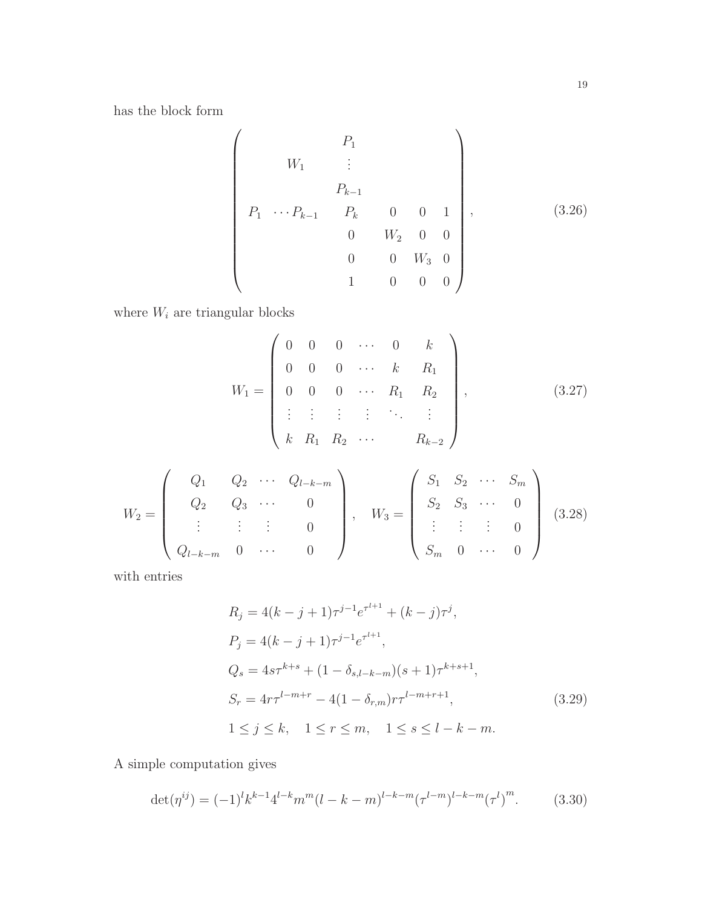has the block form

$$
\left( \begin{array}{cccccc}
 & & P_1 & & & \\
 & W_1 & \vdots & & & \\
 & & P_{k-1} & & & \\
P_1 & \cdots P_{k-1} & P_k & 0 & 0 & 1 \\
 & & 0 & W_2 & 0 & 0 \\
 & & 0 & 0 & W_3 & 0 \\
 & & 1 & 0 & 0 & 0
\end{array} \right), \tag{3.26}
$$

where $W_i$ are triangular blocks

$$
W_1 = \left( \begin{array}{cccccc}
0 & 0 & 0 & \cdots & 0 & k \\
0 & 0 & 0 & \cdots & k & R_1 \\
0 & 0 & 0 & \cdots & R_1 & R_2 \\
\vdots & \vdots & \vdots & \vdots & \ddots & \vdots \\
k & R_1 & R_2 & \cdots & & R_{k-2}
\end{array} \right), \tag{3.27}
$$

$$
W_2 = \left( \begin{array}{cccc}
Q_1 & Q_2 & \cdots & Q_{l-k-m} \\
Q_2 & Q_3 & \cdots & 0 \\
\vdots & \vdots & \vdots & 0 \\
Q_{l-k-m} & 0 & \cdots & 0
\end{array} \right), \quad W_3 = \left( \begin{array}{cccc}
S_1 & S_2 & \cdots & S_m \\
S_2 & S_3 & \cdots & 0 \\
\vdots & \vdots & \vdots & 0 \\
S_m & 0 & \cdots & 0
\end{array} \right) \tag{3.28}
$$

with entries

$$
\begin{aligned}
& R_j = 4(k-j+1)\tau^{j-1}e^{\tau^{l+1}} + (k-j)\tau^j, \\
& P_j = 4(k-j+1)\tau^{j-1}e^{\tau^{l+1}}, \\
& Q_s = 4s\tau^{k+s} + (1-\delta_{s,l-k-m})(s+1)\tau^{k+s+1}, \\
& S_r = 4r\tau^{l-m+r} - 4(1-\delta_{r,m})r\tau^{l-m+r+1}, \\
& 1 \le j \le k, \quad 1 \le r \le m, \quad 1 \le s \le l-k-m.
\end{aligned} \tag{3.29}
$$

A simple computation gives

$$
\det(\eta^{ij}) = (-1)^l k^{k-1} 4^{l-k} m^m (l-k-m)^{l-k-m} (\tau^{l-m})^{l-k-m} (\tau^l)^m. \tag{3.30}
$$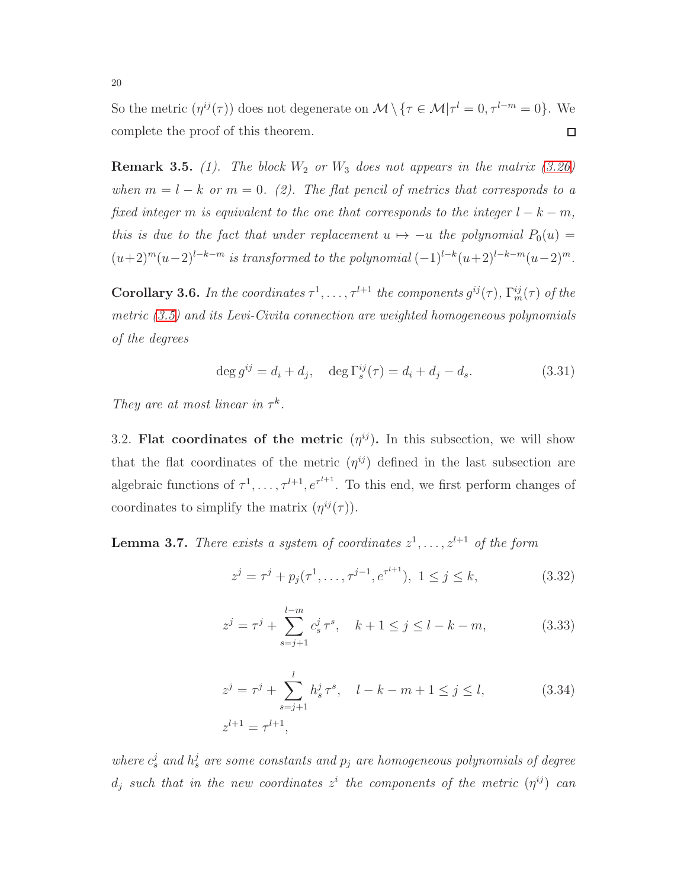So the metric $(\eta^{ij}(\tau))$ does not degenerate on $\mathcal{M} \setminus \{\tau \in \mathcal{M} | \tau^l = 0, \tau^{l-m} = 0\}$. We complete the proof of this theorem. □

**Remark 3.5.** *(1). The block $W_2$ or $W_3$ does not appears in the matrix (3.26) when $m = l - k$ or $m = 0$. (2). The flat pencil of metrics that corresponds to a fixed integer $m$ is equivalent to the one that corresponds to the integer $l - k - m$, this is due to the fact that under replacement $u \mapsto -u$ the polynomial $P_0(u) = (u+2)^m(u-2)^{l-k-m}$ is transformed to the polynomial $(-1)^{l-k}(u+2)^{l-k-m}(u-2)^m$.*

**Corollary 3.6.** *In the coordinates $\tau^1, \ldots, \tau^{l+1}$ the components $g^{ij}(\tau)$, $\Gamma^{ij}_m(\tau)$ of the metric (3.5) and its Levi-Civita connection are weighted homogeneous polynomials of the degrees*

$$\deg g^{ij} = d_i + d_j, \quad \deg \Gamma^{ij}_s(\tau) = d_i + d_j - d_s. \tag{3.31}$$

*They are at most linear in $\tau^k$.*

3.2. **Flat coordinates of the metric $(\eta^{ij})$.** In this subsection, we will show that the flat coordinates of the metric $(\eta^{ij})$ defined in the last subsection are algebraic functions of $\tau^1, \ldots, \tau^{l+1}, e^{\tau^{l+1}}$. To this end, we first perform changes of coordinates to simplify the matrix $(\eta^{ij}(\tau))$.

**Lemma 3.7.** *There exists a system of coordinates $z^1, \ldots, z^{l+1}$ of the form*

$$z^j = \tau^j + p_j(\tau^1, \ldots, \tau^{j-1}, e^{\tau^{l+1}}), \ 1 \le j \le k, \tag{3.32}$$

$$z^j = \tau^j + \sum_{s=j+1}^{l-m} c^j_s \tau^s, \quad k+1 \le j \le l-k-m, \tag{3.33}$$

$$z^j = \tau^j + \sum_{s=j+1}^{l} h^j_s \tau^s, \quad l-k-m+1 \le j \le l, \tag{3.34}$$

$$z^{l+1} = \tau^{l+1},$$

*where $c^j_s$ and $h^j_s$ are some constants and $p_j$ are homogeneous polynomials of degree $d_j$ such that in the new coordinates $z^i$ the components of the metric $(\eta^{ij})$ can*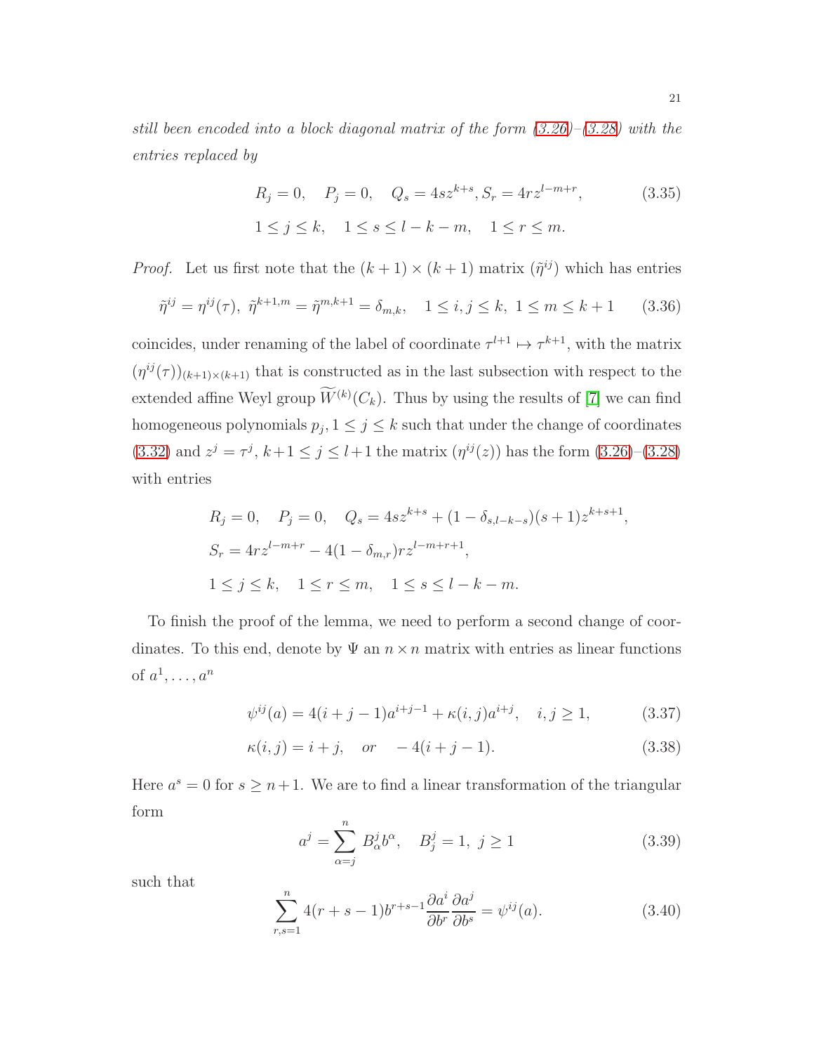*still been encoded into a block diagonal matrix of the form (3.26)–(3.28) with the entries replaced by*

$$
\begin{aligned}
&R_j = 0, \quad P_j = 0, \quad Q_s = 4s z^{k+s}, S_r = 4r z^{l-m+r}, \qquad (3.35)\\
&1 \le j \le k, \quad 1 \le s \le l-k-m, \quad 1 \le r \le m.
\end{aligned}
$$

*Proof.* Let us first note that the $(k+1)\times(k+1)$ matrix $(\tilde\eta^{ij})$ which has entries

$$
\tilde\eta^{ij} = \eta^{ij}(\tau),\ \tilde\eta^{k+1,m} = \tilde\eta^{m,k+1} = \delta_{m,k}, \quad 1 \le i,j \le k,\ 1 \le m \le k+1 \qquad (3.36)
$$

coincides, under renaming of the label of coordinate $\tau^{l+1} \mapsto \tau^{k+1}$, with the matrix $(\eta^{ij}(\tau))_{(k+1)\times(k+1)}$ that is constructed as in the last subsection with respect to the extended affine Weyl group $\widetilde{W}^{(k)}(C_k)$. Thus by using the results of [7] we can find homogeneous polynomials $p_j, 1 \le j \le k$ such that under the change of coordinates (3.32) and $z^j = \tau^j$, $k+1 \le j \le l+1$ the matrix $(\eta^{ij}(z))$ has the form (3.26)–(3.28) with entries

$$
\begin{aligned}
&R_j = 0, \quad P_j = 0, \quad Q_s = 4s z^{k+s} + (1-\delta_{s,l-k-s})(s+1) z^{k+s+1},\\
&S_r = 4r z^{l-m+r} - 4(1-\delta_{m,r}) r z^{l-m+r+1},\\
&1 \le j \le k, \quad 1 \le r \le m, \quad 1 \le s \le l-k-m.
\end{aligned}
$$

To finish the proof of the lemma, we need to perform a second change of coordinates. To this end, denote by $\Psi$ an $n\times n$ matrix with entries as linear functions of $a^1,\dots,a^n$

$$
\psi^{ij}(a) = 4(i+j-1)a^{i+j-1} + \kappa(i,j)a^{i+j}, \quad i,j \ge 1, \qquad (3.37)
$$

$$
\kappa(i,j) = i+j, \quad \textit{or} \quad -4(i+j-1). \qquad (3.38)
$$

Here $a^s = 0$ for $s \ge n+1$. We are to find a linear transformation of the triangular form

$$
a^j = \sum_{\alpha=j}^{n} B^j_\alpha b^\alpha, \quad B^j_j = 1,\ j \ge 1 \qquad (3.39)
$$

such that

$$
\sum_{r,s=1}^{n} 4(r+s-1) b^{r+s-1} \frac{\partial a^i}{\partial b^r}\frac{\partial a^j}{\partial b^s} = \psi^{ij}(a). \qquad (3.40)
$$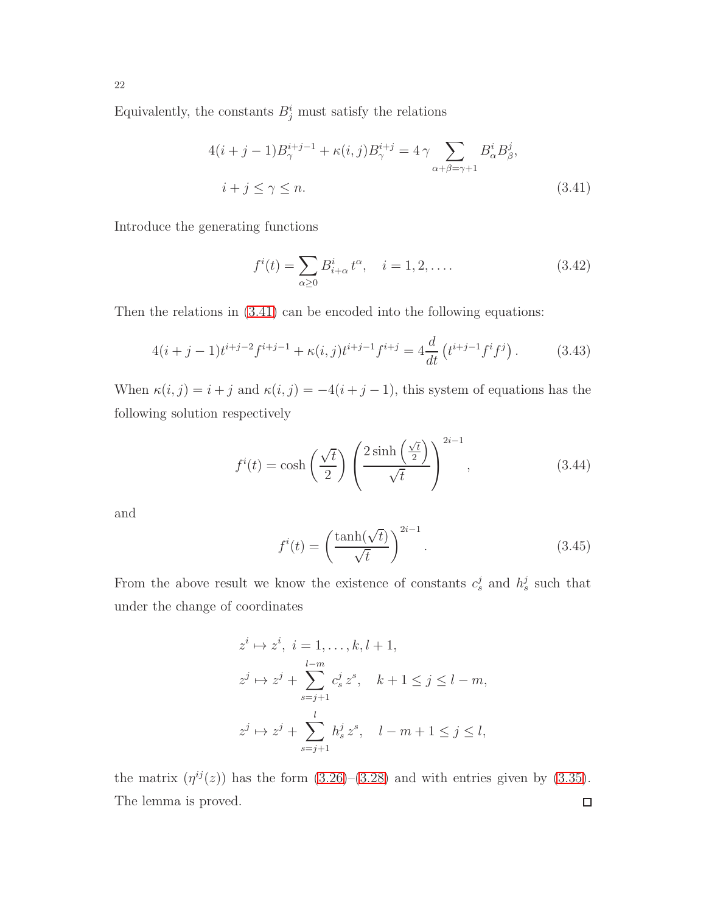Equivalently, the constants $B^i_j$ must satisfy the relations

$$
\begin{aligned}
&4(i+j-1)B^{i+j-1}_{\gamma} + \kappa(i,j)B^{i+j}_{\gamma} = 4\,\gamma \sum_{\alpha+\beta=\gamma+1} B^i_{\alpha} B^j_{\beta},\\
&i+j \le \gamma \le n.
\end{aligned} \tag{3.41}
$$

Introduce the generating functions

$$
f^i(t) = \sum_{\alpha \ge 0} B^i_{i+\alpha}\, t^{\alpha}, \quad i = 1, 2, \ldots. \tag{3.42}
$$

Then the relations in (3.41) can be encoded into the following equations:

$$
4(i+j-1)t^{i+j-2} f^{i+j-1} + \kappa(i,j) t^{i+j-1} f^{i+j} = 4\frac{d}{dt}\left(t^{i+j-1} f^i f^j\right). \tag{3.43}
$$

When $\kappa(i,j) = i+j$ and $\kappa(i,j) = -4(i+j-1)$, this system of equations has the following solution respectively

$$
f^i(t) = \cosh\left(\frac{\sqrt{t}}{2}\right)\left(\frac{2\sinh\left(\frac{\sqrt{t}}{2}\right)}{\sqrt{t}}\right)^{2i-1}, \tag{3.44}
$$

and

$$
f^i(t) = \left(\frac{\tanh(\sqrt{t})}{\sqrt{t}}\right)^{2i-1}. \tag{3.45}
$$

From the above result we know the existence of constants $c^j_s$ and $h^j_s$ such that under the change of coordinates

$$
\begin{aligned}
&z^i \mapsto z^i, \; i = 1, \ldots, k, l+1,\\
&z^j \mapsto z^j + \sum_{s=j+1}^{l-m} c^j_s\, z^s, \quad k+1 \le j \le l-m,\\
&z^j \mapsto z^j + \sum_{s=j+1}^{l} h^j_s\, z^s, \quad l-m+1 \le j \le l,
\end{aligned}
$$

the matrix $(\eta^{ij}(z))$ has the form (3.26)–(3.28) and with entries given by (3.35). The lemma is proved. □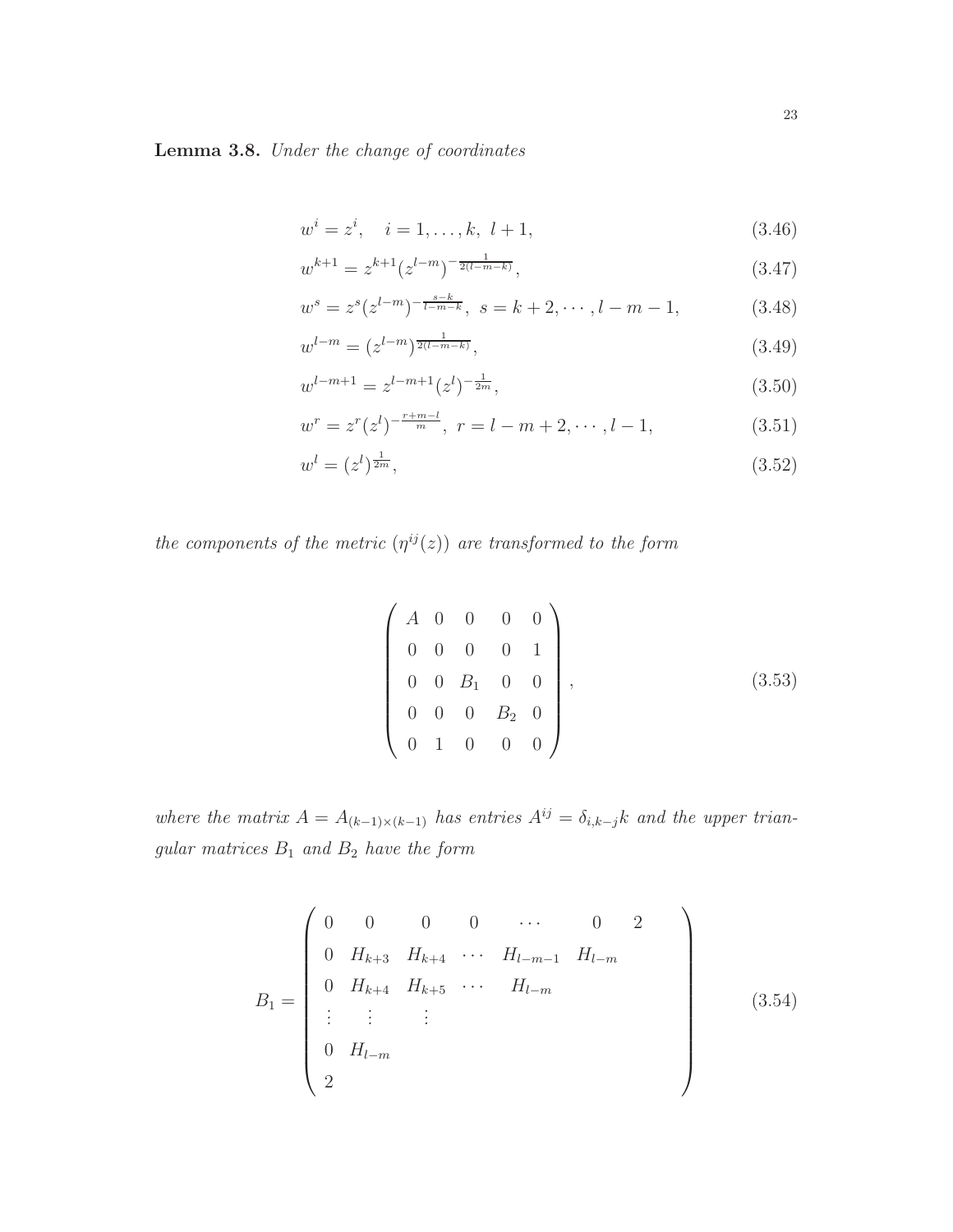**Lemma 3.8.** *Under the change of coordinates*

$$w^i = z^i, \quad i = 1, \dots, k,\ l+1, \tag{3.46}$$

$$w^{k+1} = z^{k+1}(z^{l-m})^{-\frac{1}{2(l-m-k)}}, \tag{3.47}$$

$$w^s = z^s(z^{l-m})^{-\frac{s-k}{l-m-k}},\ s = k+2, \cdots, l-m-1, \tag{3.48}$$

$$w^{l-m} = (z^{l-m})^{\frac{1}{2(l-m-k)}}, \tag{3.49}$$

$$w^{l-m+1} = z^{l-m+1}(z^l)^{-\frac{1}{2m}}, \tag{3.50}$$

$$w^r = z^r(z^l)^{-\frac{r+m-l}{m}},\ r = l-m+2, \cdots, l-1, \tag{3.51}$$

$$w^l = (z^l)^{\frac{1}{2m}}, \tag{3.52}$$

*the components of the metric $(\eta^{ij}(z))$ are transformed to the form*

$$\begin{pmatrix} A & 0 & 0 & 0 & 0 \\ 0 & 0 & 0 & 0 & 1 \\ 0 & 0 & B_1 & 0 & 0 \\ 0 & 0 & 0 & B_2 & 0 \\ 0 & 1 & 0 & 0 & 0 \end{pmatrix}, \tag{3.53}$$

*where the matrix $A = A_{(k-1)\times(k-1)}$ has entries $A^{ij} = \delta_{i,k-j}k$ and the upper triangular matrices $B_1$ and $B_2$ have the form*

$$B_1 = \begin{pmatrix} 0 & 0 & 0 & 0 & \cdots & 0 & 2 \\ 0 & H_{k+3} & H_{k+4} & \cdots & H_{l-m-1} & H_{l-m} & \\ 0 & H_{k+4} & H_{k+5} & \cdots & H_{l-m} & & \\ \vdots & \vdots & \vdots & & & & \\ 0 & H_{l-m} & & & & & \\ 2 & & & & & & \end{pmatrix} \tag{3.54}$$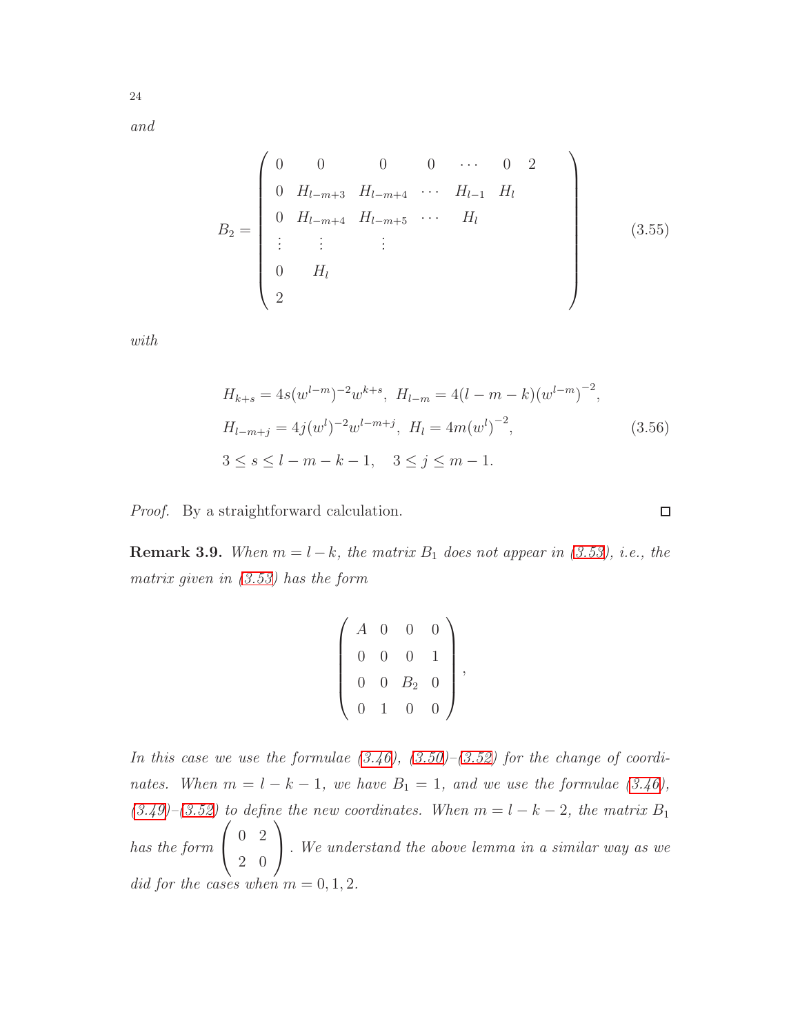*and*

$$
B_2 = \begin{pmatrix} 0 & 0 & 0 & 0 & \cdots & 0 & 2 \\ 0 & H_{l-m+3} & H_{l-m+4} & \cdots & H_{l-1} & H_l & \\ 0 & H_{l-m+4} & H_{l-m+5} & \cdots & H_l & & \\ \vdots & \vdots & \vdots & & & & \\ 0 & H_l & & & & & \\ 2 & & & & & & \end{pmatrix} \tag{3.55}
$$

*with*

$$
\begin{aligned}
&H_{k+s} = 4s(w^{l-m})^{-2}w^{k+s}, \; H_{l-m} = 4(l-m-k)\left(w^{l-m}\right)^{-2}, \\
&H_{l-m+j} = 4j(w^l)^{-2}w^{l-m+j}, \; H_l = 4m\left(w^l\right)^{-2}, \\
&3 \le s \le l-m-k-1, \quad 3 \le j \le m-1.
\end{aligned} \tag{3.56}
$$

*Proof.* By a straightforward calculation. □

**Remark 3.9.** *When $m = l-k$, the matrix $B_1$ does not appear in (3.53), i.e., the matrix given in (3.53) has the form*

$$
\begin{pmatrix} A & 0 & 0 & 0 \\ 0 & 0 & 0 & 1 \\ 0 & 0 & B_2 & 0 \\ 0 & 1 & 0 & 0 \end{pmatrix},
$$

*In this case we use the formulae (3.46), (3.50)–(3.52) for the change of coordinates. When $m = l-k-1$, we have $B_1 = 1$, and we use the formulae (3.46), (3.49)–(3.52) to define the new coordinates. When $m = l-k-2$, the matrix $B_1$ has the form $\begin{pmatrix} 0 & 2 \\ 2 & 0 \end{pmatrix}$. We understand the above lemma in a similar way as we did for the cases when $m = 0, 1, 2$.*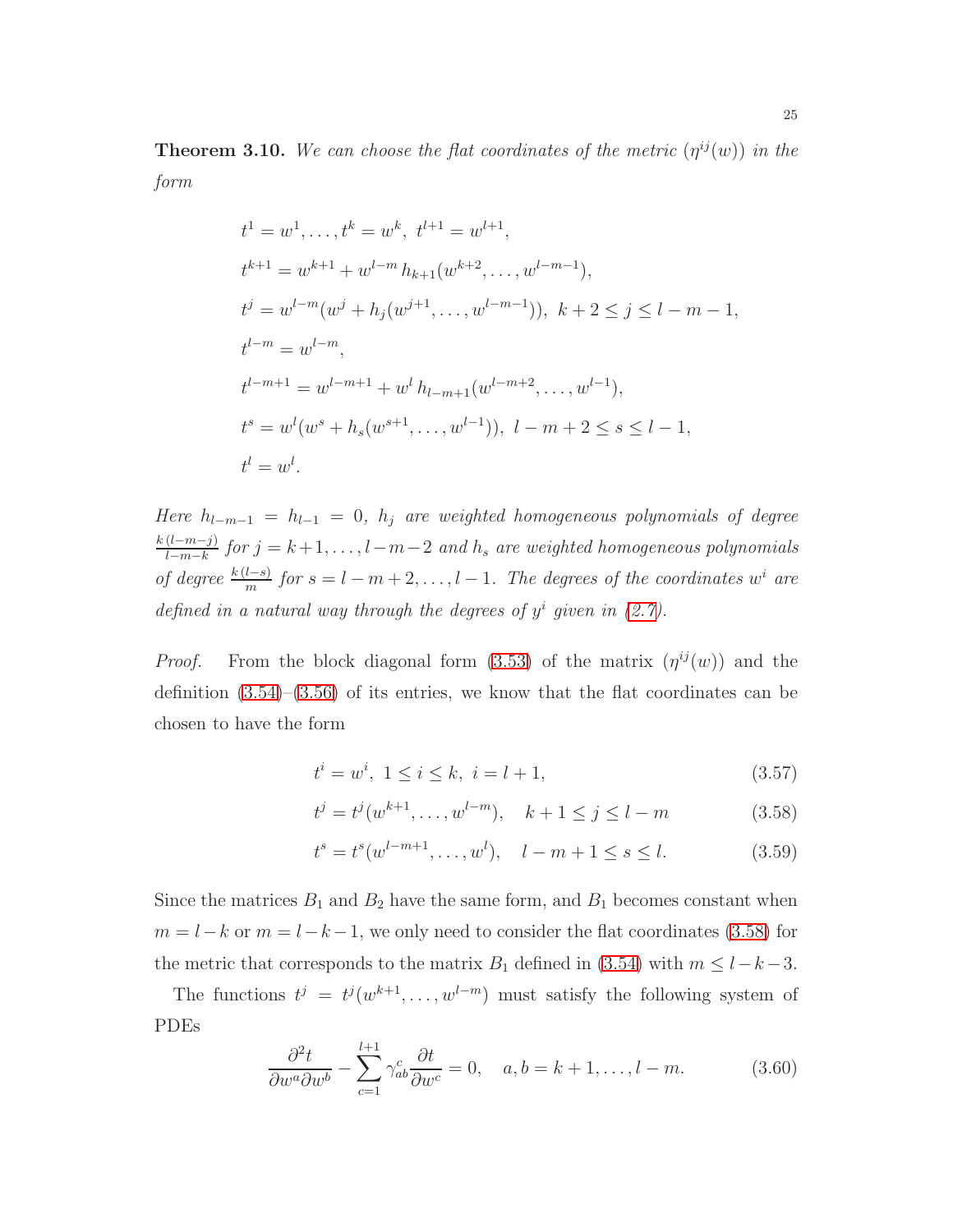**Theorem 3.10.** *We can choose the flat coordinates of the metric $(\eta^{ij}(w))$ in the form*

$$
\begin{aligned}
& t^1 = w^1, \ldots, t^k = w^k, \; t^{l+1} = w^{l+1}, \\
& t^{k+1} = w^{k+1} + w^{l-m} h_{k+1}(w^{k+2}, \ldots, w^{l-m-1}), \\
& t^j = w^{l-m}(w^j + h_j(w^{j+1}, \ldots, w^{l-m-1})), \; k+2 \le j \le l-m-1, \\
& t^{l-m} = w^{l-m}, \\
& t^{l-m+1} = w^{l-m+1} + w^l h_{l-m+1}(w^{l-m+2}, \ldots, w^{l-1}), \\
& t^s = w^l(w^s + h_s(w^{s+1}, \ldots, w^{l-1})), \; l-m+2 \le s \le l-1, \\
& t^l = w^l.
\end{aligned}
$$

*Here $h_{l-m-1} = h_{l-1} = 0$, $h_j$ are weighted homogeneous polynomials of degree $\frac{k(l-m-j)}{l-m-k}$ for $j = k+1, \ldots, l-m-2$ and $h_s$ are weighted homogeneous polynomials of degree $\frac{k(l-s)}{m}$ for $s = l-m+2, \ldots, l-1$. The degrees of the coordinates $w^i$ are defined in a natural way through the degrees of $y^i$ given in (2.7).*

*Proof.* From the block diagonal form (3.53) of the matrix $(\eta^{ij}(w))$ and the definition (3.54)–(3.56) of its entries, we know that the flat coordinates can be chosen to have the form

$$t^i = w^i, \; 1 \le i \le k, \; i = l+1, \tag{3.57}$$

$$t^j = t^j(w^{k+1}, \ldots, w^{l-m}), \quad k+1 \le j \le l-m \tag{3.58}$$

$$t^s = t^s(w^{l-m+1}, \ldots, w^l), \quad l-m+1 \le s \le l. \tag{3.59}$$

Since the matrices $B_1$ and $B_2$ have the same form, and $B_1$ becomes constant when $m = l-k$ or $m = l-k-1$, we only need to consider the flat coordinates (3.58) for the metric that corresponds to the matrix $B_1$ defined in (3.54) with $m \le l-k-3$.

The functions $t^j = t^j(w^{k+1}, \ldots, w^{l-m})$ must satisfy the following system of PDEs

$$\frac{\partial^2 t}{\partial w^a \partial w^b} - \sum_{c=1}^{l+1} \gamma^c_{ab} \frac{\partial t}{\partial w^c} = 0, \quad a, b = k+1, \ldots, l-m. \tag{3.60}$$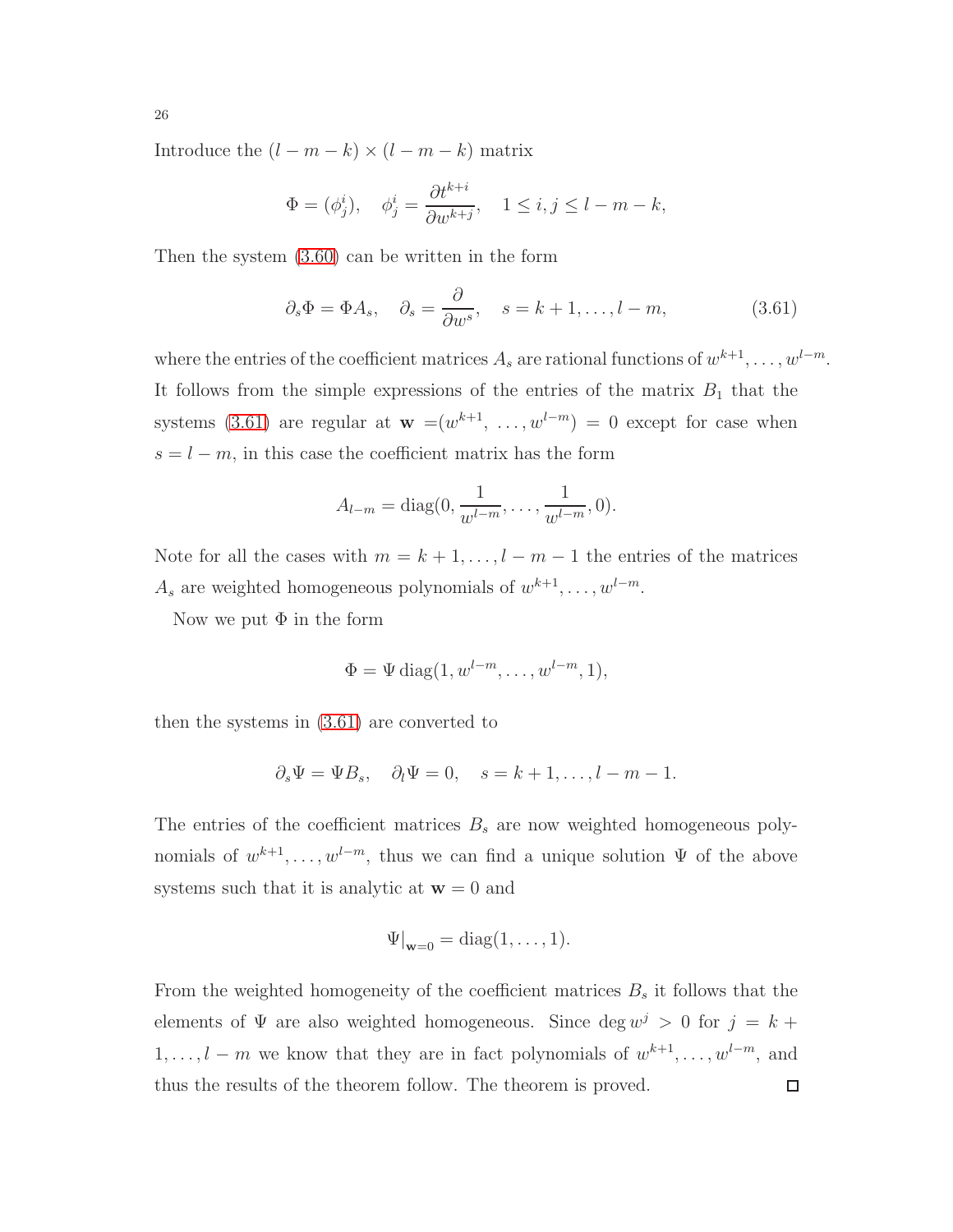Introduce the $(l-m-k) \times (l-m-k)$ matrix

$$\Phi = (\phi^i_j), \quad \phi^i_j = \frac{\partial t^{k+i}}{\partial w^{k+j}}, \quad 1 \le i, j \le l-m-k,$$

Then the system (3.60) can be written in the form

$$\partial_s \Phi = \Phi A_s, \quad \partial_s = \frac{\partial}{\partial w^s}, \quad s = k+1, \dots, l-m, \tag{3.61}$$

where the entries of the coefficient matrices $A_s$ are rational functions of $w^{k+1}, \dots, w^{l-m}$. It follows from the simple expressions of the entries of the matrix $B_1$ that the systems (3.61) are regular at $\mathbf{w} = (w^{k+1}, \dots, w^{l-m}) = 0$ except for case when $s = l-m$, in this case the coefficient matrix has the form

$$A_{l-m} = \operatorname{diag}(0, \frac{1}{w^{l-m}}, \dots, \frac{1}{w^{l-m}}, 0).$$

Note for all the cases with $m = k+1, \dots, l-m-1$ the entries of the matrices $A_s$ are weighted homogeneous polynomials of $w^{k+1}, \dots, w^{l-m}$.

Now we put $\Phi$ in the form

$$\Phi = \Psi \operatorname{diag}(1, w^{l-m}, \dots, w^{l-m}, 1),$$

then the systems in (3.61) are converted to

$$\partial_s \Psi = \Psi B_s, \quad \partial_l \Psi = 0, \quad s = k+1, \dots, l-m-1.$$

The entries of the coefficient matrices $B_s$ are now weighted homogeneous polynomials of $w^{k+1}, \dots, w^{l-m}$, thus we can find a unique solution $\Psi$ of the above systems such that it is analytic at $\mathbf{w} = 0$ and

$$\Psi|_{\mathbf{w}=0} = \operatorname{diag}(1, \dots, 1).$$

From the weighted homogeneity of the coefficient matrices $B_s$ it follows that the elements of $\Psi$ are also weighted homogeneous. Since $\deg w^j > 0$ for $j = k+1, \dots, l-m$ we know that they are in fact polynomials of $w^{k+1}, \dots, w^{l-m}$, and thus the results of the theorem follow. The theorem is proved. $\square$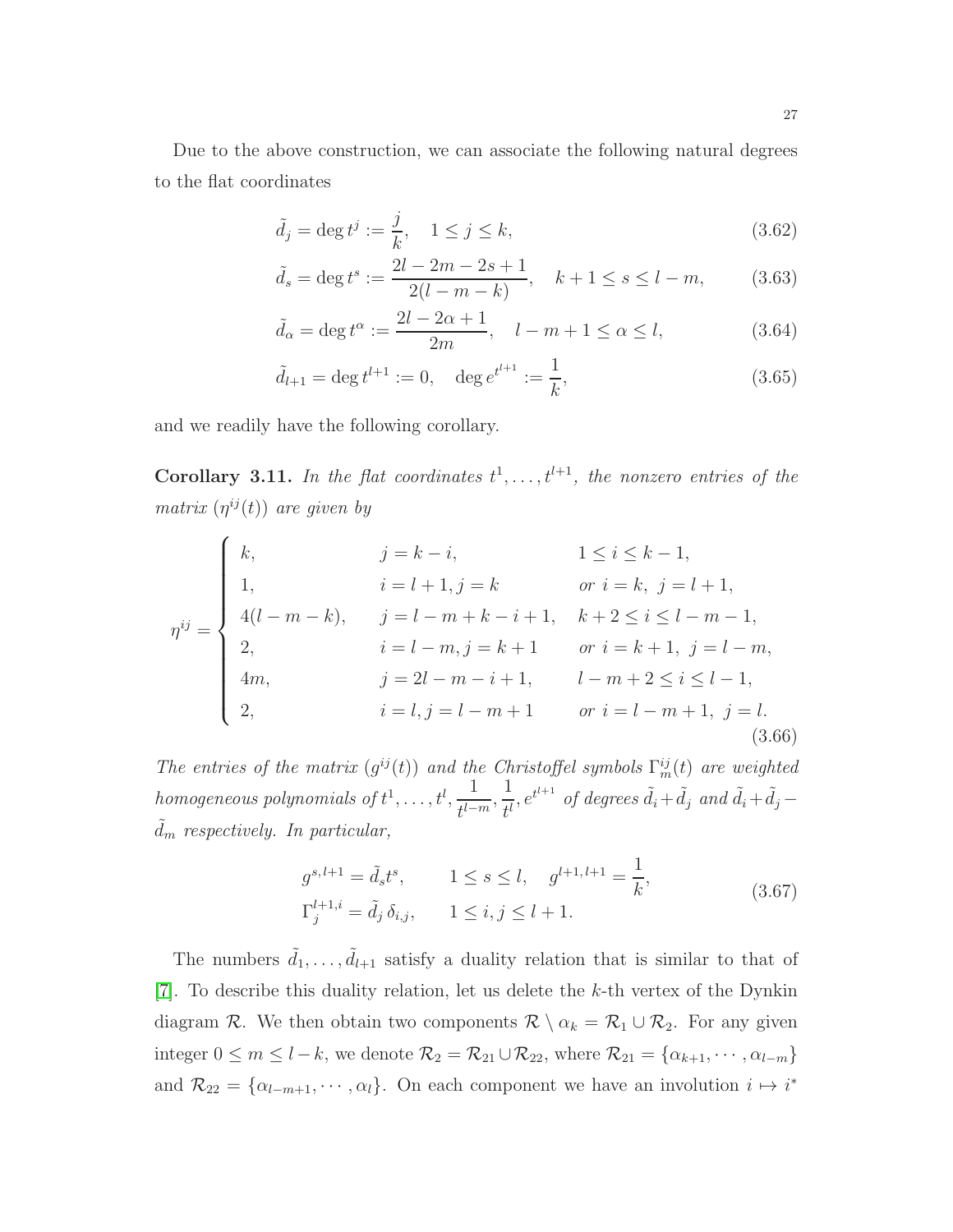Due to the above construction, we can associate the following natural degrees to the flat coordinates

$$\tilde{d}_j = \deg t^j := \frac{j}{k}, \quad 1 \le j \le k, \tag{3.62}$$

$$\tilde{d}_s = \deg t^s := \frac{2l - 2m - 2s + 1}{2(l - m - k)}, \quad k+1 \le s \le l - m, \tag{3.63}$$

$$\tilde{d}_\alpha = \deg t^\alpha := \frac{2l - 2\alpha + 1}{2m}, \quad l - m + 1 \le \alpha \le l, \tag{3.64}$$

$$\tilde{d}_{l+1} = \deg t^{l+1} := 0, \quad \deg e^{t^{l+1}} := \frac{1}{k}, \tag{3.65}$$

and we readily have the following corollary.

**Corollary 3.11.** *In the flat coordinates $t^1, \dots, t^{l+1}$, the nonzero entries of the matrix $(\eta^{ij}(t))$ are given by*

$$\eta^{ij} = \begin{cases} k, & j = k - i, & 1 \le i \le k-1, \\ 1, & i = l+1, j = k & \text{or } i = k, \ j = l+1, \\ 4(l-m-k), & j = l - m + k - i + 1, & k+2 \le i \le l - m - 1, \\ 2, & i = l - m, j = k+1 & \text{or } i = k+1, \ j = l - m, \\ 4m, & j = 2l - m - i + 1, & l - m + 2 \le i \le l - 1, \\ 2, & i = l, j = l - m + 1 & \text{or } i = l - m + 1, \ j = l. \end{cases} \tag{3.66}$$

*The entries of the matrix $(g^{ij}(t))$ and the Christoffel symbols $\Gamma^{ij}_m(t)$ are weighted homogeneous polynomials of $t^1, \dots, t^l, \frac{1}{t^{l-m}}, \frac{1}{t^l}, e^{t^{l+1}}$ of degrees $\tilde{d}_i + \tilde{d}_j$ and $\tilde{d}_i + \tilde{d}_j - \tilde{d}_m$ respectively. In particular,*

$$\begin{aligned} g^{s,l+1} &= \tilde{d}_s t^s, \qquad 1 \le s \le l, \quad g^{l+1,l+1} = \frac{1}{k}, \\ \Gamma^{l+1,i}_j &= \tilde{d}_j \, \delta_{i,j}, \qquad 1 \le i, j \le l+1. \end{aligned} \tag{3.67}$$

The numbers $\tilde{d}_1, \dots, \tilde{d}_{l+1}$ satisfy a duality relation that is similar to that of [7]. To describe this duality relation, let us delete the $k$-th vertex of the Dynkin diagram $\mathcal{R}$. We then obtain two components $\mathcal{R} \setminus \alpha_k = \mathcal{R}_1 \cup \mathcal{R}_2$. For any given integer $0 \le m \le l - k$, we denote $\mathcal{R}_2 = \mathcal{R}_{21} \cup \mathcal{R}_{22}$, where $\mathcal{R}_{21} = \{\alpha_{k+1}, \cdots, \alpha_{l-m}\}$ and $\mathcal{R}_{22} = \{\alpha_{l-m+1}, \cdots, \alpha_l\}$. On each component we have an involution $i \mapsto i^*$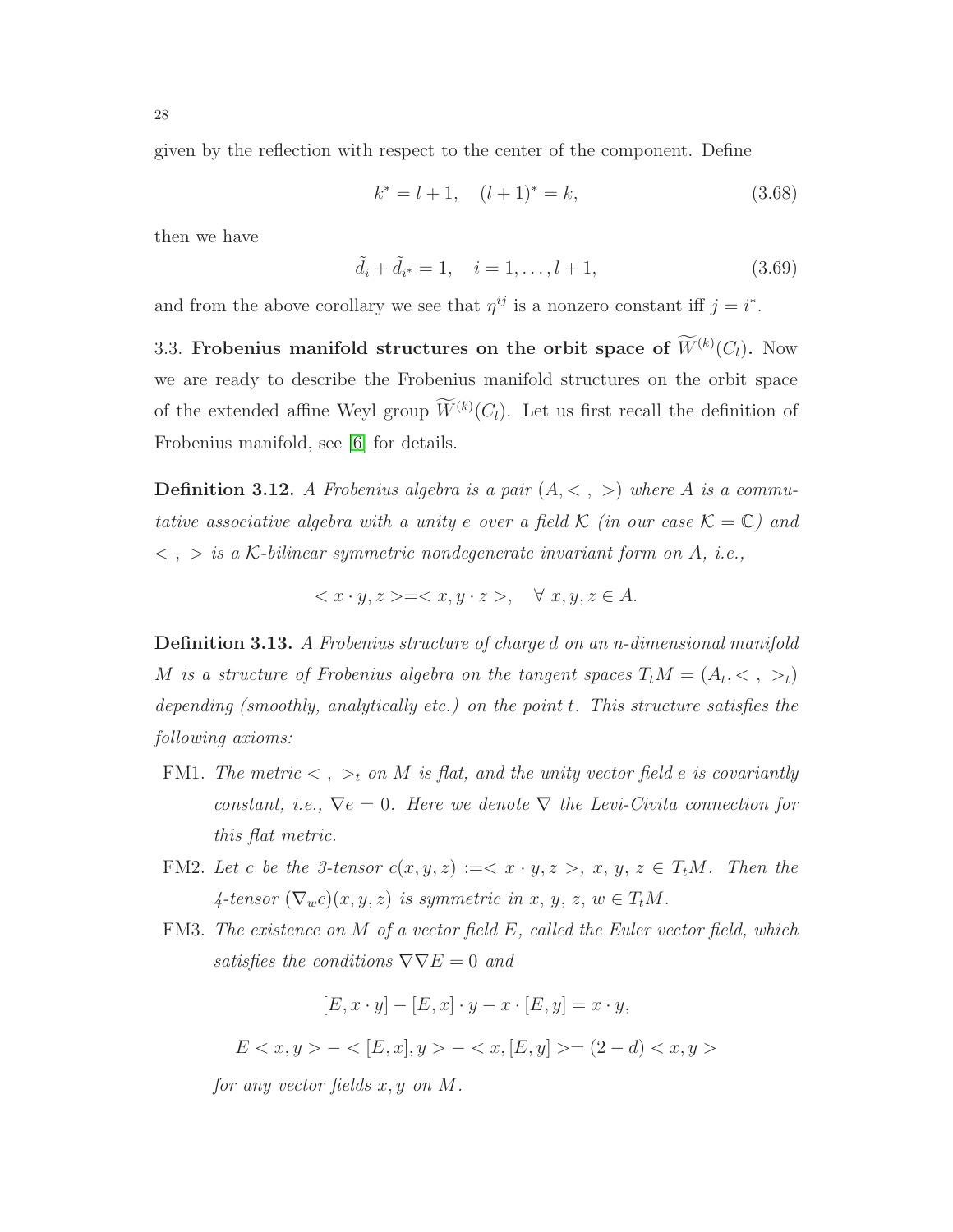given by the reflection with respect to the center of the component. Define

$$k^* = l+1, \quad (l+1)^* = k, \tag{3.68}$$

then we have

$$\tilde{d}_i + \tilde{d}_{i^*} = 1, \quad i = 1, \dots, l+1, \tag{3.69}$$

and from the above corollary we see that $\eta^{ij}$ is a nonzero constant iff $j = i^*$.

3.3. **Frobenius manifold structures on the orbit space of $\widetilde{W}^{(k)}(C_l)$.** Now we are ready to describe the Frobenius manifold structures on the orbit space of the extended affine Weyl group $\widetilde{W}^{(k)}(C_l)$. Let us first recall the definition of Frobenius manifold, see [6] for details.

**Definition 3.12.** *A Frobenius algebra is a pair $(A, <\ ,\ >)$ where $A$ is a commutative associative algebra with a unity $e$ over a field $\mathcal{K}$ (in our case $\mathcal{K} = \mathbb{C}$) and $<\ ,\ >$ is a $\mathcal{K}$-bilinear symmetric nondegenerate invariant form on $A$, i.e.,*

$$< x \cdot y, z > = < x, y \cdot z >, \quad \forall\ x, y, z \in A.$$

**Definition 3.13.** *A Frobenius structure of charge $d$ on an $n$-dimensional manifold $M$ is a structure of Frobenius algebra on the tangent spaces $T_tM = (A_t, <\ ,\ >_t)$ depending (smoothly, analytically etc.) on the point $t$. This structure satisfies the following axioms:*

- FM1. *The metric $<\ ,\ >_t$ on $M$ is flat, and the unity vector field $e$ is covariantly constant, i.e., $\nabla e = 0$. Here we denote $\nabla$ the Levi-Civita connection for this flat metric.*
- FM2. *Let $c$ be the 3-tensor $c(x,y,z) := < x \cdot y, z >$, $x, y, z \in T_tM$. Then the 4-tensor $(\nabla_w c)(x,y,z)$ is symmetric in $x, y, z, w \in T_tM$.*
- FM3. *The existence on $M$ of a vector field $E$, called the Euler vector field, which satisfies the conditions $\nabla\nabla E = 0$ and*

$$[E, x \cdot y] - [E, x] \cdot y - x \cdot [E, y] = x \cdot y,$$

$$E < x, y > - < [E, x], y > - < x, [E, y] > = (2-d) < x, y >$$

*for any vector fields $x, y$ on $M$.*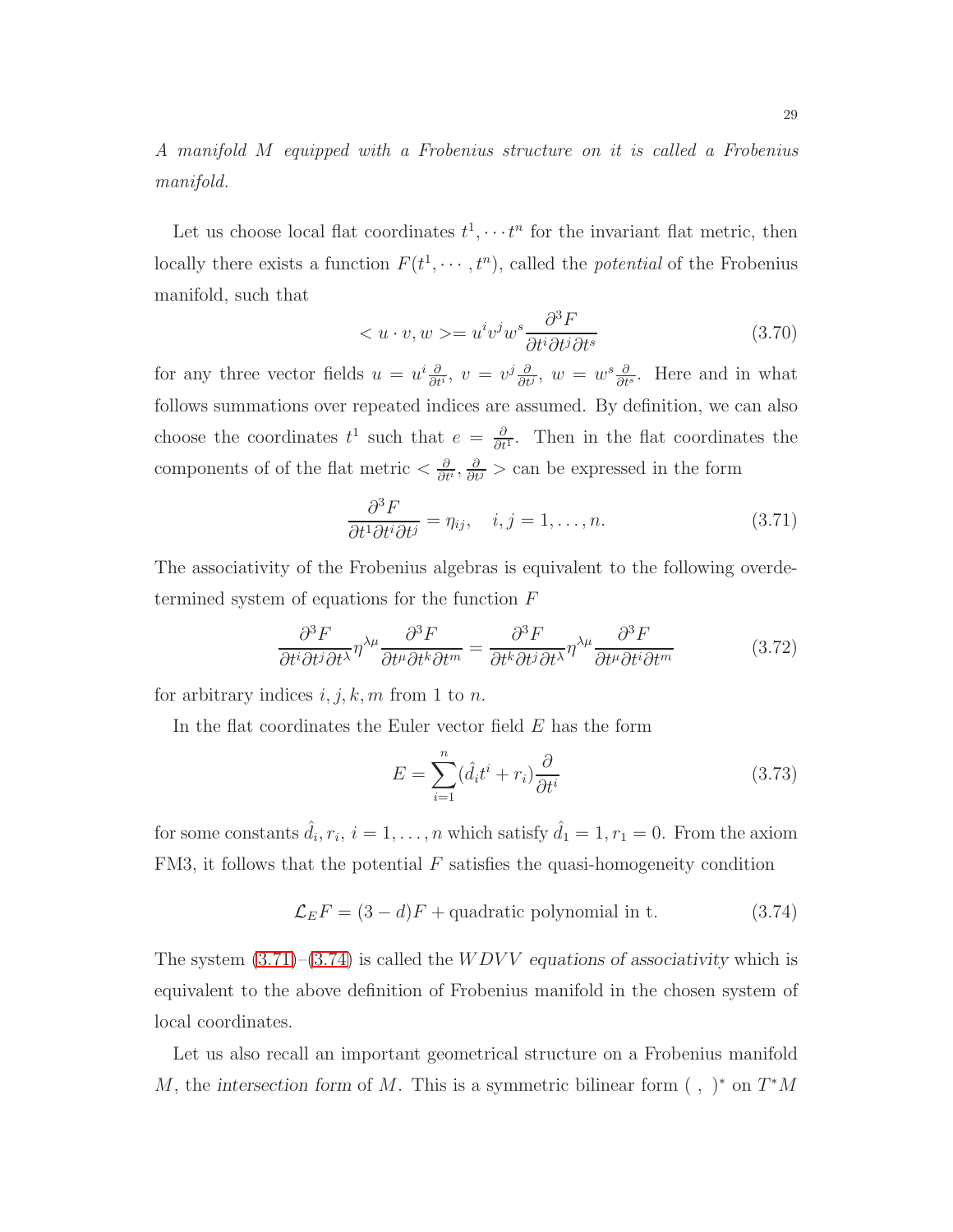*A manifold $M$ equipped with a Frobenius structure on it is called a Frobenius manifold.*

Let us choose local flat coordinates $t^1, \cdots t^n$ for the invariant flat metric, then locally there exists a function $F(t^1, \cdots, t^n)$, called the *potential* of the Frobenius manifold, such that

$$< u \cdot v, w >= u^i v^j w^s \frac{\partial^3 F}{\partial t^i \partial t^j \partial t^s} \tag{3.70}$$

for any three vector fields $u = u^i \frac{\partial}{\partial t^i}$, $v = v^j \frac{\partial}{\partial t^j}$, $w = w^s \frac{\partial}{\partial t^s}$. Here and in what follows summations over repeated indices are assumed. By definition, we can also choose the coordinates $t^1$ such that $e = \frac{\partial}{\partial t^1}$. Then in the flat coordinates the components of of the flat metric $< \frac{\partial}{\partial t^i}, \frac{\partial}{\partial t^j} >$ can be expressed in the form

$$\frac{\partial^3 F}{\partial t^1 \partial t^i \partial t^j} = \eta_{ij}, \quad i, j = 1, \ldots, n. \tag{3.71}$$

The associativity of the Frobenius algebras is equivalent to the following overdetermined system of equations for the function $F$

$$\frac{\partial^3 F}{\partial t^i \partial t^j \partial t^\lambda} \eta^{\lambda\mu} \frac{\partial^3 F}{\partial t^\mu \partial t^k \partial t^m} = \frac{\partial^3 F}{\partial t^k \partial t^j \partial t^\lambda} \eta^{\lambda\mu} \frac{\partial^3 F}{\partial t^\mu \partial t^i \partial t^m} \tag{3.72}$$

for arbitrary indices $i, j, k, m$ from 1 to $n$.

In the flat coordinates the Euler vector field $E$ has the form

$$E = \sum_{i=1}^{n} (\hat{d}_i t^i + r_i) \frac{\partial}{\partial t^i} \tag{3.73}$$

for some constants $\hat{d}_i, r_i$, $i = 1, \ldots, n$ which satisfy $\hat{d}_1 = 1, r_1 = 0$. From the axiom FM3, it follows that the potential $F$ satisfies the quasi-homogeneity condition

$$\mathcal{L}_E F = (3 - d)F + \text{quadratic polynomial in t.} \tag{3.74}$$

The system (3.71)–(3.74) is called the *$WDVV$ equations of associativity* which is equivalent to the above definition of Frobenius manifold in the chosen system of local coordinates.

Let us also recall an important geometrical structure on a Frobenius manifold $M$, the *intersection form* of $M$. This is a symmetric bilinear form $( \ , \ )^*$ on $T^*M$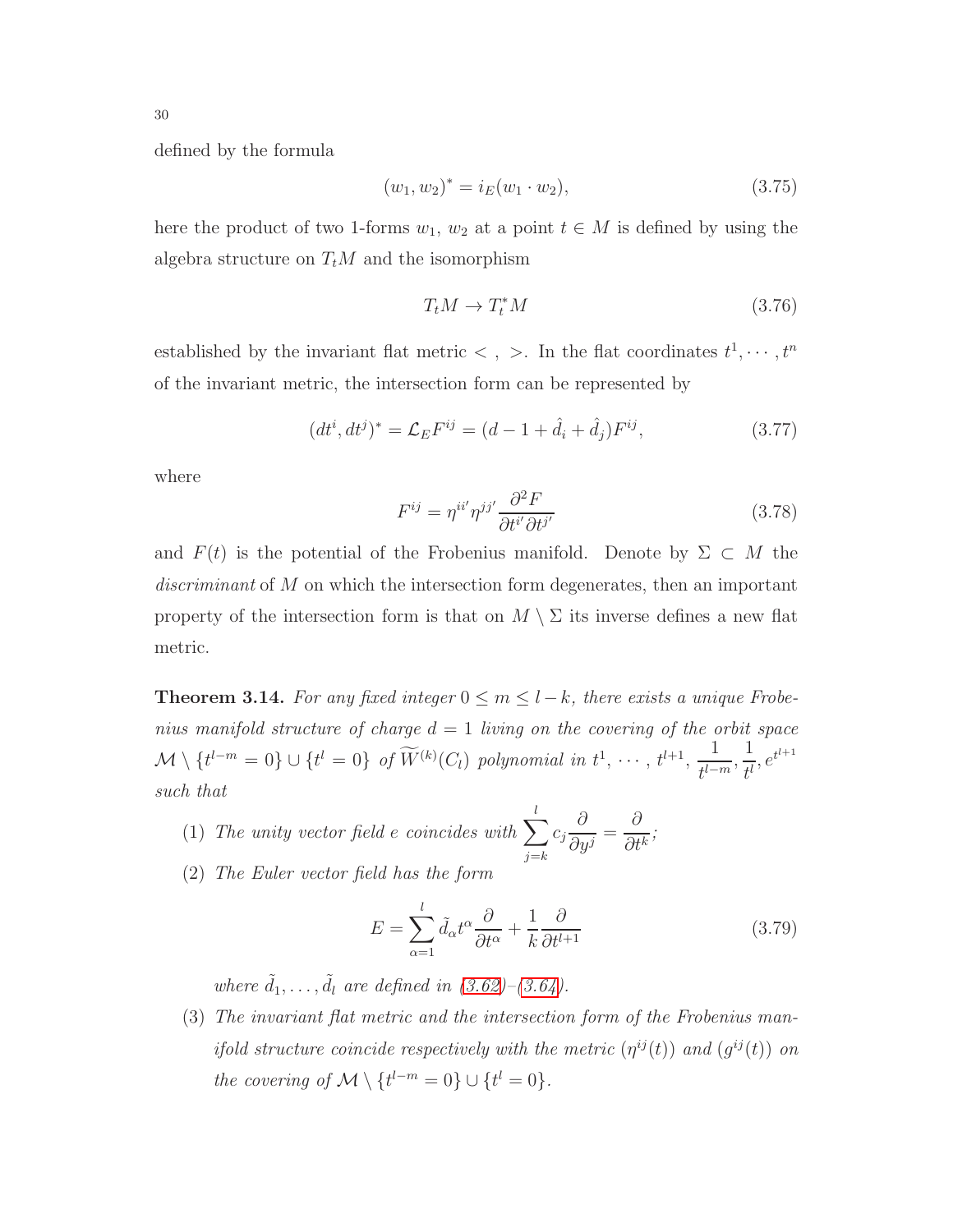defined by the formula

$$(w_1, w_2)^* = i_E(w_1 \cdot w_2), \tag{3.75}$$

here the product of two 1-forms $w_1$, $w_2$ at a point $t \in M$ is defined by using the algebra structure on $T_tM$ and the isomorphism

$$T_tM \to T_t^*M \tag{3.76}$$

established by the invariant flat metric $<\ ,\ >$. In the flat coordinates $t^1, \cdots, t^n$ of the invariant metric, the intersection form can be represented by

$$(dt^i, dt^j)^* = \mathcal{L}_E F^{ij} = (d - 1 + \hat{d}_i + \hat{d}_j)F^{ij}, \tag{3.77}$$

where

$$F^{ij} = \eta^{ii'}\eta^{jj'}\frac{\partial^2 F}{\partial t^{i'}\partial t^{j'}} \tag{3.78}$$

and $F(t)$ is the potential of the Frobenius manifold. Denote by $\Sigma \subset M$ the *discriminant* of $M$ on which the intersection form degenerates, then an important property of the intersection form is that on $M \setminus \Sigma$ its inverse defines a new flat metric.

**Theorem 3.14.** *For any fixed integer $0 \le m \le l - k$, there exists a unique Frobenius manifold structure of charge $d = 1$ living on the covering of the orbit space $\mathcal{M} \setminus \{t^{l-m} = 0\} \cup \{t^l = 0\}$ of $\widetilde{W}^{(k)}(C_l)$ polynomial in $t^1, \cdots, t^{l+1}, \dfrac{1}{t^{l-m}}, \dfrac{1}{t^l}, e^{t^{l+1}}$ such that*

1. *The unity vector field $e$ coincides with $\displaystyle\sum_{j=k}^{l} c_j \frac{\partial}{\partial y^j} = \frac{\partial}{\partial t^k}$;*
2. *The Euler vector field has the form*

$$E = \sum_{\alpha=1}^{l} \tilde{d}_\alpha t^\alpha \frac{\partial}{\partial t^\alpha} + \frac{1}{k}\frac{\partial}{\partial t^{l+1}} \tag{3.79}$$

   *where $\tilde{d}_1, \ldots, \tilde{d}_l$ are defined in (3.62)–(3.64).*

3. *The invariant flat metric and the intersection form of the Frobenius manifold structure coincide respectively with the metric $(\eta^{ij}(t))$ and $(g^{ij}(t))$ on the covering of $\mathcal{M} \setminus \{t^{l-m} = 0\} \cup \{t^l = 0\}$.*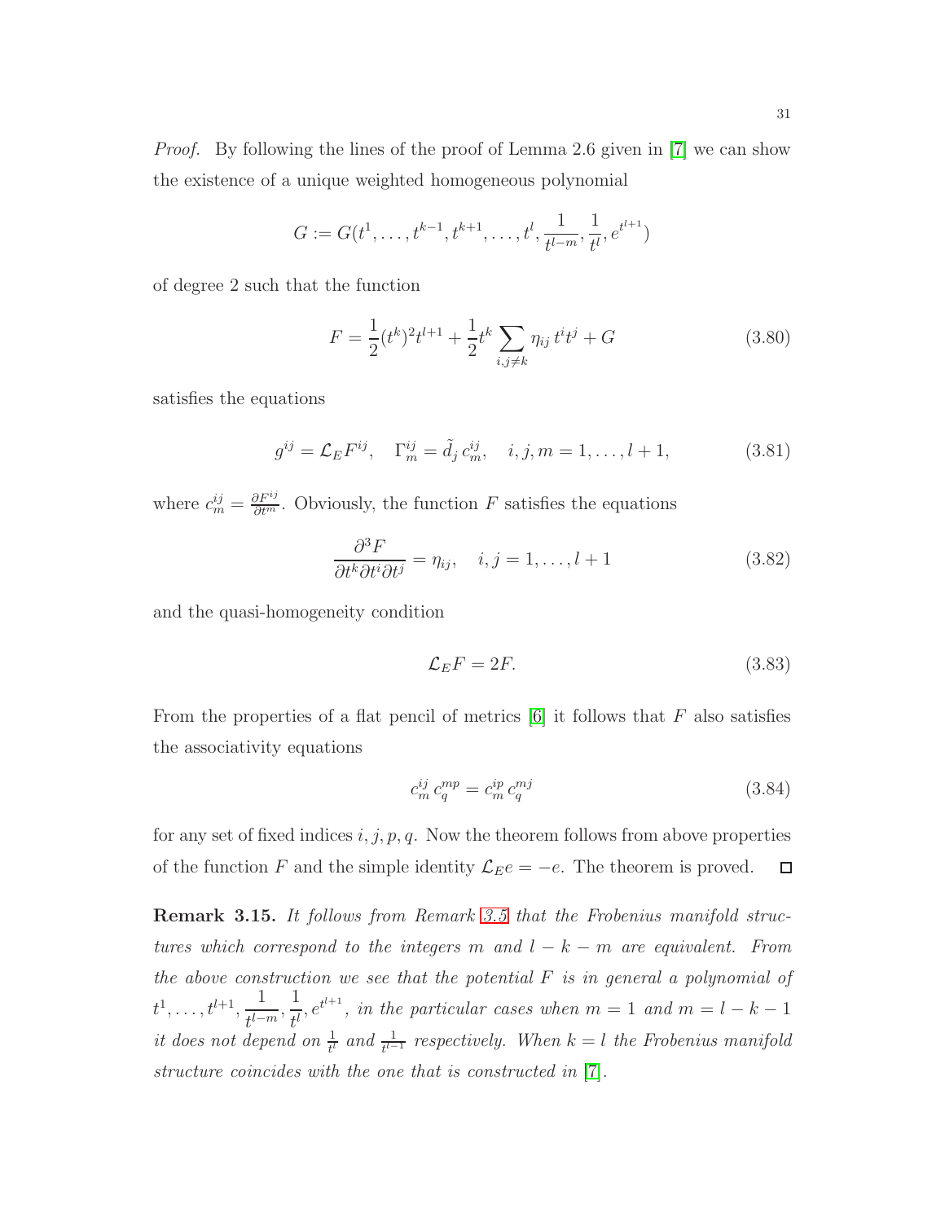*Proof.* By following the lines of the proof of Lemma 2.6 given in [7] we can show the existence of a unique weighted homogeneous polynomial

$$G := G(t^1, \ldots, t^{k-1}, t^{k+1}, \ldots, t^l, \frac{1}{t^{l-m}}, \frac{1}{t^l}, e^{t^{l+1}})$$

of degree 2 such that the function

$$F = \frac{1}{2}(t^k)^2 t^{l+1} + \frac{1}{2} t^k \sum_{i,j \neq k} \eta_{ij}\, t^i t^j + G \tag{3.80}$$

satisfies the equations

$$g^{ij} = \mathcal{L}_E F^{ij}, \quad \Gamma_m^{ij} = \tilde{d}_j\, c_m^{ij}, \quad i, j, m = 1, \ldots, l+1, \tag{3.81}$$

where $c_m^{ij} = \frac{\partial F^{ij}}{\partial t^m}$. Obviously, the function $F$ satisfies the equations

$$\frac{\partial^3 F}{\partial t^k \partial t^i \partial t^j} = \eta_{ij}, \quad i, j = 1, \ldots, l+1 \tag{3.82}$$

and the quasi-homogeneity condition

$$\mathcal{L}_E F = 2F. \tag{3.83}$$

From the properties of a flat pencil of metrics [6] it follows that $F$ also satisfies the associativity equations

$$c_m^{ij}\, c_q^{mp} = c_m^{ip}\, c_q^{mj} \tag{3.84}$$

for any set of fixed indices $i, j, p, q$. Now the theorem follows from above properties of the function $F$ and the simple identity $\mathcal{L}_E e = -e$. The theorem is proved. □

**Remark 3.15.** *It follows from Remark 3.5 that the Frobenius manifold structures which correspond to the integers $m$ and $l-k-m$ are equivalent. From the above construction we see that the potential $F$ is in general a polynomial of $t^1, \ldots, t^{l+1}, \frac{1}{t^{l-m}}, \frac{1}{t^l}, e^{t^{l+1}}$, in the particular cases when $m = 1$ and $m = l-k-1$ it does not depend on $\frac{1}{t^l}$ and $\frac{1}{t^{l-1}}$ respectively. When $k = l$ the Frobenius manifold structure coincides with the one that is constructed in [7].*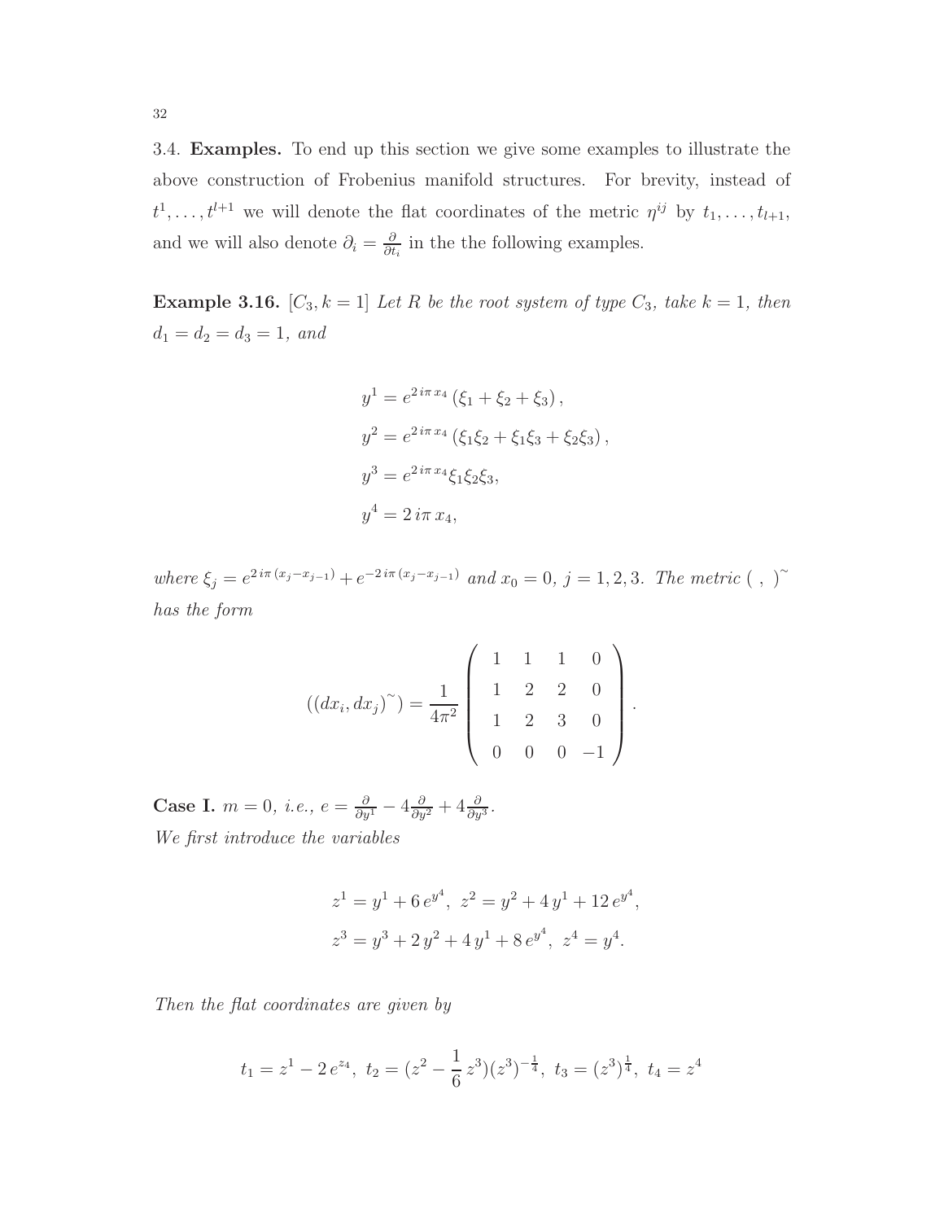3.4. **Examples.** To end up this section we give some examples to illustrate the above construction of Frobenius manifold structures. For brevity, instead of $t^1, \dots, t^{l+1}$ we will denote the flat coordinates of the metric $\eta^{ij}$ by $t_1, \dots, t_{l+1}$, and we will also denote $\partial_i = \frac{\partial}{\partial t_i}$ in the the following examples.

**Example 3.16.** [$C_3, k=1$] *Let $R$ be the root system of type $C_3$, take $k=1$, then $d_1 = d_2 = d_3 = 1$, and*

$$
\begin{aligned}
y^1 &= e^{2\,i\pi\,x_4}\left(\xi_1+\xi_2+\xi_3\right),\\
y^2 &= e^{2\,i\pi\,x_4}\left(\xi_1\xi_2+\xi_1\xi_3+\xi_2\xi_3\right),\\
y^3 &= e^{2\,i\pi\,x_4}\xi_1\xi_2\xi_3,\\
y^4 &= 2\,i\pi\,x_4,
\end{aligned}
$$

*where $\xi_j = e^{2\,i\pi\,(x_j - x_{j-1})} + e^{-2\,i\pi\,(x_j-x_{j-1})}$ and $x_0 = 0$, $j=1,2,3$. The metric $(\ ,\ )^{\sim}$ has the form*

$$
((dx_i, dx_j)^{\sim}) = \frac{1}{4\pi^2}\begin{pmatrix} 1 & 1 & 1 & 0\\ 1 & 2 & 2 & 0\\ 1 & 2 & 3 & 0\\ 0 & 0 & 0 & -1\end{pmatrix}.
$$

**Case I.** *$m=0$, i.e., $e = \frac{\partial}{\partial y^1} - 4\frac{\partial}{\partial y^2} + 4\frac{\partial}{\partial y^3}$.*
*We first introduce the variables*

$$
\begin{aligned}
&z^1 = y^1 + 6\,e^{y^4},\ z^2 = y^2 + 4\,y^1 + 12\,e^{y^4},\\
&z^3 = y^3 + 2\,y^2 + 4\,y^1 + 8\,e^{y^4},\ z^4 = y^4.
\end{aligned}
$$

*Then the flat coordinates are given by*

$$
t_1 = z^1 - 2\,e^{z_4},\ t_2 = (z^2 - \frac{1}{6}\,z^3)(z^3)^{-\frac14},\ t_3 = (z^3)^{\frac14},\ t_4 = z^4
$$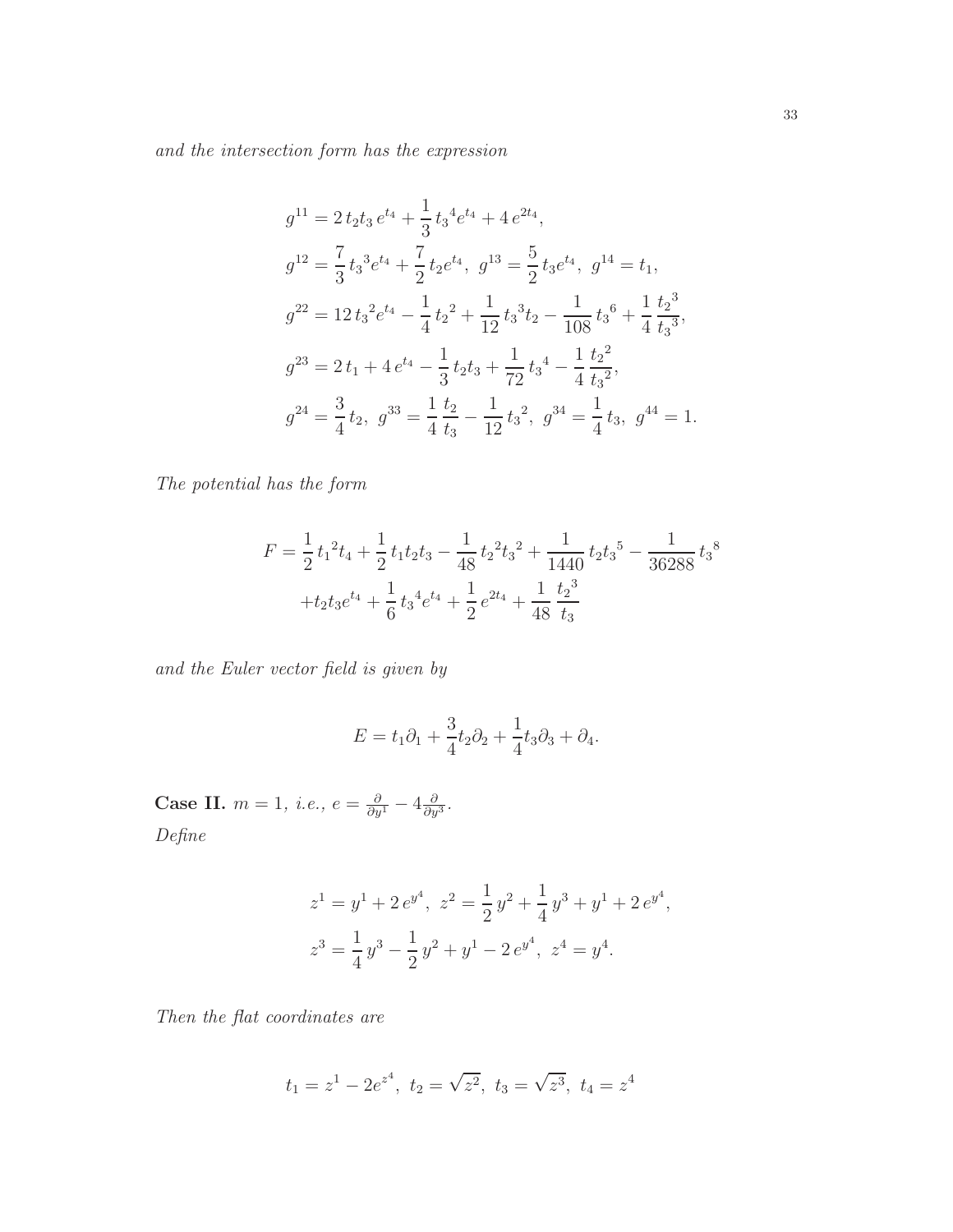*and the intersection form has the expression*

$$
\begin{aligned}
&g^{11} = 2\,t_2 t_3\,e^{t_4} + \frac{1}{3}\,{t_3}^4 e^{t_4} + 4\,e^{2t_4},\\
&g^{12} = \frac{7}{3}\,{t_3}^3 e^{t_4} + \frac{7}{2}\,t_2 e^{t_4},\ g^{13} = \frac{5}{2}\,t_3 e^{t_4},\ g^{14} = t_1,\\
&g^{22} = 12\,{t_3}^2 e^{t_4} - \frac{1}{4}\,{t_2}^2 + \frac{1}{12}\,{t_3}^3 t_2 - \frac{1}{108}\,{t_3}^6 + \frac{1}{4}\,\frac{{t_2}^3}{{t_3}^3},\\
&g^{23} = 2\,t_1 + 4\,e^{t_4} - \frac{1}{3}\,t_2 t_3 + \frac{1}{72}\,{t_3}^4 - \frac{1}{4}\,\frac{{t_2}^2}{{t_3}^2},\\
&g^{24} = \frac{3}{4}\,t_2,\ g^{33} = \frac{1}{4}\,\frac{t_2}{t_3} - \frac{1}{12}\,{t_3}^2,\ g^{34} = \frac{1}{4}\,t_3,\ g^{44} = 1.
\end{aligned}
$$

*The potential has the form*

$$
\begin{aligned}
F = &\frac{1}{2}\,{t_1}^2 t_4 + \frac{1}{2}\,t_1 t_2 t_3 - \frac{1}{48}\,{t_2}^2 {t_3}^2 + \frac{1}{1440}\,t_2 {t_3}^5 - \frac{1}{36288}\,{t_3}^8\\
&+ t_2 t_3 e^{t_4} + \frac{1}{6}\,{t_3}^4 e^{t_4} + \frac{1}{2}\,e^{2t_4} + \frac{1}{48}\,\frac{{t_2}^3}{t_3}
\end{aligned}
$$

*and the Euler vector field is given by*

$$
E = t_1\partial_1 + \frac{3}{4} t_2\partial_2 + \frac{1}{4} t_3\partial_3 + \partial_4.
$$

**Case II.** $m = 1$, *i.e.*, $e = \frac{\partial}{\partial y^1} - 4\frac{\partial}{\partial y^3}$.

*Define*

$$
\begin{aligned}
&z^1 = y^1 + 2\,e^{y^4},\ z^2 = \frac{1}{2}\,y^2 + \frac{1}{4}\,y^3 + y^1 + 2\,e^{y^4},\\
&z^3 = \frac{1}{4}\,y^3 - \frac{1}{2}\,y^2 + y^1 - 2\,e^{y^4},\ z^4 = y^4.
\end{aligned}
$$

*Then the flat coordinates are*

$$
t_1 = z^1 - 2e^{z^4},\ t_2 = \sqrt{z^2},\ t_3 = \sqrt{z^3},\ t_4 = z^4
$$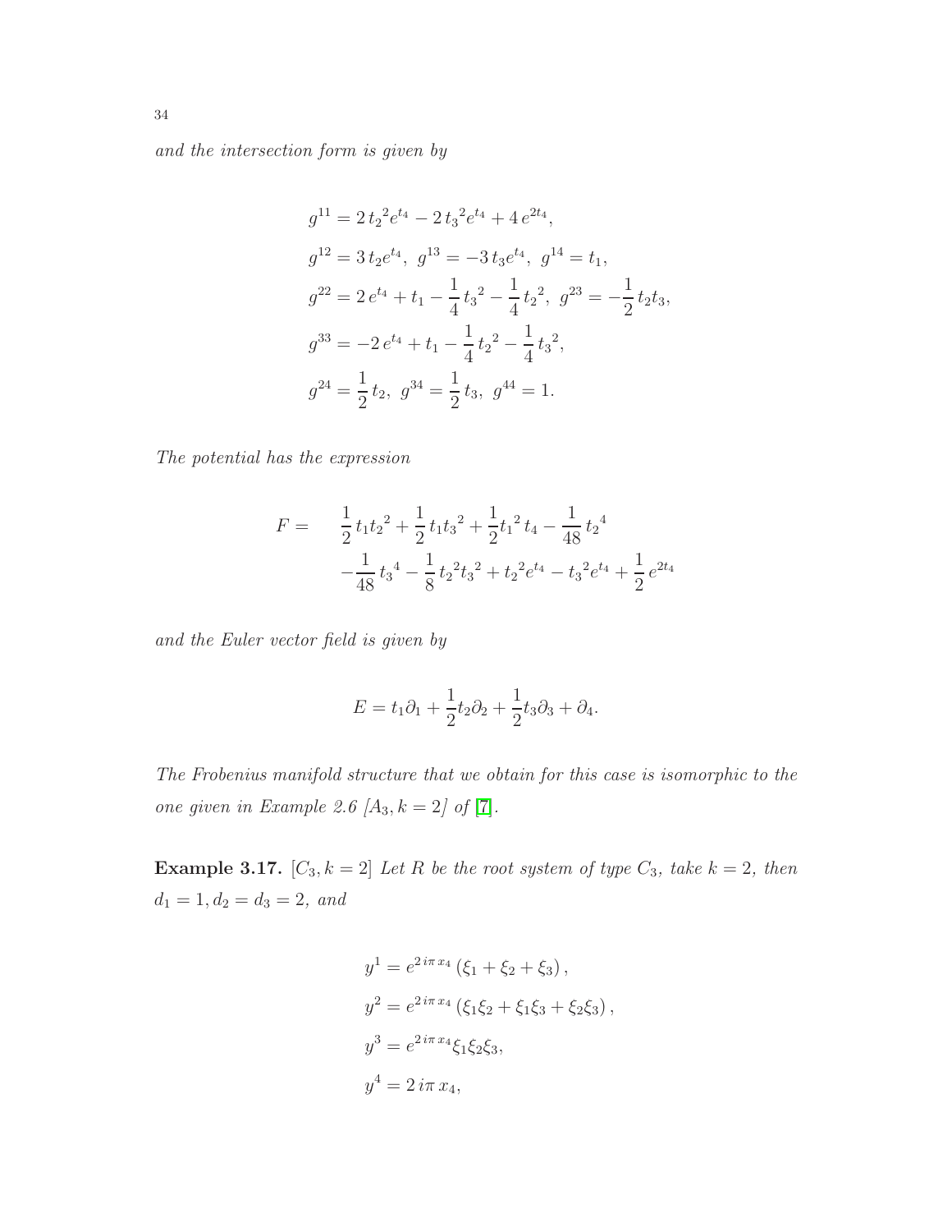*and the intersection form is given by*

$$
\begin{aligned}
&g^{11} = 2\,{t_2}^2 e^{t_4} - 2\,{t_3}^2 e^{t_4} + 4\,e^{2t_4},\\
&g^{12} = 3\,t_2 e^{t_4},\ g^{13} = -3\,t_3 e^{t_4},\ g^{14} = t_1,\\
&g^{22} = 2\,e^{t_4} + t_1 - \frac{1}{4}\,{t_3}^2 - \frac{1}{4}\,{t_2}^2,\ g^{23} = -\frac{1}{2}\,t_2 t_3,\\
&g^{33} = -2\,e^{t_4} + t_1 - \frac{1}{4}\,{t_2}^2 - \frac{1}{4}\,{t_3}^2,\\
&g^{24} = \frac{1}{2}\,t_2,\ g^{34} = \frac{1}{2}\,t_3,\ g^{44} = 1.
\end{aligned}
$$

*The potential has the expression*

$$
\begin{aligned}
F = \quad & \frac{1}{2}\,t_1{t_2}^2 + \frac{1}{2}\,t_1{t_3}^2 + \frac{1}{2}{t_1}^2\,t_4 - \frac{1}{48}\,{t_2}^4\\
& -\frac{1}{48}\,{t_3}^4 - \frac{1}{8}\,{t_2}^2{t_3}^2 + {t_2}^2 e^{t_4} - {t_3}^2 e^{t_4} + \frac{1}{2}\,e^{2t_4}
\end{aligned}
$$

*and the Euler vector field is given by*

$$
E = t_1\partial_1 + \frac{1}{2}t_2\partial_2 + \frac{1}{2}t_3\partial_3 + \partial_4.
$$

*The Frobenius manifold structure that we obtain for this case is isomorphic to the one given in Example 2.6 [$A_3, k = 2$] of [7].*

**Example 3.17.** [$C_3, k = 2$] *Let $R$ be the root system of type $C_3$, take $k = 2$, then $d_1 = 1, d_2 = d_3 = 2$, and*

$$
\begin{aligned}
&y^1 = e^{2\,i\pi\,x_4}\left(\xi_1 + \xi_2 + \xi_3\right),\\
&y^2 = e^{2\,i\pi\,x_4}\left(\xi_1\xi_2 + \xi_1\xi_3 + \xi_2\xi_3\right),\\
&y^3 = e^{2\,i\pi\,x_4}\xi_1\xi_2\xi_3,\\
&y^4 = 2\,i\pi\,x_4,
\end{aligned}
$$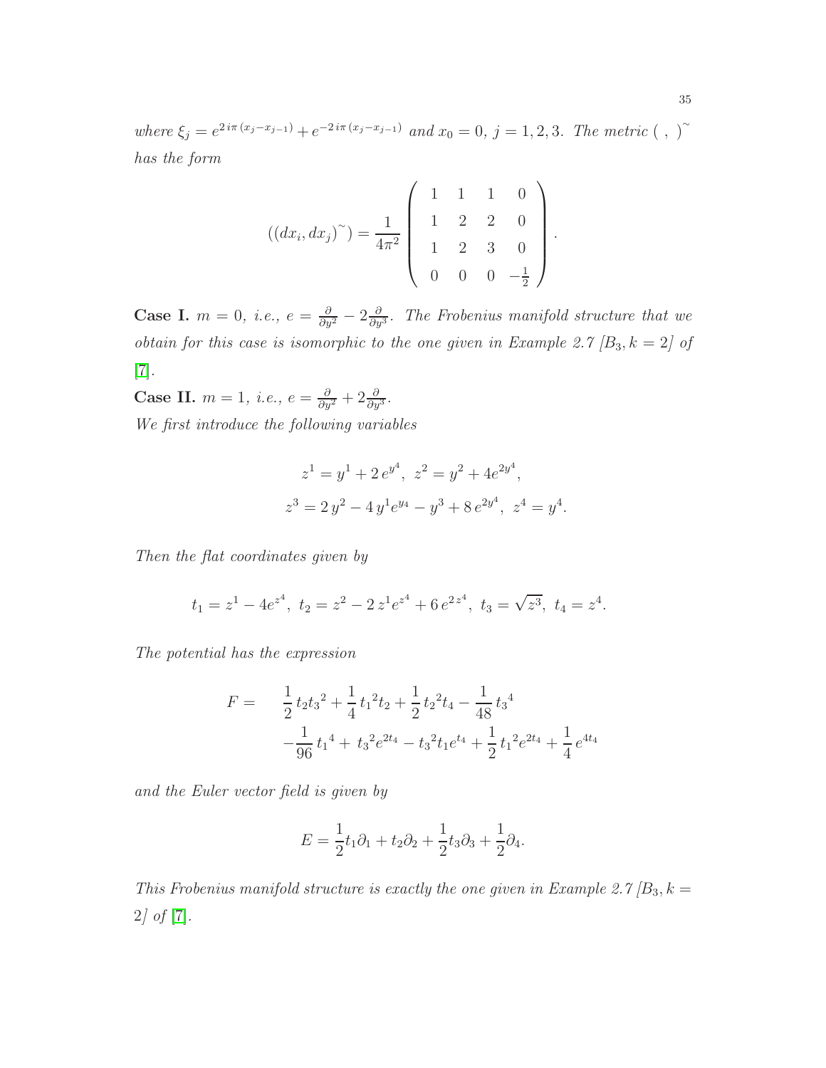*where* $\xi_j = e^{2\,i\pi\,(x_j - x_{j-1})} + e^{-2\,i\pi\,(x_j - x_{j-1})}$ *and* $x_0 = 0,\ j = 1, 2, 3$. *The metric* $(\ ,\ )^{\sim}$ *has the form*

$$((dx_i, dx_j)^{\sim}) = \frac{1}{4\pi^2} \begin{pmatrix} 1 & 1 & 1 & 0 \\ 1 & 2 & 2 & 0 \\ 1 & 2 & 3 & 0 \\ 0 & 0 & 0 & -\frac{1}{2} \end{pmatrix}.$$

**Case I.** $m = 0$, *i.e.,* $e = \frac{\partial}{\partial y^2} - 2\frac{\partial}{\partial y^3}$. *The Frobenius manifold structure that we obtain for this case is isomorphic to the one given in Example 2.7 [$B_3, k = 2$] of* [7].

**Case II.** $m = 1$, *i.e.,* $e = \frac{\partial}{\partial y^2} + 2\frac{\partial}{\partial y^3}$.

*We first introduce the following variables*

$$z^1 = y^1 + 2\,e^{y^4},\ z^2 = y^2 + 4e^{2y^4},$$
$$z^3 = 2\,y^2 - 4\,y^1 e^{y_4} - y^3 + 8\,e^{2y^4},\ z^4 = y^4.$$

*Then the flat coordinates given by*

$$t_1 = z^1 - 4e^{z^4},\ t_2 = z^2 - 2\,z^1 e^{z^4} + 6\,e^{2\,z^4},\ t_3 = \sqrt{z^3},\ t_4 = z^4.$$

*The potential has the expression*

$$\begin{aligned} F = \quad & \frac{1}{2}\,t_2 {t_3}^2 + \frac{1}{4}\,{t_1}^2 t_2 + \frac{1}{2}\,{t_2}^2 t_4 - \frac{1}{48}\,{t_3}^4 \\ & -\frac{1}{96}\,{t_1}^4 + {t_3}^2 e^{2t_4} - {t_3}^2 t_1 e^{t_4} + \frac{1}{2}\,{t_1}^2 e^{2t_4} + \frac{1}{4}\,e^{4t_4} \end{aligned}$$

*and the Euler vector field is given by*

$$E = \frac{1}{2} t_1 \partial_1 + t_2 \partial_2 + \frac{1}{2} t_3 \partial_3 + \frac{1}{2} \partial_4.$$

*This Frobenius manifold structure is exactly the one given in Example 2.7 [$B_3, k = 2$] of* [7].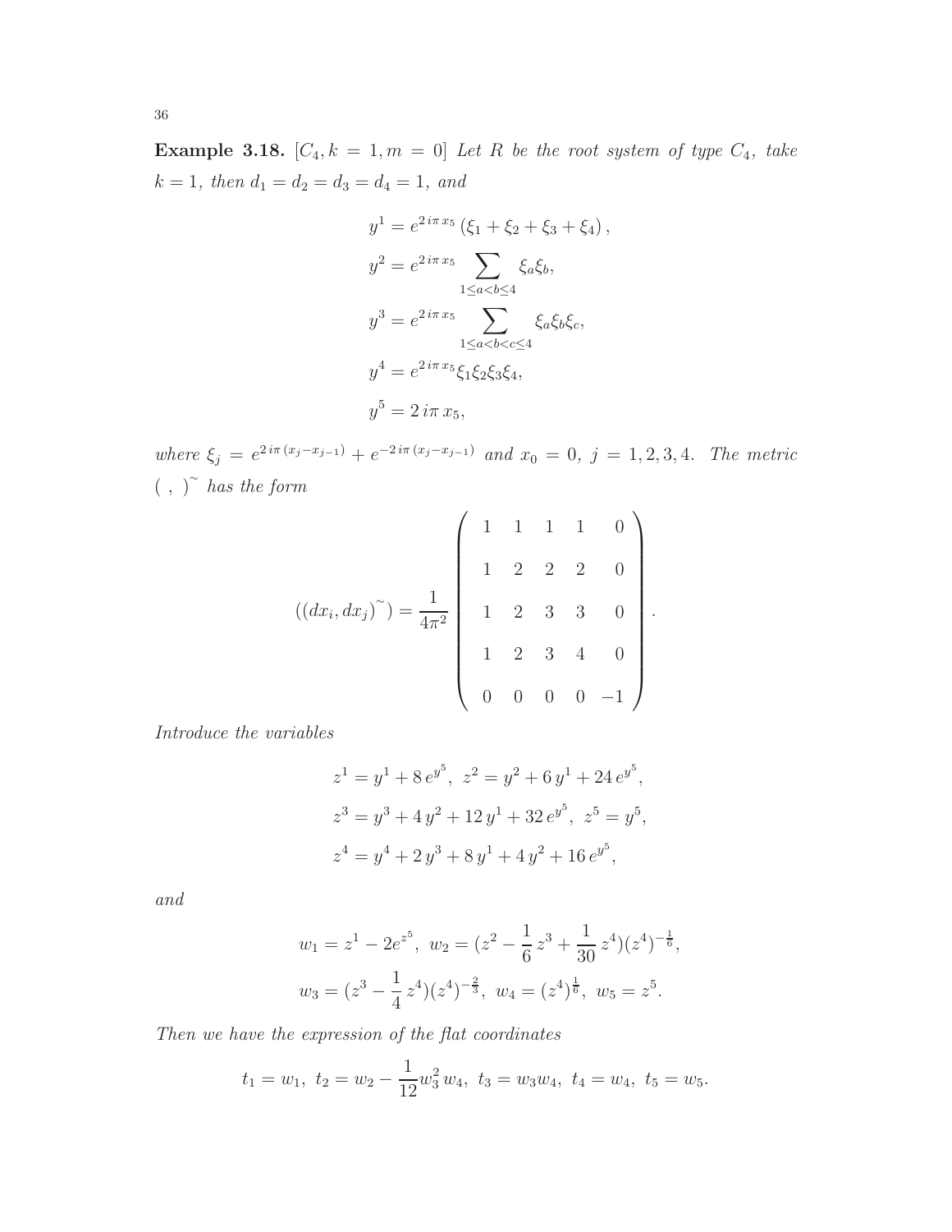**Example 3.18.** *$[C_4, k=1, m=0]$ Let $R$ be the root system of type $C_4$, take $k=1$, then $d_1=d_2=d_3=d_4=1$, and*

$$
\begin{aligned}
y^1 &= e^{2\,i\pi\,x_5}\left(\xi_1+\xi_2+\xi_3+\xi_4\right),\\
y^2 &= e^{2\,i\pi\,x_5}\sum_{1\le a<b\le 4}\xi_a\xi_b,\\
y^3 &= e^{2\,i\pi\,x_5}\sum_{1\le a<b<c\le 4}\xi_a\xi_b\xi_c,\\
y^4 &= e^{2\,i\pi\,x_5}\xi_1\xi_2\xi_3\xi_4,\\
y^5 &= 2\,i\pi\,x_5,
\end{aligned}
$$

*where $\xi_j = e^{2\,i\pi\,(x_j-x_{j-1})}+e^{-2\,i\pi\,(x_j-x_{j-1})}$ and $x_0=0$, $j=1,2,3,4$. The metric $(\ ,\ )^{\sim}$ has the form*

$$
((dx_i,dx_j)^{\sim}) = \frac{1}{4\pi^2}\begin{pmatrix} 1 & 1 & 1 & 1 & 0\\ 1 & 2 & 2 & 2 & 0\\ 1 & 2 & 3 & 3 & 0\\ 1 & 2 & 3 & 4 & 0\\ 0 & 0 & 0 & 0 & -1 \end{pmatrix}.
$$

*Introduce the variables*

$$
\begin{aligned}
&z^1 = y^1+8\,e^{y^5},\ z^2 = y^2+6\,y^1+24\,e^{y^5},\\
&z^3 = y^3+4\,y^2+12\,y^1+32\,e^{y^5},\ z^5 = y^5,\\
&z^4 = y^4+2\,y^3+8\,y^1+4\,y^2+16\,e^{y^5},
\end{aligned}
$$

*and*

$$
\begin{aligned}
&w_1 = z^1-2e^{z^5},\ w_2 = (z^2-\frac{1}{6}\,z^3+\frac{1}{30}\,z^4)(z^4)^{-\frac{1}{6}},\\
&w_3 = (z^3-\frac{1}{4}\,z^4)(z^4)^{-\frac{2}{3}},\ w_4 = (z^4)^{\frac{1}{6}},\ w_5 = z^5.
\end{aligned}
$$

*Then we have the expression of the flat coordinates*

$$
t_1 = w_1,\ t_2 = w_2-\frac{1}{12}w_3^2\,w_4,\ t_3 = w_3w_4,\ t_4 = w_4,\ t_5 = w_5.
$$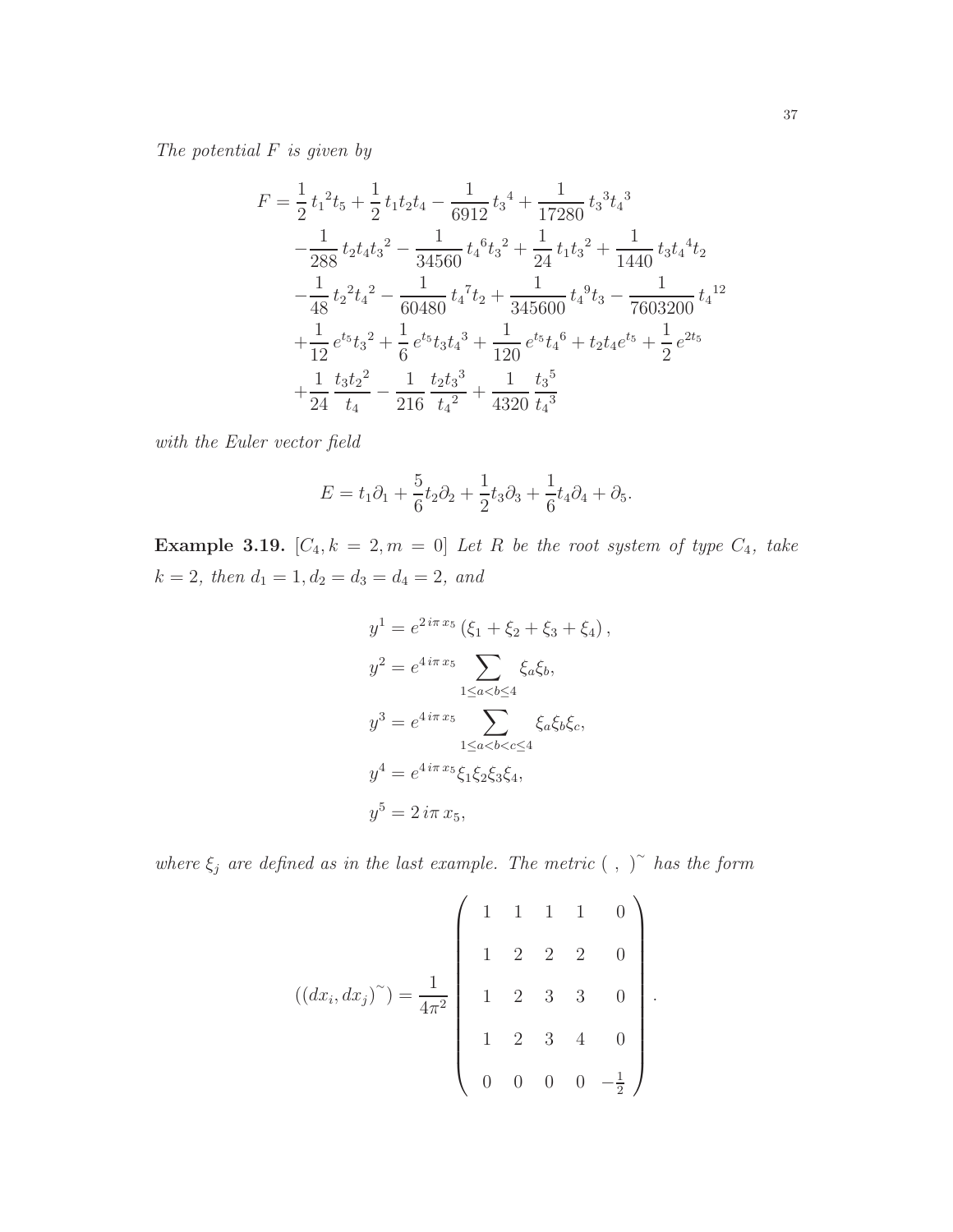*The potential $F$ is given by*

$$
\begin{aligned}
F =& \frac{1}{2}\,{t_1}^2 t_5 + \frac{1}{2}\,t_1 t_2 t_4 - \frac{1}{6912}\,{t_3}^4 + \frac{1}{17280}\,{t_3}^3 {t_4}^3 \\
&- \frac{1}{288}\,t_2 t_4 {t_3}^2 - \frac{1}{34560}\,{t_4}^6 {t_3}^2 + \frac{1}{24}\,t_1 {t_3}^2 + \frac{1}{1440}\,t_3 {t_4}^4 t_2 \\
&- \frac{1}{48}\,{t_2}^2 {t_4}^2 - \frac{1}{60480}\,{t_4}^7 t_2 + \frac{1}{345600}\,{t_4}^9 t_3 - \frac{1}{7603200}\,{t_4}^{12} \\
&+ \frac{1}{12}\,e^{t_5} {t_3}^2 + \frac{1}{6}\,e^{t_5} t_3 {t_4}^3 + \frac{1}{120}\,e^{t_5} {t_4}^6 + t_2 t_4 e^{t_5} + \frac{1}{2}\,e^{2t_5} \\
&+ \frac{1}{24}\,\frac{t_3 {t_2}^2}{t_4} - \frac{1}{216}\,\frac{t_2 {t_3}^3}{{t_4}^2} + \frac{1}{4320}\,\frac{{t_3}^5}{{t_4}^3}
\end{aligned}
$$

*with the Euler vector field*

$$
E = t_1 \partial_1 + \frac{5}{6} t_2 \partial_2 + \frac{1}{2} t_3 \partial_3 + \frac{1}{6} t_4 \partial_4 + \partial_5.
$$

**Example 3.19.** $[C_4, k = 2, m = 0]$ *Let $R$ be the root system of type $C_4$, take $k = 2$, then $d_1 = 1, d_2 = d_3 = d_4 = 2$, and*

$$
\begin{aligned}
y^1 &= e^{2\,i\pi\,x_5}\left(\xi_1 + \xi_2 + \xi_3 + \xi_4\right), \\
y^2 &= e^{4\,i\pi\,x_5} \sum_{1 \le a < b \le 4} \xi_a \xi_b, \\
y^3 &= e^{4\,i\pi\,x_5} \sum_{1 \le a < b < c \le 4} \xi_a \xi_b \xi_c, \\
y^4 &= e^{4\,i\pi\,x_5} \xi_1 \xi_2 \xi_3 \xi_4, \\
y^5 &= 2\,i\pi\,x_5,
\end{aligned}
$$

*where $\xi_j$ are defined as in the last example. The metric $(\ ,\ )^{\sim}$ has the form*

$$
((dx_i, dx_j)^{\sim}) = \frac{1}{4\pi^2} \begin{pmatrix} 1 & 1 & 1 & 1 & 0 \\ 1 & 2 & 2 & 2 & 0 \\ 1 & 2 & 3 & 3 & 0 \\ 1 & 2 & 3 & 4 & 0 \\ 0 & 0 & 0 & 0 & -\frac{1}{2} \end{pmatrix}.
$$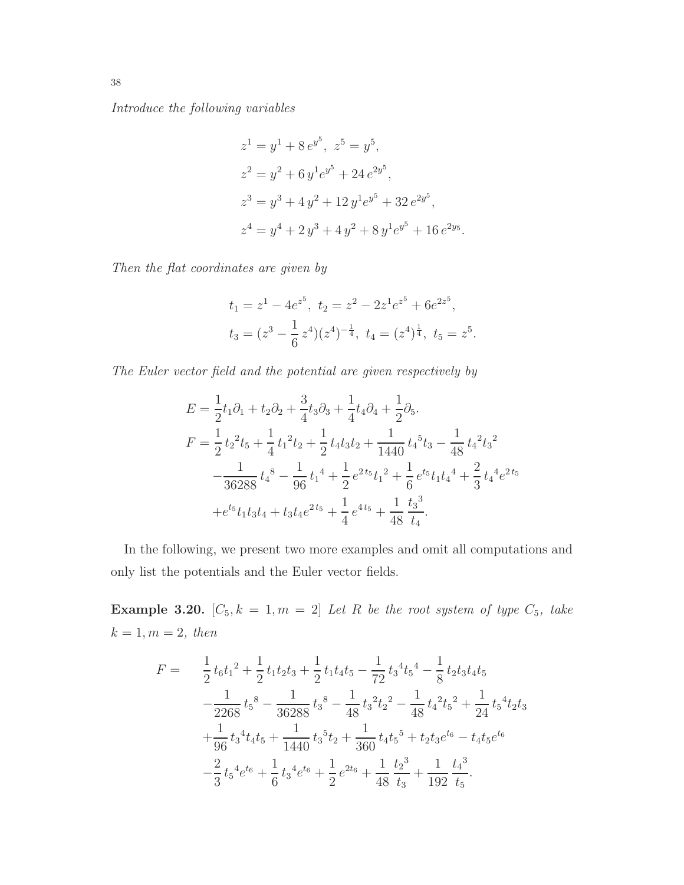*Introduce the following variables*

$$
\begin{aligned}
z^1 &= y^1 + 8\,e^{y^5},\ \ z^5 = y^5,\\
z^2 &= y^2 + 6\,y^1 e^{y^5} + 24\,e^{2y^5},\\
z^3 &= y^3 + 4\,y^2 + 12\,y^1 e^{y^5} + 32\,e^{2y^5},\\
z^4 &= y^4 + 2\,y^3 + 4\,y^2 + 8\,y^1 e^{y^5} + 16\,e^{2y_5}.
\end{aligned}
$$

*Then the flat coordinates are given by*

$$
\begin{aligned}
&t_1 = z^1 - 4e^{z^5},\ \ t_2 = z^2 - 2z^1 e^{z^5} + 6e^{2z^5},\\
&t_3 = (z^3 - \frac{1}{6}\,z^4)(z^4)^{-\frac{1}{4}},\ \ t_4 = (z^4)^{\frac{1}{4}},\ \ t_5 = z^5.
\end{aligned}
$$

*The Euler vector field and the potential are given respectively by*

$$
\begin{aligned}
E &= \frac{1}{2}t_1\partial_1 + t_2\partial_2 + \frac{3}{4}t_3\partial_3 + \frac{1}{4}t_4\partial_4 + \frac{1}{2}\partial_5.\\
F &= \frac{1}{2}\,{t_2}^2 t_5 + \frac{1}{4}\,{t_1}^2 t_2 + \frac{1}{2}\,t_4 t_3 t_2 + \frac{1}{1440}\,{t_4}^5 t_3 - \frac{1}{48}\,{t_4}^2{t_3}^2\\
&\quad - \frac{1}{36288}\,{t_4}^8 - \frac{1}{96}\,{t_1}^4 + \frac{1}{2}\,e^{2\,t_5}{t_1}^2 + \frac{1}{6}\,e^{t_5}t_1{t_4}^4 + \frac{2}{3}\,{t_4}^4 e^{2\,t_5}\\
&\quad + e^{t_5}t_1 t_3 t_4 + t_3 t_4 e^{2\,t_5} + \frac{1}{4}\,e^{4\,t_5} + \frac{1}{48}\,\frac{{t_3}^3}{t_4}.
\end{aligned}
$$

In the following, we present two more examples and omit all computations and only list the potentials and the Euler vector fields.

**Example 3.20.** $[C_5, k = 1, m = 2]$ *Let $R$ be the root system of type $C_5$, take $k = 1, m = 2$, then*

$$
\begin{aligned}
F = \quad & \frac{1}{2}\,t_6{t_1}^2 + \frac{1}{2}\,t_1 t_2 t_3 + \frac{1}{2}\,t_1 t_4 t_5 - \frac{1}{72}\,{t_3}^4{t_5}^4 - \frac{1}{8}\,t_2 t_3 t_4 t_5\\
& - \frac{1}{2268}\,{t_5}^8 - \frac{1}{36288}\,{t_3}^8 - \frac{1}{48}\,{t_3}^2{t_2}^2 - \frac{1}{48}\,{t_4}^2{t_5}^2 + \frac{1}{24}\,{t_5}^4 t_2 t_3\\
& + \frac{1}{96}\,{t_3}^4 t_4 t_5 + \frac{1}{1440}\,{t_3}^5 t_2 + \frac{1}{360}\,t_4{t_5}^5 + t_2 t_3 e^{t_6} - t_4 t_5 e^{t_6}\\
& - \frac{2}{3}\,{t_5}^4 e^{t_6} + \frac{1}{6}\,{t_3}^4 e^{t_6} + \frac{1}{2}\,e^{2t_6} + \frac{1}{48}\,\frac{{t_2}^3}{t_3} + \frac{1}{192}\,\frac{{t_4}^3}{t_5}.
\end{aligned}
$$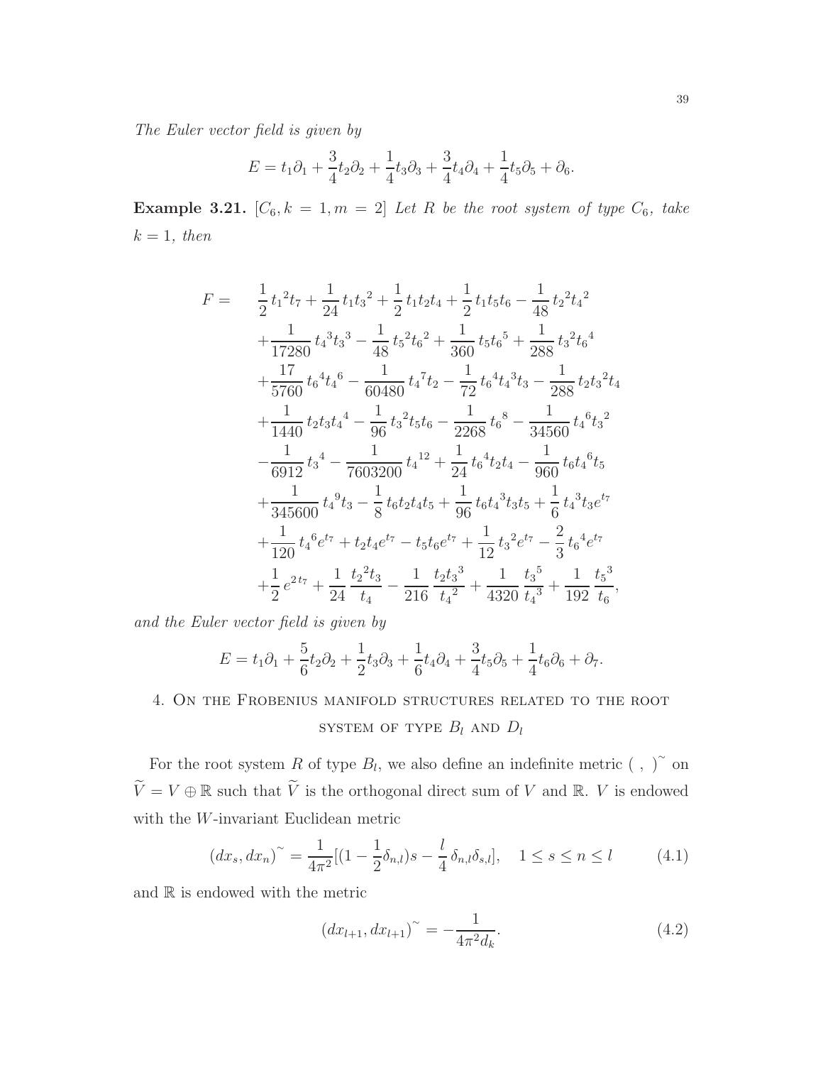*The Euler vector field is given by*

$$E = t_1\partial_1 + \frac{3}{4}t_2\partial_2 + \frac{1}{4}t_3\partial_3 + \frac{3}{4}t_4\partial_4 + \frac{1}{4}t_5\partial_5 + \partial_6.$$

**Example 3.21.** $[C_6, k = 1, m = 2]$ *Let $R$ be the root system of type $C_6$, take $k = 1$, then*

$$\begin{aligned}
F = \quad & \frac{1}{2}\,{t_1}^2 t_7 + \frac{1}{24}\,t_1 {t_3}^2 + \frac{1}{2}\,t_1 t_2 t_4 + \frac{1}{2}\,t_1 t_5 t_6 - \frac{1}{48}\,{t_2}^2 {t_4}^2 \\
& + \frac{1}{17280}\,{t_4}^3 {t_3}^3 - \frac{1}{48}\,{t_5}^2 {t_6}^2 + \frac{1}{360}\,t_5 {t_6}^5 + \frac{1}{288}\,{t_3}^2 {t_6}^4 \\
& + \frac{17}{5760}\,{t_6}^4 {t_4}^6 - \frac{1}{60480}\,{t_4}^7 t_2 - \frac{1}{72}\,{t_6}^4 {t_4}^3 t_3 - \frac{1}{288}\,t_2 {t_3}^2 t_4 \\
& + \frac{1}{1440}\,t_2 t_3 {t_4}^4 - \frac{1}{96}\,{t_3}^2 t_5 t_6 - \frac{1}{2268}\,{t_6}^8 - \frac{1}{34560}\,{t_4}^6 {t_3}^2 \\
& - \frac{1}{6912}\,{t_3}^4 - \frac{1}{7603200}\,{t_4}^{12} + \frac{1}{24}\,{t_6}^4 t_2 t_4 - \frac{1}{960}\,t_6 {t_4}^6 t_5 \\
& + \frac{1}{345600}\,{t_4}^9 t_3 - \frac{1}{8}\,t_6 t_2 t_4 t_5 + \frac{1}{96}\,t_6 {t_4}^3 t_3 t_5 + \frac{1}{6}\,{t_4}^3 t_3 e^{t_7} \\
& + \frac{1}{120}\,{t_4}^6 e^{t_7} + t_2 t_4 e^{t_7} - t_5 t_6 e^{t_7} + \frac{1}{12}\,{t_3}^2 e^{t_7} - \frac{2}{3}\,{t_6}^4 e^{t_7} \\
& + \frac{1}{2}\,e^{2t_7} + \frac{1}{24}\,\frac{{t_2}^2 t_3}{t_4} - \frac{1}{216}\,\frac{t_2 {t_3}^3}{{t_4}^2} + \frac{1}{4320}\,\frac{{t_3}^5}{{t_4}^3} + \frac{1}{192}\,\frac{{t_5}^3}{t_6},
\end{aligned}$$

*and the Euler vector field is given by*

$$E = t_1\partial_1 + \frac{5}{6}t_2\partial_2 + \frac{1}{2}t_3\partial_3 + \frac{1}{6}t_4\partial_4 + \frac{3}{4}t_5\partial_5 + \frac{1}{4}t_6\partial_6 + \partial_7.$$

## 4. On the Frobenius manifold structures related to the root system of type $B_l$ and $D_l$

For the root system $R$ of type $B_l$, we also define an indefinite metric $(\ ,\ )^{\sim}$ on $\widetilde{V} = V \oplus \mathbb{R}$ such that $\widetilde{V}$ is the orthogonal direct sum of $V$ and $\mathbb{R}$. $V$ is endowed with the $W$-invariant Euclidean metric

$$(dx_s, dx_n)^{\sim} = \frac{1}{4\pi^2}[(1 - \frac{1}{2}\delta_{n,l})s - \frac{l}{4}\,\delta_{n,l}\delta_{s,l}], \quad 1 \le s \le n \le l \tag{4.1}$$

and $\mathbb{R}$ is endowed with the metric

$$(dx_{l+1}, dx_{l+1})^{\sim} = -\frac{1}{4\pi^2 d_k}. \tag{4.2}$$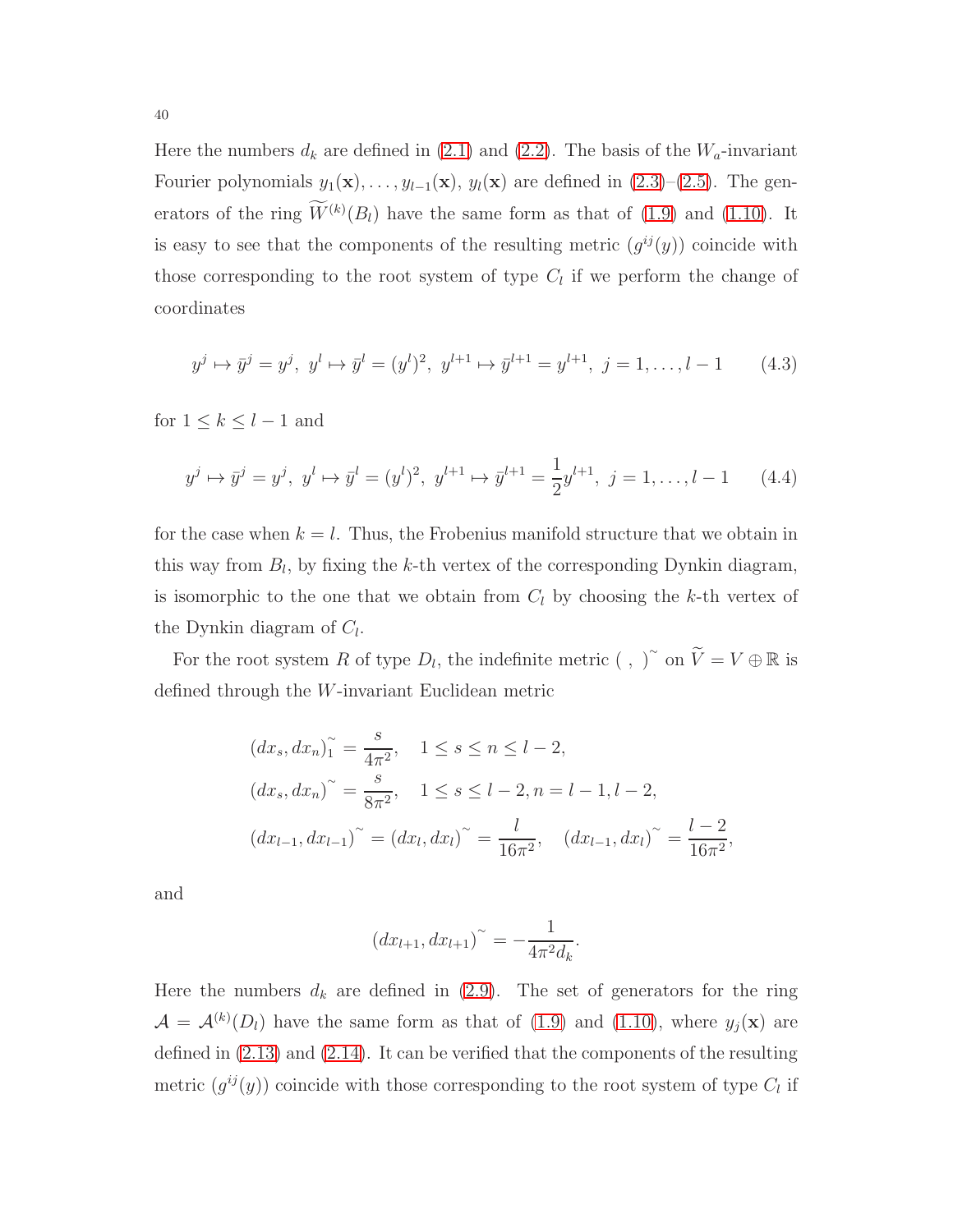Here the numbers $d_k$ are defined in (2.1) and (2.2). The basis of the $W_a$-invariant Fourier polynomials $y_1(\mathbf{x}), \ldots, y_{l-1}(\mathbf{x})$, $y_l(\mathbf{x})$ are defined in (2.3)–(2.5). The generators of the ring $\widetilde{W}^{(k)}(B_l)$ have the same form as that of (1.9) and (1.10). It is easy to see that the components of the resulting metric $(g^{ij}(y))$ coincide with those corresponding to the root system of type $C_l$ if we perform the change of coordinates

$$y^j \mapsto \bar{y}^j = y^j,\ y^l \mapsto \bar{y}^l = (y^l)^2,\ y^{l+1} \mapsto \bar{y}^{l+1} = y^{l+1},\ j = 1, \ldots, l-1 \tag{4.3}$$

for $1 \le k \le l-1$ and

$$y^j \mapsto \bar{y}^j = y^j,\ y^l \mapsto \bar{y}^l = (y^l)^2,\ y^{l+1} \mapsto \bar{y}^{l+1} = \frac{1}{2}y^{l+1},\ j = 1, \ldots, l-1 \tag{4.4}$$

for the case when $k = l$. Thus, the Frobenius manifold structure that we obtain in this way from $B_l$, by fixing the $k$-th vertex of the corresponding Dynkin diagram, is isomorphic to the one that we obtain from $C_l$ by choosing the $k$-th vertex of the Dynkin diagram of $C_l$.

For the root system $R$ of type $D_l$, the indefinite metric $(\ ,\ )^{\sim}$ on $\widetilde{V} = V \oplus \mathbb{R}$ is defined through the $W$-invariant Euclidean metric

$$\begin{aligned}
&(dx_s, dx_n)^{\sim}_1 = \frac{s}{4\pi^2}, \quad 1 \le s \le n \le l-2, \\
&(dx_s, dx_n)^{\sim} = \frac{s}{8\pi^2}, \quad 1 \le s \le l-2, n = l-1, l-2, \\
&(dx_{l-1}, dx_{l-1})^{\sim} = (dx_l, dx_l)^{\sim} = \frac{l}{16\pi^2}, \quad (dx_{l-1}, dx_l)^{\sim} = \frac{l-2}{16\pi^2},
\end{aligned}$$

and

$$(dx_{l+1}, dx_{l+1})^{\sim} = -\frac{1}{4\pi^2 d_k}.$$

Here the numbers $d_k$ are defined in (2.9). The set of generators for the ring $\mathcal{A} = \mathcal{A}^{(k)}(D_l)$ have the same form as that of (1.9) and (1.10), where $y_j(\mathbf{x})$ are defined in (2.13) and (2.14). It can be verified that the components of the resulting metric $(g^{ij}(y))$ coincide with those corresponding to the root system of type $C_l$ if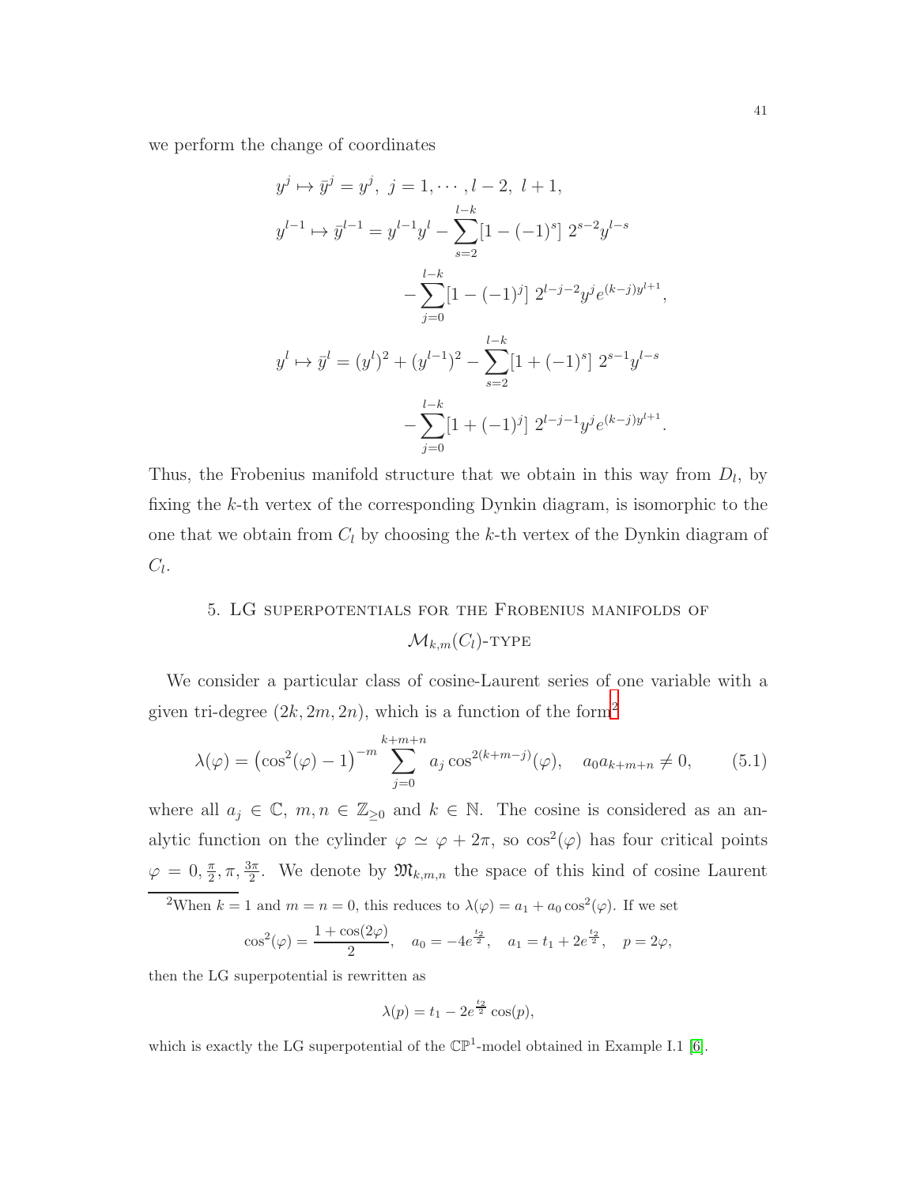we perform the change of coordinates

$$
\begin{aligned}
y^j \mapsto \bar{y}^j &= y^j,\ j = 1, \cdots, l-2,\ l+1, \\
y^{l-1} \mapsto \bar{y}^{l-1} &= y^{l-1}y^l - \sum_{s=2}^{l-k} [1-(-1)^s]\ 2^{s-2} y^{l-s} \\
&\quad - \sum_{j=0}^{l-k} [1-(-1)^j]\ 2^{l-j-2} y^j e^{(k-j)y^{l+1}}, \\
y^l \mapsto \bar{y}^l &= (y^l)^2 + (y^{l-1})^2 - \sum_{s=2}^{l-k} [1+(-1)^s]\ 2^{s-1} y^{l-s} \\
&\quad - \sum_{j=0}^{l-k} [1+(-1)^j]\ 2^{l-j-1} y^j e^{(k-j)y^{l+1}}.
\end{aligned}
$$

Thus, the Frobenius manifold structure that we obtain in this way from $D_l$, by fixing the $k$-th vertex of the corresponding Dynkin diagram, is isomorphic to the one that we obtain from $C_l$ by choosing the $k$-th vertex of the Dynkin diagram of $C_l$.

## 5. LG superpotentials for the Frobenius manifolds of $\mathcal{M}_{k,m}(C_l)$-type

We consider a particular class of cosine-Laurent series of one variable with a given tri-degree $(2k, 2m, 2n)$, which is a function of the form[2]

$$
\lambda(\varphi) = \left(\cos^2(\varphi) - 1\right)^{-m} \sum_{j=0}^{k+m+n} a_j \cos^{2(k+m-j)}(\varphi), \quad a_0 a_{k+m+n} \neq 0, \tag{5.1}
$$

where all $a_j \in \mathbb{C}$, $m, n \in \mathbb{Z}_{\geq 0}$ and $k \in \mathbb{N}$. The cosine is considered as an analytic function on the cylinder $\varphi \simeq \varphi + 2\pi$, so $\cos^2(\varphi)$ has four critical points $\varphi = 0, \frac{\pi}{2}, \pi, \frac{3\pi}{2}$. We denote by $\mathfrak{M}_{k,m,n}$ the space of this kind of cosine Laurent

[2]When $k = 1$ and $m = n = 0$, this reduces to $\lambda(\varphi) = a_1 + a_0 \cos^2(\varphi)$. If we set

$$
\cos^2(\varphi) = \frac{1 + \cos(2\varphi)}{2}, \quad a_0 = -4e^{\frac{t_2}{2}}, \quad a_1 = t_1 + 2e^{\frac{t_2}{2}}, \quad p = 2\varphi,
$$

then the LG superpotential is rewritten as

$$
\lambda(p) = t_1 - 2e^{\frac{t_2}{2}} \cos(p),
$$

which is exactly the LG superpotential of the $\mathbb{CP}^1$-model obtained in Example I.1 [6].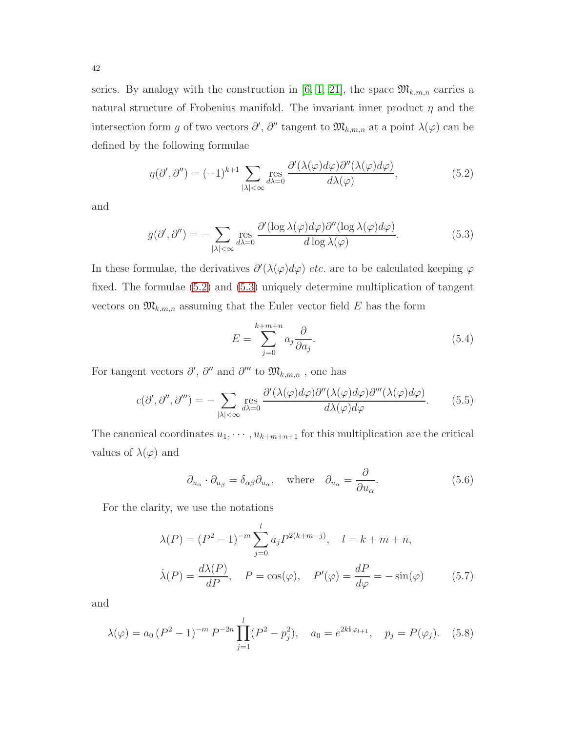series. By analogy with the construction in [6, 1, 21], the space $\mathfrak{M}_{k,m,n}$ carries a natural structure of Frobenius manifold. The invariant inner product $\eta$ and the intersection form $g$ of two vectors $\partial'$, $\partial''$ tangent to $\mathfrak{M}_{k,m,n}$ at a point $\lambda(\varphi)$ can be defined by the following formulae

$$\eta(\partial', \partial'') = (-1)^{k+1} \sum_{|\lambda|<\infty} \operatorname*{res}_{d\lambda=0} \frac{\partial'(\lambda(\varphi)d\varphi)\partial''(\lambda(\varphi)d\varphi)}{d\lambda(\varphi)}, \tag{5.2}$$

and

$$g(\partial', \partial'') = -\sum_{|\lambda|<\infty} \operatorname*{res}_{d\lambda=0} \frac{\partial'(\log\lambda(\varphi)d\varphi)\partial''(\log\lambda(\varphi)d\varphi)}{d\log\lambda(\varphi)}. \tag{5.3}$$

In these formulae, the derivatives $\partial'(\lambda(\varphi)d\varphi)$ *etc.* are to be calculated keeping $\varphi$ fixed. The formulae (5.2) and (5.3) uniquely determine multiplication of tangent vectors on $\mathfrak{M}_{k,m,n}$ assuming that the Euler vector field $E$ has the form

$$E = \sum_{j=0}^{k+m+n} a_j \frac{\partial}{\partial a_j}. \tag{5.4}$$

For tangent vectors $\partial'$, $\partial''$ and $\partial'''$ to $\mathfrak{M}_{k,m,n}$ , one has

$$c(\partial', \partial'', \partial''') = -\sum_{|\lambda|<\infty} \operatorname*{res}_{d\lambda=0} \frac{\partial'(\lambda(\varphi)d\varphi)\partial''(\lambda(\varphi)d\varphi)\partial'''(\lambda(\varphi)d\varphi)}{d\lambda(\varphi)d\varphi}. \tag{5.5}$$

The canonical coordinates $u_1, \cdots, u_{k+m+n+1}$ for this multiplication are the critical values of $\lambda(\varphi)$ and

$$\partial_{u_\alpha} \cdot \partial_{u_\beta} = \delta_{\alpha\beta}\partial_{u_\alpha}, \quad \text{where} \quad \partial_{u_\alpha} = \frac{\partial}{\partial u_\alpha}. \tag{5.6}$$

For the clarity, we use the notations

$$\begin{aligned}
\lambda(P) &= (P^2-1)^{-m} \sum_{j=0}^{l} a_j P^{2(k+m-j)}, \quad l = k+m+n, \\
\dot{\lambda}(P) &= \frac{d\lambda(P)}{dP}, \quad P = \cos(\varphi), \quad P'(\varphi) = \frac{dP}{d\varphi} = -\sin(\varphi)
\end{aligned} \tag{5.7}$$

and

$$\lambda(\varphi) = a_0 \, (P^2-1)^{-m} \, P^{-2n} \prod_{j=1}^{l} (P^2 - p_j^2), \quad a_0 = e^{2k\mathbf{i}\,\varphi_{l+1}}, \quad p_j = P(\varphi_j). \tag{5.8}$$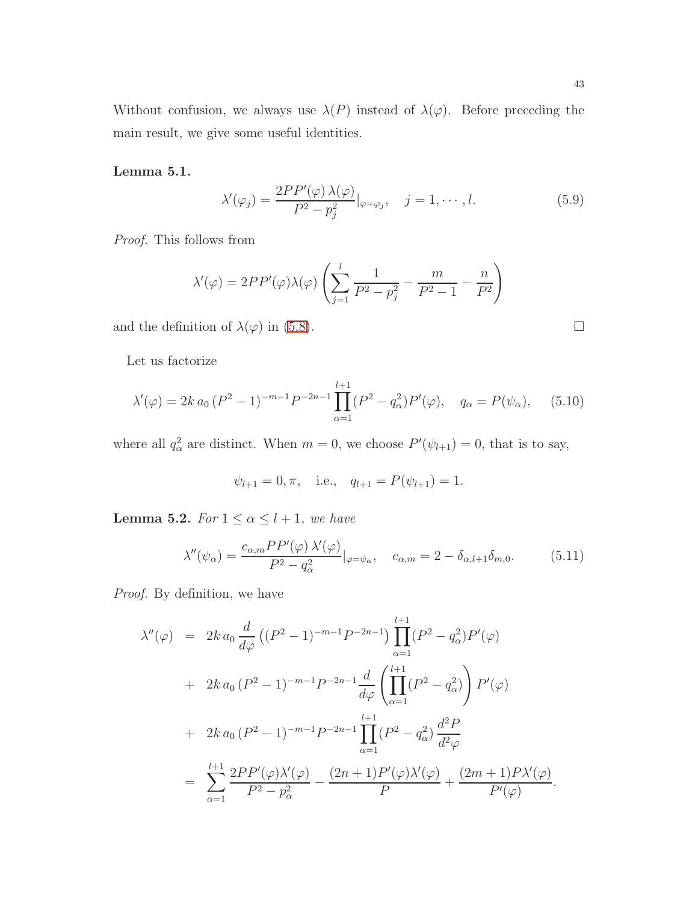Without confusion, we always use $\lambda(P)$ instead of $\lambda(\varphi)$. Before preceding the main result, we give some useful identities.

**Lemma 5.1.**

$$\lambda'(\varphi_j) = \frac{2PP'(\varphi)\,\lambda(\varphi)}{P^2 - p_j^2}|_{\varphi=\varphi_j}, \quad j = 1, \cdots, l. \tag{5.9}$$

*Proof.* This follows from

$$\lambda'(\varphi) = 2PP'(\varphi)\lambda(\varphi)\left(\sum_{j=1}^{l} \frac{1}{P^2 - p_j^2} - \frac{m}{P^2 - 1} - \frac{n}{P^2}\right)$$

and the definition of $\lambda(\varphi)$ in (5.8). $\square$

Let us factorize

$$\lambda'(\varphi) = 2k\,a_0\,(P^2-1)^{-m-1}P^{-2n-1}\prod_{\alpha=1}^{l+1}(P^2 - q_\alpha^2)P'(\varphi), \quad q_\alpha = P(\psi_\alpha), \tag{5.10}$$

where all $q_\alpha^2$ are distinct. When $m = 0$, we choose $P'(\psi_{l+1}) = 0$, that is to say,

$$\psi_{l+1} = 0, \pi, \quad \text{i.e.,} \quad q_{l+1} = P(\psi_{l+1}) = 1.$$

**Lemma 5.2.** *For $1 \leq \alpha \leq l+1$, we have*

$$\lambda''(\psi_\alpha) = \frac{c_{\alpha,m}PP'(\varphi)\,\lambda'(\varphi)}{P^2 - q_\alpha^2}|_{\varphi=\psi_\alpha}, \quad c_{\alpha,m} = 2 - \delta_{\alpha,l+1}\delta_{m,0}. \tag{5.11}$$

*Proof.* By definition, we have

$$\begin{aligned}
\lambda''(\varphi) &= 2k\,a_0\,\frac{d}{d\varphi}\left((P^2-1)^{-m-1}P^{-2n-1}\right)\prod_{\alpha=1}^{l+1}(P^2 - q_\alpha^2)P'(\varphi) \\
&+ 2k\,a_0\,(P^2-1)^{-m-1}P^{-2n-1}\frac{d}{d\varphi}\left(\prod_{\alpha=1}^{l+1}(P^2 - q_\alpha^2)\right)P'(\varphi) \\
&+ 2k\,a_0\,(P^2-1)^{-m-1}P^{-2n-1}\prod_{\alpha=1}^{l+1}(P^2 - q_\alpha^2)\,\frac{d^2P}{d^2\varphi} \\
&= \sum_{\alpha=1}^{l+1}\frac{2PP'(\varphi)\lambda'(\varphi)}{P^2 - p_\alpha^2} - \frac{(2n+1)P'(\varphi)\lambda'(\varphi)}{P} + \frac{(2m+1)P\lambda'(\varphi)}{P'(\varphi)}.
\end{aligned}$$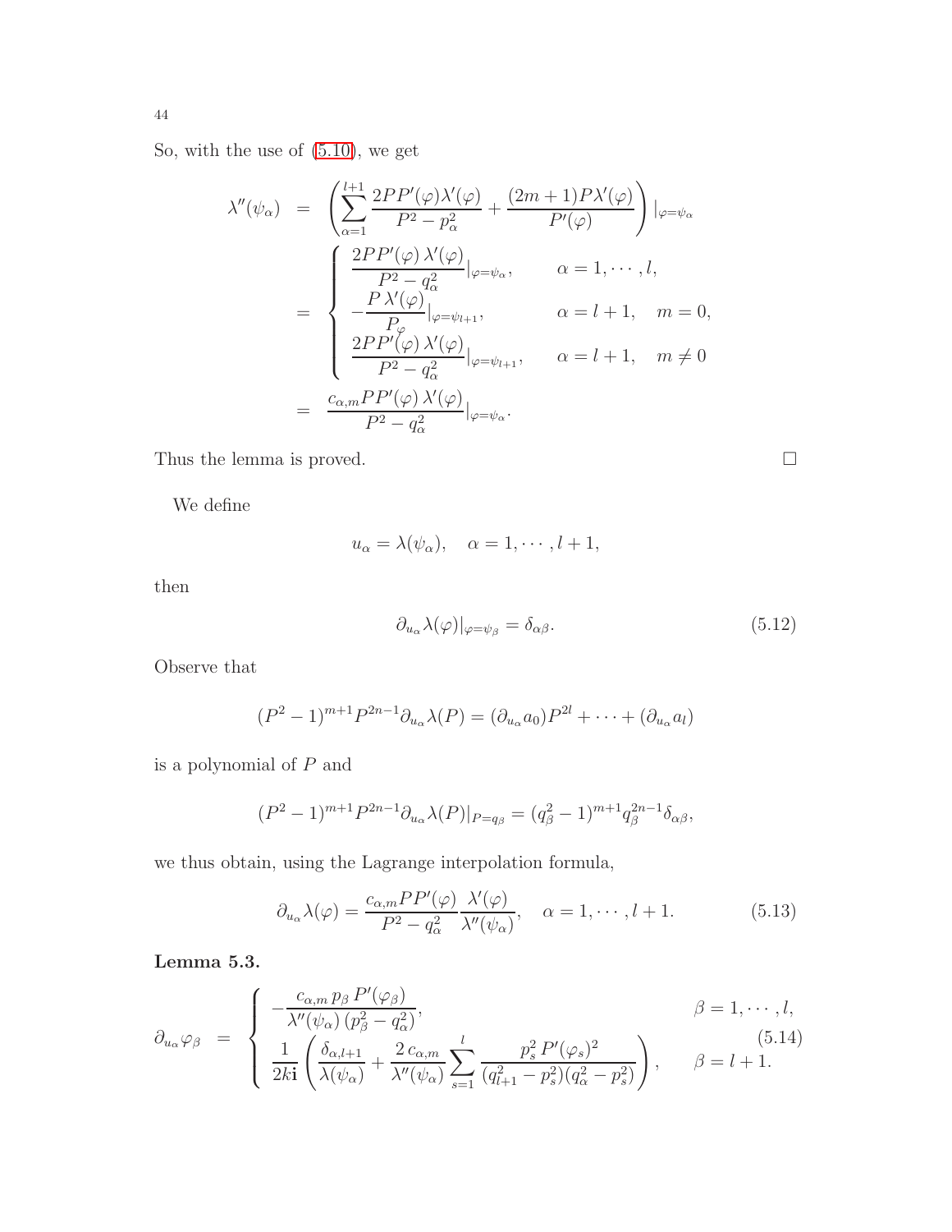So, with the use of (5.10), we get

$$
\begin{aligned}
\lambda''(\psi_\alpha) &= \left(\sum_{\alpha=1}^{l+1} \frac{2PP'(\varphi)\lambda'(\varphi)}{P^2 - p_\alpha^2} + \frac{(2m+1)P\lambda'(\varphi)}{P'(\varphi)}\right)|_{\varphi=\psi_\alpha} \\
&= \begin{cases} \dfrac{2PP'(\varphi)\,\lambda'(\varphi)}{P^2 - q_\alpha^2}|_{\varphi=\psi_\alpha}, & \alpha = 1, \cdots, l, \\ -\dfrac{P\,\lambda'(\varphi)}{P_\varphi}|_{\varphi=\psi_{l+1}}, & \alpha = l+1, \quad m = 0, \\ \dfrac{2PP'(\varphi)\,\lambda'(\varphi)}{P^2 - q_\alpha^2}|_{\varphi=\psi_{l+1}}, & \alpha = l+1, \quad m \neq 0 \end{cases} \\
&= \frac{c_{\alpha,m}PP'(\varphi)\,\lambda'(\varphi)}{P^2 - q_\alpha^2}|_{\varphi=\psi_\alpha}.
\end{aligned}
$$

Thus the lemma is proved. □

We define

$$
u_\alpha = \lambda(\psi_\alpha), \quad \alpha = 1, \cdots, l+1,
$$

then

$$
\partial_{u_\alpha}\lambda(\varphi)|_{\varphi=\psi_\beta} = \delta_{\alpha\beta}. \tag{5.12}
$$

Observe that

$$
(P^2-1)^{m+1}P^{2n-1}\partial_{u_\alpha}\lambda(P) = (\partial_{u_\alpha}a_0)P^{2l} + \cdots + (\partial_{u_\alpha}a_l)
$$

is a polynomial of $P$ and

$$
(P^2-1)^{m+1}P^{2n-1}\partial_{u_\alpha}\lambda(P)|_{P=q_\beta} = (q_\beta^2-1)^{m+1}q_\beta^{2n-1}\delta_{\alpha\beta},
$$

we thus obtain, using the Lagrange interpolation formula,

$$
\partial_{u_\alpha}\lambda(\varphi) = \frac{c_{\alpha,m}PP'(\varphi)}{P^2 - q_\alpha^2}\frac{\lambda'(\varphi)}{\lambda''(\psi_\alpha)}, \quad \alpha = 1, \cdots, l+1. \tag{5.13}
$$

**Lemma 5.3.**

$$
\partial_{u_\alpha}\varphi_\beta = \begin{cases} -\dfrac{c_{\alpha,m}\,p_\beta\,P'(\varphi_\beta)}{\lambda''(\psi_\alpha)\,(p_\beta^2 - q_\alpha^2)}, & \beta = 1, \cdots, l, \\ \dfrac{1}{2k\mathbf{i}}\left(\dfrac{\delta_{\alpha,l+1}}{\lambda(\psi_\alpha)} + \dfrac{2\,c_{\alpha,m}}{\lambda''(\psi_\alpha)}\displaystyle\sum_{s=1}^{l}\frac{p_s^2\,P'(\varphi_s)^2}{(q_{l+1}^2 - p_s^2)(q_\alpha^2 - p_s^2)}\right), & \beta = l+1. \end{cases} \tag{5.14}
$$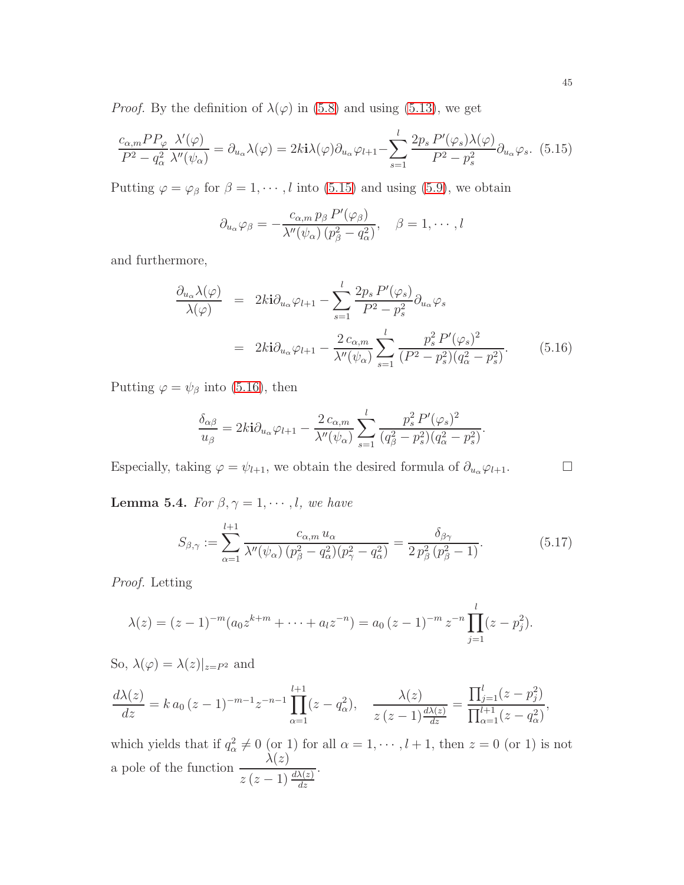*Proof.* By the definition of $\lambda(\varphi)$ in (5.8) and using (5.13), we get

$$\frac{c_{\alpha,m}PP_\varphi}{P^2-q_\alpha^2}\frac{\lambda'(\varphi)}{\lambda''(\psi_\alpha)} = \partial_{u_\alpha}\lambda(\varphi) = 2k\mathbf{i}\lambda(\varphi)\partial_{u_\alpha}\varphi_{l+1} - \sum_{s=1}^{l}\frac{2p_s\,P'(\varphi_s)\lambda(\varphi)}{P^2-p_s^2}\partial_{u_\alpha}\varphi_s. \quad (5.15)$$

Putting $\varphi=\varphi_\beta$ for $\beta=1,\cdots,l$ into (5.15) and using (5.9), we obtain

$$\partial_{u_\alpha}\varphi_\beta = -\frac{c_{\alpha,m}\,p_\beta\,P'(\varphi_\beta)}{\lambda''(\psi_\alpha)\,(p_\beta^2-q_\alpha^2)},\quad \beta=1,\cdots,l$$

and furthermore,

$$\begin{aligned}\frac{\partial_{u_\alpha}\lambda(\varphi)}{\lambda(\varphi)} &= 2k\mathbf{i}\partial_{u_\alpha}\varphi_{l+1} - \sum_{s=1}^{l}\frac{2p_s\,P'(\varphi_s)}{P^2-p_s^2}\partial_{u_\alpha}\varphi_s \\ &= 2k\mathbf{i}\partial_{u_\alpha}\varphi_{l+1} - \frac{2\,c_{\alpha,m}}{\lambda''(\psi_\alpha)}\sum_{s=1}^{l}\frac{p_s^2\,P'(\varphi_s)^2}{(P^2-p_s^2)(q_\alpha^2-p_s^2)}. \end{aligned} \quad (5.16)$$

Putting $\varphi=\psi_\beta$ into (5.16), then

$$\frac{\delta_{\alpha\beta}}{u_\beta} = 2k\mathbf{i}\partial_{u_\alpha}\varphi_{l+1} - \frac{2\,c_{\alpha,m}}{\lambda''(\psi_\alpha)}\sum_{s=1}^{l}\frac{p_s^2\,P'(\varphi_s)^2}{(q_\beta^2-p_s^2)(q_\alpha^2-p_s^2)}.$$

Especially, taking $\varphi=\psi_{l+1}$, we obtain the desired formula of $\partial_{u_\alpha}\varphi_{l+1}$. $\square$

**Lemma 5.4.** *For $\beta,\gamma=1,\cdots,l$, we have*

$$S_{\beta,\gamma} := \sum_{\alpha=1}^{l+1}\frac{c_{\alpha,m}\,u_\alpha}{\lambda''(\psi_\alpha)\,(p_\beta^2-q_\alpha^2)(p_\gamma^2-q_\alpha^2)} = \frac{\delta_{\beta\gamma}}{2\,p_\beta^2\,(p_\beta^2-1)}. \quad (5.17)$$

*Proof.* Letting

$$\lambda(z) = (z-1)^{-m}(a_0z^{k+m}+\cdots+a_lz^{-n}) = a_0\,(z-1)^{-m}\,z^{-n}\prod_{j=1}^{l}(z-p_j^2).$$

So, $\lambda(\varphi)=\lambda(z)|_{z=P^2}$ and

$$\frac{d\lambda(z)}{dz} = k\,a_0\,(z-1)^{-m-1}z^{-n-1}\prod_{\alpha=1}^{l+1}(z-q_\alpha^2),\quad \frac{\lambda(z)}{z\,(z-1)\frac{d\lambda(z)}{dz}} = \frac{\prod_{j=1}^{l}(z-p_j^2)}{\prod_{\alpha=1}^{l+1}(z-q_\alpha^2)},$$

which yields that if $q_\alpha^2\neq 0$ (or 1) for all $\alpha=1,\cdots,l+1$, then $z=0$ (or 1) is not a pole of the function $\dfrac{\lambda(z)}{z\,(z-1)\frac{d\lambda(z)}{dz}}$.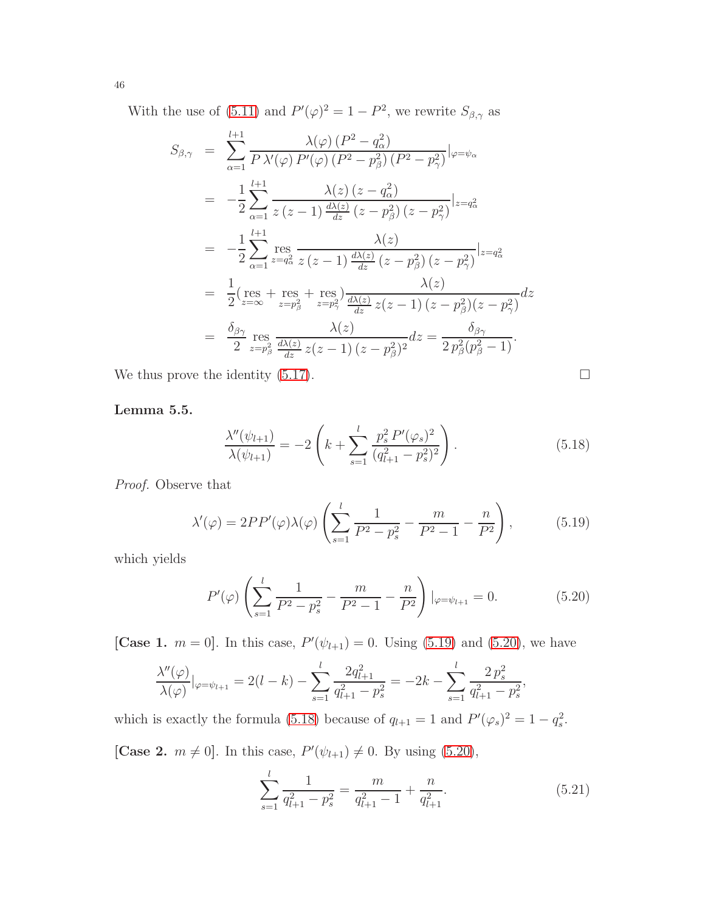With the use of (5.11) and $P'(\varphi)^2 = 1 - P^2$, we rewrite $S_{\beta,\gamma}$ as

$$
\begin{aligned}
S_{\beta,\gamma} &= \sum_{\alpha=1}^{l+1} \frac{\lambda(\varphi)\,(P^2 - q_\alpha^2)}{P\,\lambda'(\varphi)\,P'(\varphi)\,(P^2 - p_\beta^2)\,(P^2 - p_\gamma^2)}|_{\varphi=\psi_\alpha} \\
&= -\frac{1}{2}\sum_{\alpha=1}^{l+1} \frac{\lambda(z)\,(z - q_\alpha^2)}{z\,(z-1)\,\frac{d\lambda(z)}{dz}\,(z - p_\beta^2)\,(z - p_\gamma^2)}|_{z=q_\alpha^2} \\
&= -\frac{1}{2}\sum_{\alpha=1}^{l+1} \operatorname*{res}_{z=q_\alpha^2} \frac{\lambda(z)}{z\,(z-1)\,\frac{d\lambda(z)}{dz}\,(z - p_\beta^2)\,(z - p_\gamma^2)}|_{z=q_\alpha^2} \\
&= \frac{1}{2}\big(\operatorname*{res}_{z=\infty} + \operatorname*{res}_{z=p_\beta^2} + \operatorname*{res}_{z=p_\gamma^2}\big)\frac{\lambda(z)}{\frac{d\lambda(z)}{dz}\,z(z-1)\,(z - p_\beta^2)(z - p_\gamma^2)}dz \\
&= \frac{\delta_{\beta\gamma}}{2}\operatorname*{res}_{z=p_\beta^2} \frac{\lambda(z)}{\frac{d\lambda(z)}{dz}\,z(z-1)\,(z - p_\beta^2)^2}dz = \frac{\delta_{\beta\gamma}}{2\,p_\beta^2(p_\beta^2 - 1)}.
\end{aligned}
$$

We thus prove the identity (5.17). □

**Lemma 5.5.**

$$
\frac{\lambda''(\psi_{l+1})}{\lambda(\psi_{l+1})} = -2\left(k + \sum_{s=1}^{l} \frac{p_s^2\,P'(\varphi_s)^2}{(q_{l+1}^2 - p_s^2)^2}\right). \tag{5.18}
$$

*Proof.* Observe that

$$
\lambda'(\varphi) = 2PP'(\varphi)\lambda(\varphi)\left(\sum_{s=1}^{l} \frac{1}{P^2 - p_s^2} - \frac{m}{P^2 - 1} - \frac{n}{P^2}\right), \tag{5.19}
$$

which yields

$$
P'(\varphi)\left(\sum_{s=1}^{l} \frac{1}{P^2 - p_s^2} - \frac{m}{P^2 - 1} - \frac{n}{P^2}\right)|_{\varphi=\psi_{l+1}} = 0. \tag{5.20}
$$

[**Case 1.** $m = 0$]. In this case, $P'(\psi_{l+1}) = 0$. Using (5.19) and (5.20), we have

$$
\frac{\lambda''(\varphi)}{\lambda(\varphi)}|_{\varphi=\psi_{l+1}} = 2(l-k) - \sum_{s=1}^{l} \frac{2q_{l+1}^2}{q_{l+1}^2 - p_s^2} = -2k - \sum_{s=1}^{l} \frac{2\,p_s^2}{q_{l+1}^2 - p_s^2},
$$

which is exactly the formula (5.18) because of $q_{l+1} = 1$ and $P'(\varphi_s)^2 = 1 - q_s^2$.

[**Case 2.** $m \neq 0$]. In this case, $P'(\psi_{l+1}) \neq 0$. By using (5.20),

$$
\sum_{s=1}^{l} \frac{1}{q_{l+1}^2 - p_s^2} = \frac{m}{q_{l+1}^2 - 1} + \frac{n}{q_{l+1}^2}. \tag{5.21}
$$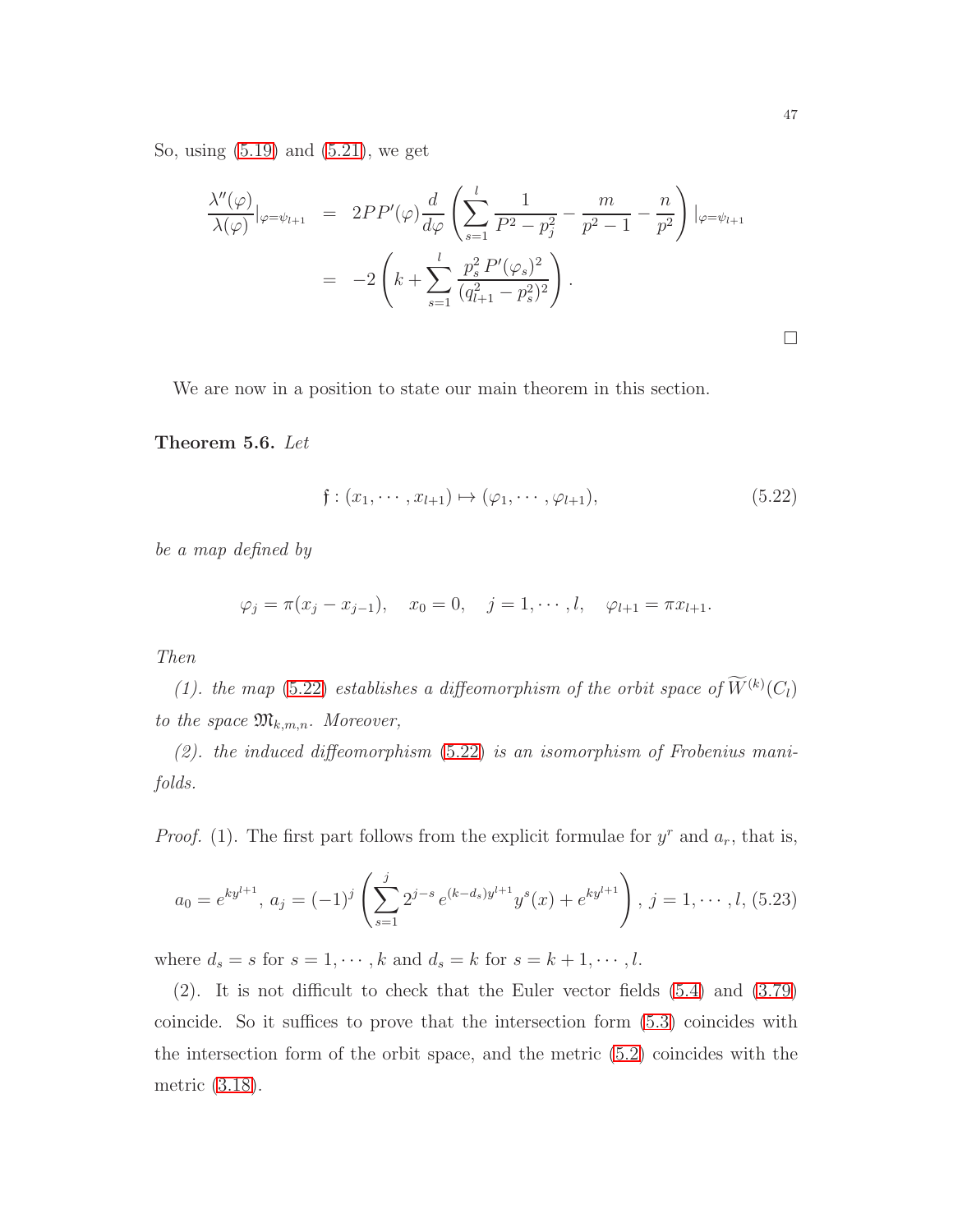So, using (5.19) and (5.21), we get

$$
\begin{aligned}
\frac{\lambda''(\varphi)}{\lambda(\varphi)}|_{\varphi=\psi_{l+1}} &= 2PP'(\varphi)\frac{d}{d\varphi}\left(\sum_{s=1}^{l}\frac{1}{P^2-p_j^2}-\frac{m}{p^2-1}-\frac{n}{p^2}\right)|_{\varphi=\psi_{l+1}} \\
&= -2\left(k+\sum_{s=1}^{l}\frac{p_s^2\,P'(\varphi_s)^2}{(q_{l+1}^2-p_s^2)^2}\right).
\end{aligned}
$$

□

We are now in a position to state our main theorem in this section.

**Theorem 5.6.** *Let*

$$
\mathfrak{f}:(x_1,\cdots,x_{l+1})\mapsto(\varphi_1,\cdots,\varphi_{l+1}), \tag{5.22}
$$

*be a map defined by*

$$
\varphi_j=\pi(x_j-x_{j-1}),\quad x_0=0,\quad j=1,\cdots,l,\quad \varphi_{l+1}=\pi x_{l+1}.
$$

*Then*

*(1). the map (5.22) establishes a diffeomorphism of the orbit space of $\widetilde{W}^{(k)}(C_l)$ to the space $\mathfrak{M}_{k,m,n}$. Moreover,*

*(2). the induced diffeomorphism (5.22) is an isomorphism of Frobenius manifolds.*

*Proof.* (1). The first part follows from the explicit formulae for $y^r$ and $a_r$, that is,

$$
a_0=e^{ky^{l+1}},\ a_j=(-1)^j\left(\sum_{s=1}^{j}2^{j-s}\,e^{(k-d_s)y^{l+1}}y^s(x)+e^{ky^{l+1}}\right),\ j=1,\cdots,l, \tag{5.23}
$$

where $d_s=s$ for $s=1,\cdots,k$ and $d_s=k$ for $s=k+1,\cdots,l$.

(2). It is not difficult to check that the Euler vector fields (5.4) and (3.79) coincide. So it suffices to prove that the intersection form (5.3) coincides with the intersection form of the orbit space, and the metric (5.2) coincides with the metric (3.18).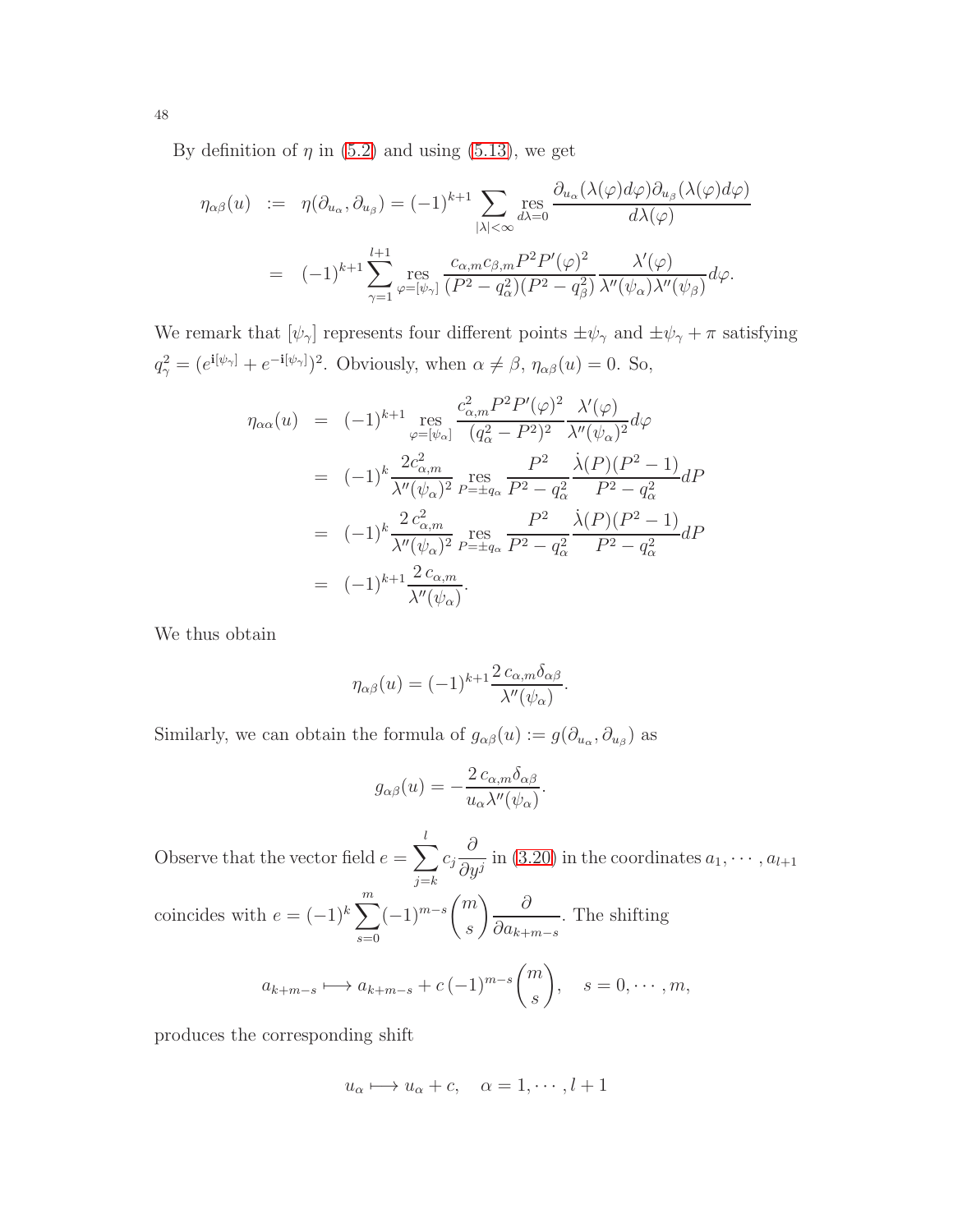By definition of $\eta$ in (5.2) and using (5.13), we get

$$
\begin{aligned}
\eta_{\alpha\beta}(u) &:= \eta(\partial_{u_\alpha}, \partial_{u_\beta}) = (-1)^{k+1} \sum_{|\lambda|<\infty} \operatorname*{res}_{d\lambda=0} \frac{\partial_{u_\alpha}(\lambda(\varphi)d\varphi)\partial_{u_\beta}(\lambda(\varphi)d\varphi)}{d\lambda(\varphi)} \\
&= (-1)^{k+1} \sum_{\gamma=1}^{l+1} \operatorname*{res}_{\varphi=[\psi_\gamma]} \frac{c_{\alpha,m}c_{\beta,m}P^2P'(\varphi)^2}{(P^2-q_\alpha^2)(P^2-q_\beta^2)} \frac{\lambda'(\varphi)}{\lambda''(\psi_\alpha)\lambda''(\psi_\beta)} d\varphi.
\end{aligned}
$$

We remark that $[\psi_\gamma]$ represents four different points $\pm\psi_\gamma$ and $\pm\psi_\gamma + \pi$ satisfying $q_\gamma^2 = (e^{\mathbf{i}[\psi_\gamma]} + e^{-\mathbf{i}[\psi_\gamma]})^2$. Obviously, when $\alpha \neq \beta$, $\eta_{\alpha\beta}(u) = 0$. So,

$$
\begin{aligned}
\eta_{\alpha\alpha}(u) &= (-1)^{k+1} \operatorname*{res}_{\varphi=[\psi_\alpha]} \frac{c_{\alpha,m}^2 P^2 P'(\varphi)^2}{(q_\alpha^2 - P^2)^2} \frac{\lambda'(\varphi)}{\lambda''(\psi_\alpha)^2} d\varphi \\
&= (-1)^k \frac{2c_{\alpha,m}^2}{\lambda''(\psi_\alpha)^2} \operatorname*{res}_{P=\pm q_\alpha} \frac{P^2}{P^2-q_\alpha^2} \frac{\dot{\lambda}(P)(P^2-1)}{P^2-q_\alpha^2} dP \\
&= (-1)^k \frac{2\,c_{\alpha,m}^2}{\lambda''(\psi_\alpha)^2} \operatorname*{res}_{P=\pm q_\alpha} \frac{P^2}{P^2-q_\alpha^2} \frac{\dot{\lambda}(P)(P^2-1)}{P^2-q_\alpha^2} dP \\
&= (-1)^{k+1} \frac{2\,c_{\alpha,m}}{\lambda''(\psi_\alpha)}.
\end{aligned}
$$

We thus obtain

$$
\eta_{\alpha\beta}(u) = (-1)^{k+1} \frac{2\,c_{\alpha,m}\delta_{\alpha\beta}}{\lambda''(\psi_\alpha)}.
$$

Similarly, we can obtain the formula of $g_{\alpha\beta}(u) := g(\partial_{u_\alpha}, \partial_{u_\beta})$ as

$$
g_{\alpha\beta}(u) = -\frac{2\,c_{\alpha,m}\delta_{\alpha\beta}}{u_\alpha \lambda''(\psi_\alpha)}.
$$

Observe that the vector field $e = \sum_{j=k}^{l} c_j \frac{\partial}{\partial y^j}$ in (3.20) in the coordinates $a_1, \cdots, a_{l+1}$ coincides with $e = (-1)^k \sum_{s=0}^{m} (-1)^{m-s} \binom{m}{s} \frac{\partial}{\partial a_{k+m-s}}$. The shifting

$$
a_{k+m-s} \longmapsto a_{k+m-s} + c\,(-1)^{m-s}\binom{m}{s}, \quad s = 0, \cdots, m,
$$

produces the corresponding shift

$$
u_\alpha \longmapsto u_\alpha + c, \quad \alpha = 1, \cdots, l+1
$$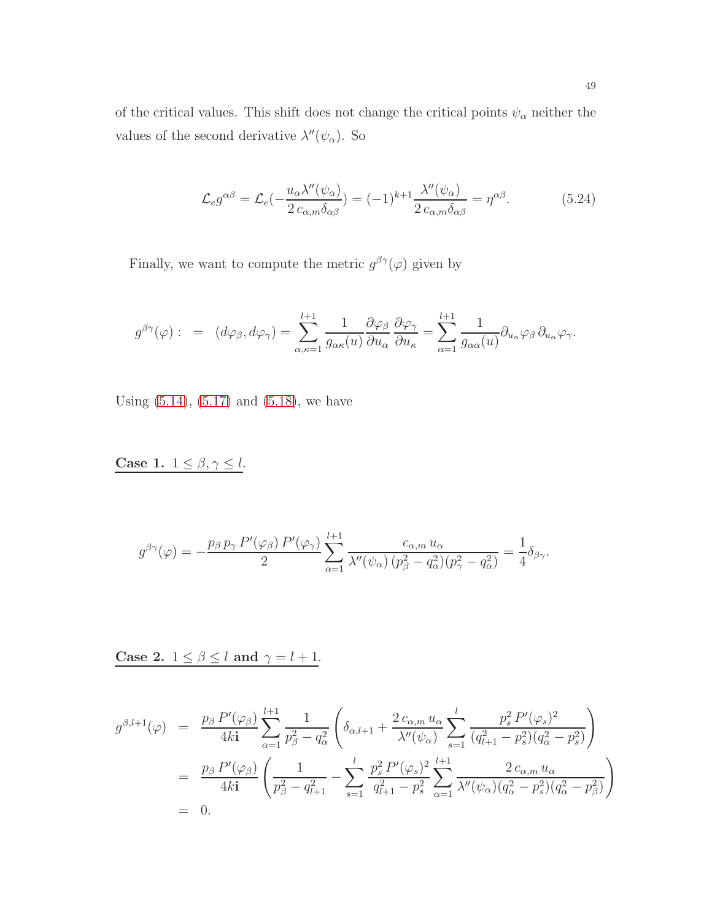of the critical values. This shift does not change the critical points $\psi_\alpha$ neither the values of the second derivative $\lambda''(\psi_\alpha)$. So

$$\mathcal{L}_e g^{\alpha\beta} = \mathcal{L}_e(-\frac{u_\alpha \lambda''(\psi_\alpha)}{2\, c_{\alpha,m}\delta_{\alpha\beta}}) = (-1)^{k+1}\frac{\lambda''(\psi_\alpha)}{2\, c_{\alpha,m}\delta_{\alpha\beta}} = \eta^{\alpha\beta}. \tag{5.24}$$

Finally, we want to compute the metric $g^{\beta\gamma}(\varphi)$ given by

$$g^{\beta\gamma}(\varphi) : \;=\; (d\varphi_\beta, d\varphi_\gamma) = \sum_{\alpha,\kappa=1}^{l+1} \frac{1}{g_{\alpha\kappa}(u)}\frac{\partial \varphi_\beta}{\partial u_\alpha}\frac{\partial \varphi_\gamma}{\partial u_\kappa} = \sum_{\alpha=1}^{l+1}\frac{1}{g_{\alpha\alpha}(u)}\partial_{u_\alpha}\varphi_\beta\, \partial_{u_\alpha}\varphi_\gamma.$$

Using (5.14), (5.17) and (5.18), we have

**Case 1.** $1 \leq \beta, \gamma \leq l$.

$$g^{\beta\gamma}(\varphi) = -\frac{p_\beta\, p_\gamma\, P'(\varphi_\beta)\, P'(\varphi_\gamma)}{2}\sum_{\alpha=1}^{l+1}\frac{c_{\alpha,m}\, u_\alpha}{\lambda''(\psi_\alpha)\,(p_\beta^2 - q_\alpha^2)(p_\gamma^2 - q_\alpha^2)} = \frac{1}{4}\delta_{\beta\gamma}.$$

**Case 2.** $1 \leq \beta \leq l$ **and** $\gamma = l+1$.

$$\begin{aligned}
g^{\beta,l+1}(\varphi) &= \frac{p_\beta\, P'(\varphi_\beta)}{4k\mathbf{i}}\sum_{\alpha=1}^{l+1}\frac{1}{p_\beta^2 - q_\alpha^2}\left(\delta_{\alpha,l+1} + \frac{2\, c_{\alpha,m}\, u_\alpha}{\lambda''(\psi_\alpha)}\sum_{s=1}^{l}\frac{p_s^2\, P'(\varphi_s)^2}{(q_{l+1}^2 - p_s^2)(q_\alpha^2 - p_s^2)}\right)\\
&= \frac{p_\beta\, P'(\varphi_\beta)}{4k\mathbf{i}}\left(\frac{1}{p_\beta^2 - q_{l+1}^2} - \sum_{s=1}^{l}\frac{p_s^2\, P'(\varphi_s)^2}{q_{l+1}^2 - p_s^2}\sum_{\alpha=1}^{l+1}\frac{2\, c_{\alpha,m}\, u_\alpha}{\lambda''(\psi_\alpha)(q_\alpha^2 - p_s^2)(q_\alpha^2 - p_\beta^2)}\right)\\
&= 0.
\end{aligned}$$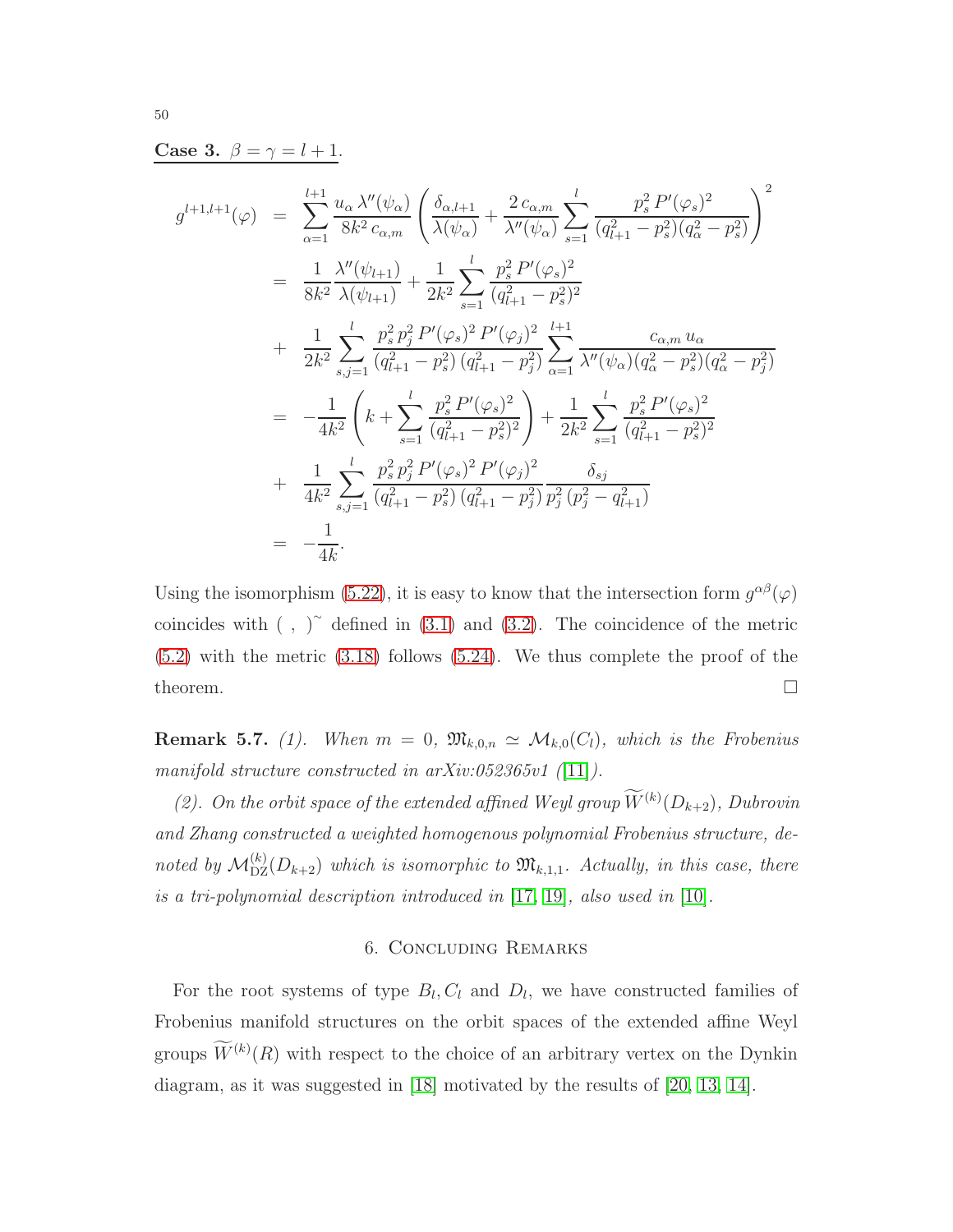**Case 3.** $\beta = \gamma = l+1$.

$$
\begin{aligned}
g^{l+1,l+1}(\varphi) &= \sum_{\alpha=1}^{l+1} \frac{u_\alpha\, \lambda''(\psi_\alpha)}{8k^2\, c_{\alpha,m}} \left( \frac{\delta_{\alpha,l+1}}{\lambda(\psi_\alpha)} + \frac{2\, c_{\alpha,m}}{\lambda''(\psi_\alpha)} \sum_{s=1}^{l} \frac{p_s^2\, P'(\varphi_s)^2}{(q_{l+1}^2 - p_s^2)(q_\alpha^2 - p_s^2)} \right)^2 \\
&= \frac{1}{8k^2} \frac{\lambda''(\psi_{l+1})}{\lambda(\psi_{l+1})} + \frac{1}{2k^2} \sum_{s=1}^{l} \frac{p_s^2\, P'(\varphi_s)^2}{(q_{l+1}^2 - p_s^2)^2} \\
&+ \frac{1}{2k^2} \sum_{s,j=1}^{l} \frac{p_s^2\, p_j^2\, P'(\varphi_s)^2\, P'(\varphi_j)^2}{(q_{l+1}^2 - p_s^2)\,(q_{l+1}^2 - p_j^2)} \sum_{\alpha=1}^{l+1} \frac{c_{\alpha,m}\, u_\alpha}{\lambda''(\psi_\alpha)(q_\alpha^2 - p_s^2)(q_\alpha^2 - p_j^2)} \\
&= -\frac{1}{4k^2} \left( k + \sum_{s=1}^{l} \frac{p_s^2\, P'(\varphi_s)^2}{(q_{l+1}^2 - p_s^2)^2} \right) + \frac{1}{2k^2} \sum_{s=1}^{l} \frac{p_s^2\, P'(\varphi_s)^2}{(q_{l+1}^2 - p_s^2)^2} \\
&+ \frac{1}{4k^2} \sum_{s,j=1}^{l} \frac{p_s^2\, p_j^2\, P'(\varphi_s)^2\, P'(\varphi_j)^2}{(q_{l+1}^2 - p_s^2)\,(q_{l+1}^2 - p_j^2)} \frac{\delta_{sj}}{p_j^2\,(p_j^2 - q_{l+1}^2)} \\
&= -\frac{1}{4k}.
\end{aligned}
$$

Using the isomorphism (5.22), it is easy to know that the intersection form $g^{\alpha\beta}(\varphi)$ coincides with $(\ ,\ )^{\sim}$ defined in (3.1) and (3.2). The coincidence of the metric (5.2) with the metric (3.18) follows (5.24). We thus complete the proof of the theorem. $\square$

**Remark 5.7.** *(1). When $m = 0$, $\mathfrak{M}_{k,0,n} \simeq \mathcal{M}_{k,0}(C_l)$, which is the Frobenius manifold structure constructed in arXiv:052365v1 ([11]).*

*(2). On the orbit space of the extended affined Weyl group $\widetilde{W}^{(k)}(D_{k+2})$, Dubrovin and Zhang constructed a weighted homogenous polynomial Frobenius structure, denoted by $\mathcal{M}^{(k)}_{\mathrm{DZ}}(D_{k+2})$ which is isomorphic to $\mathfrak{M}_{k,1,1}$. Actually, in this case, there is a tri-polynomial description introduced in [17, 19], also used in [10].*

## 6. Concluding Remarks

For the root systems of type $B_l, C_l$ and $D_l$, we have constructed families of Frobenius manifold structures on the orbit spaces of the extended affine Weyl groups $\widetilde{W}^{(k)}(R)$ with respect to the choice of an arbitrary vertex on the Dynkin diagram, as it was suggested in [18] motivated by the results of [20, 13, 14].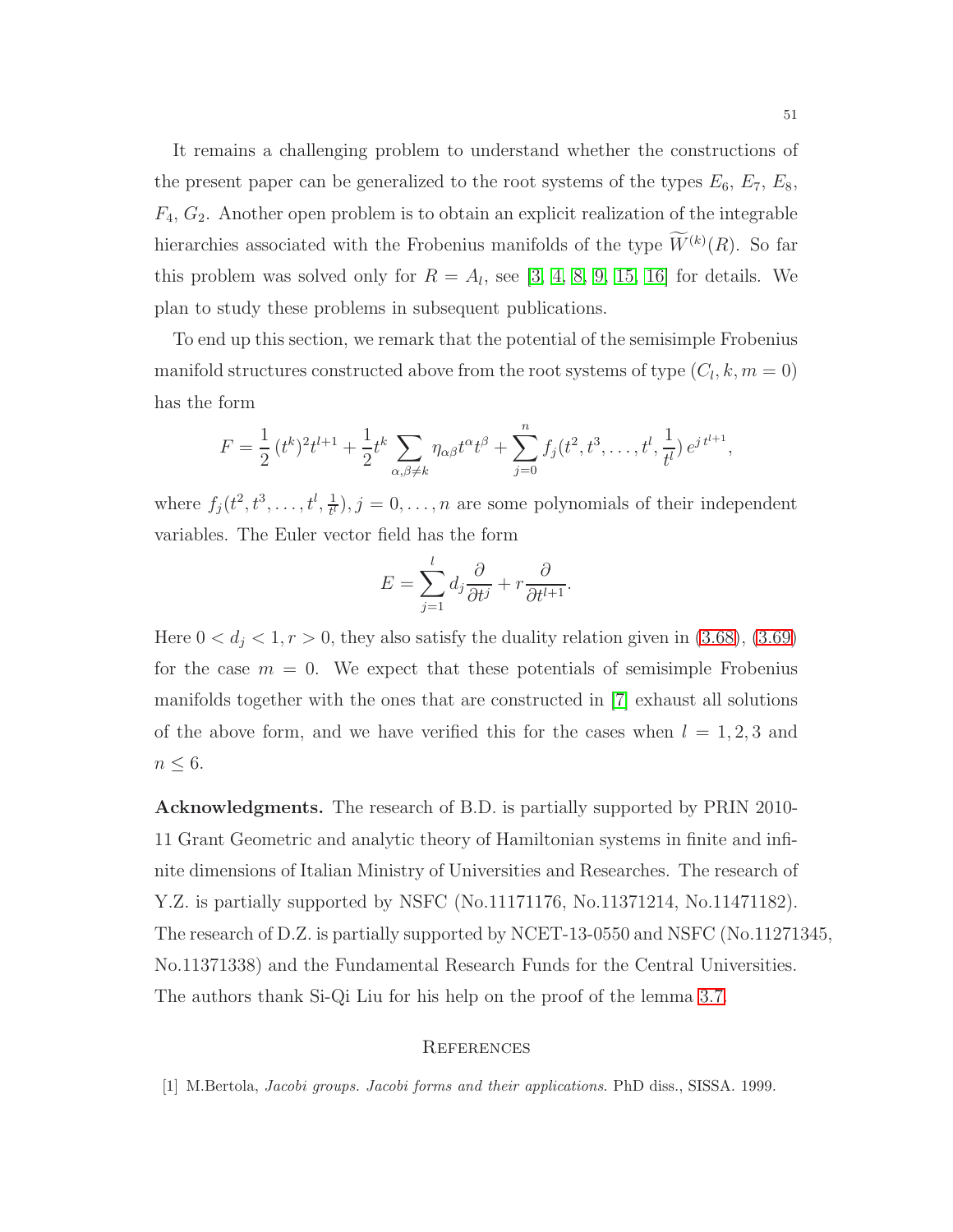It remains a challenging problem to understand whether the constructions of the present paper can be generalized to the root systems of the types $E_6$, $E_7$, $E_8$, $F_4$, $G_2$. Another open problem is to obtain an explicit realization of the integrable hierarchies associated with the Frobenius manifolds of the type $\widetilde{W}^{(k)}(R)$. So far this problem was solved only for $R = A_l$, see [3, 4, 8, 9, 15, 16] for details. We plan to study these problems in subsequent publications.

To end up this section, we remark that the potential of the semisimple Frobenius manifold structures constructed above from the root systems of type $(C_l, k, m = 0)$ has the form

$$F = \frac{1}{2}\,(t^k)^2 t^{l+1} + \frac{1}{2} t^k \sum_{\alpha,\beta\neq k} \eta_{\alpha\beta} t^\alpha t^\beta + \sum_{j=0}^{n} f_j(t^2, t^3, \ldots, t^l, \frac{1}{t^l})\, e^{j\, t^{l+1}},$$

where $f_j(t^2, t^3, \ldots, t^l, \frac{1}{t^l})$, $j = 0, \ldots, n$ are some polynomials of their independent variables. The Euler vector field has the form

$$E = \sum_{j=1}^{l} d_j \frac{\partial}{\partial t^j} + r \frac{\partial}{\partial t^{l+1}}.$$

Here $0 < d_j < 1, r > 0$, they also satisfy the duality relation given in (3.68), (3.69) for the case $m = 0$. We expect that these potentials of semisimple Frobenius manifolds together with the ones that are constructed in [7] exhaust all solutions of the above form, and we have verified this for the cases when $l = 1, 2, 3$ and $n \leq 6$.

**Acknowledgments.** The research of B.D. is partially supported by PRIN 2010-11 Grant Geometric and analytic theory of Hamiltonian systems in finite and infinite dimensions of Italian Ministry of Universities and Researches. The research of Y.Z. is partially supported by NSFC (No.11171176, No.11371214, No.11471182). The research of D.Z. is partially supported by NCET-13-0550 and NSFC (No.11271345, No.11371338) and the Fundamental Research Funds for the Central Universities. The authors thank Si-Qi Liu for his help on the proof of the lemma 3.7.

## References

[1] M.Bertola, *Jacobi groups. Jacobi forms and their applications.* PhD diss., SISSA. 1999.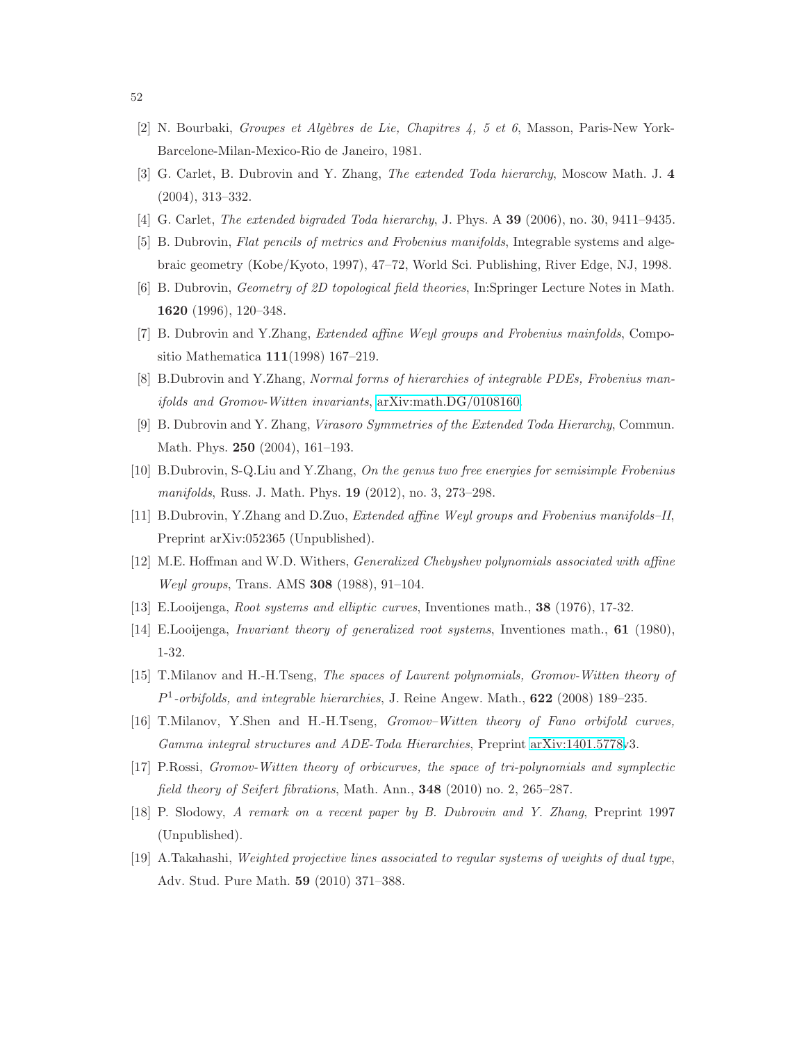[2] N. Bourbaki, *Groupes et Algèbres de Lie, Chapitres 4, 5 et 6*, Masson, Paris-New York-Barcelone-Milan-Mexico-Rio de Janeiro, 1981.

[3] G. Carlet, B. Dubrovin and Y. Zhang, *The extended Toda hierarchy*, Moscow Math. J. **4** (2004), 313–332.

[4] G. Carlet, *The extended bigraded Toda hierarchy*, J. Phys. A **39** (2006), no. 30, 9411–9435.

[5] B. Dubrovin, *Flat pencils of metrics and Frobenius manifolds*, Integrable systems and algebraic geometry (Kobe/Kyoto, 1997), 47–72, World Sci. Publishing, River Edge, NJ, 1998.

[6] B. Dubrovin, *Geometry of 2D topological field theories*, In:Springer Lecture Notes in Math. **1620** (1996), 120–348.

[7] B. Dubrovin and Y.Zhang, *Extended affine Weyl groups and Frobenius mainfolds*, Compositio Mathematica **111**(1998) 167–219.

[8] B.Dubrovin and Y.Zhang, *Normal forms of hierarchies of integrable PDEs, Frobenius manifolds and Gromov-Witten invariants*, arXiv:math.DG/0108160.

[9] B. Dubrovin and Y. Zhang, *Virasoro Symmetries of the Extended Toda Hierarchy*, Commun. Math. Phys. **250** (2004), 161–193.

[10] B.Dubrovin, S-Q.Liu and Y.Zhang, *On the genus two free energies for semisimple Frobenius manifolds*, Russ. J. Math. Phys. **19** (2012), no. 3, 273–298.

[11] B.Dubrovin, Y.Zhang and D.Zuo, *Extended affine Weyl groups and Frobenius manifolds–II*, Preprint arXiv:052365 (Unpublished).

[12] M.E. Hoffman and W.D. Withers, *Generalized Chebyshev polynomials associated with affine Weyl groups*, Trans. AMS **308** (1988), 91–104.

[13] E.Looijenga, *Root systems and elliptic curves*, Inventiones math., **38** (1976), 17-32.

[14] E.Looijenga, *Invariant theory of generalized root systems*, Inventiones math., **61** (1980), 1-32.

[15] T.Milanov and H.-H.Tseng, *The spaces of Laurent polynomials, Gromov-Witten theory of $P^1$-orbifolds, and integrable hierarchies*, J. Reine Angew. Math., **622** (2008) 189–235.

[16] T.Milanov, Y.Shen and H.-H.Tseng, *Gromov–Witten theory of Fano orbifold curves, Gamma integral structures and ADE-Toda Hierarchies*, Preprint arXiv:1401.5778v3.

[17] P.Rossi, *Gromov-Witten theory of orbicurves, the space of tri-polynomials and symplectic field theory of Seifert fibrations*, Math. Ann., **348** (2010) no. 2, 265–287.

[18] P. Slodowy, *A remark on a recent paper by B. Dubrovin and Y. Zhang*, Preprint 1997 (Unpublished).

[19] A.Takahashi, *Weighted projective lines associated to regular systems of weights of dual type*, Adv. Stud. Pure Math. **59** (2010) 371–388.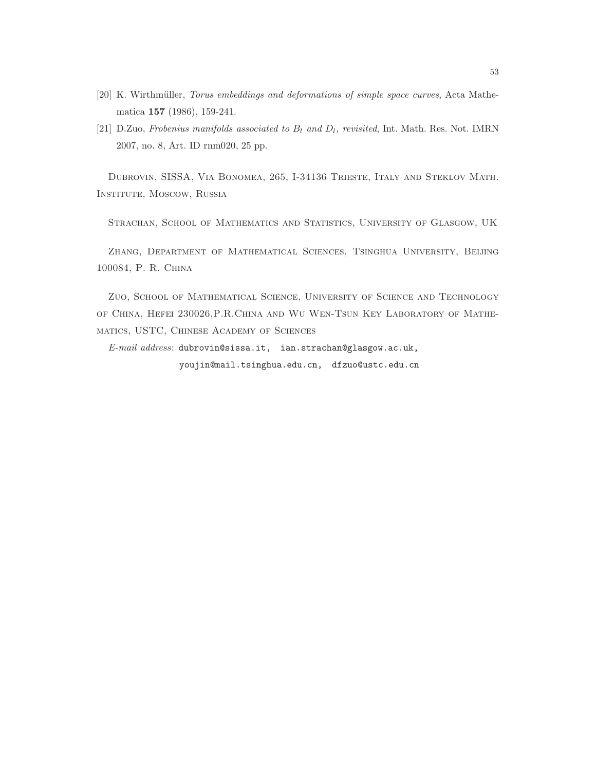[20] K. Wirthmüller, *Torus embeddings and deformations of simple space curves*, Acta Mathematica **157** (1986), 159-241.

[21] D.Zuo, *Frobenius manifolds associated to $B_l$ and $D_l$, revisited*, Int. Math. Res. Not. IMRN 2007, no. 8, Art. ID rnm020, 25 pp.

Dubrovin, SISSA, Via Bonomea, 265, I-34136 Trieste, Italy and Steklov Math. Institute, Moscow, Russia

Strachan, School of Mathematics and Statistics, University of Glasgow, UK

Zhang, Department of Mathematical Sciences, Tsinghua University, Beijing 100084, P. R. China

Zuo, School of Mathematical Science, University of Science and Technology of China, Hefei 230026,P.R.China and Wu Wen-Tsun Key Laboratory of Mathematics, USTC, Chinese Academy of Sciences

*E-mail address*: dubrovin@sissa.it, ian.strachan@glasgow.ac.uk, youjin@mail.tsinghua.edu.cn, dfzuo@ustc.edu.cn